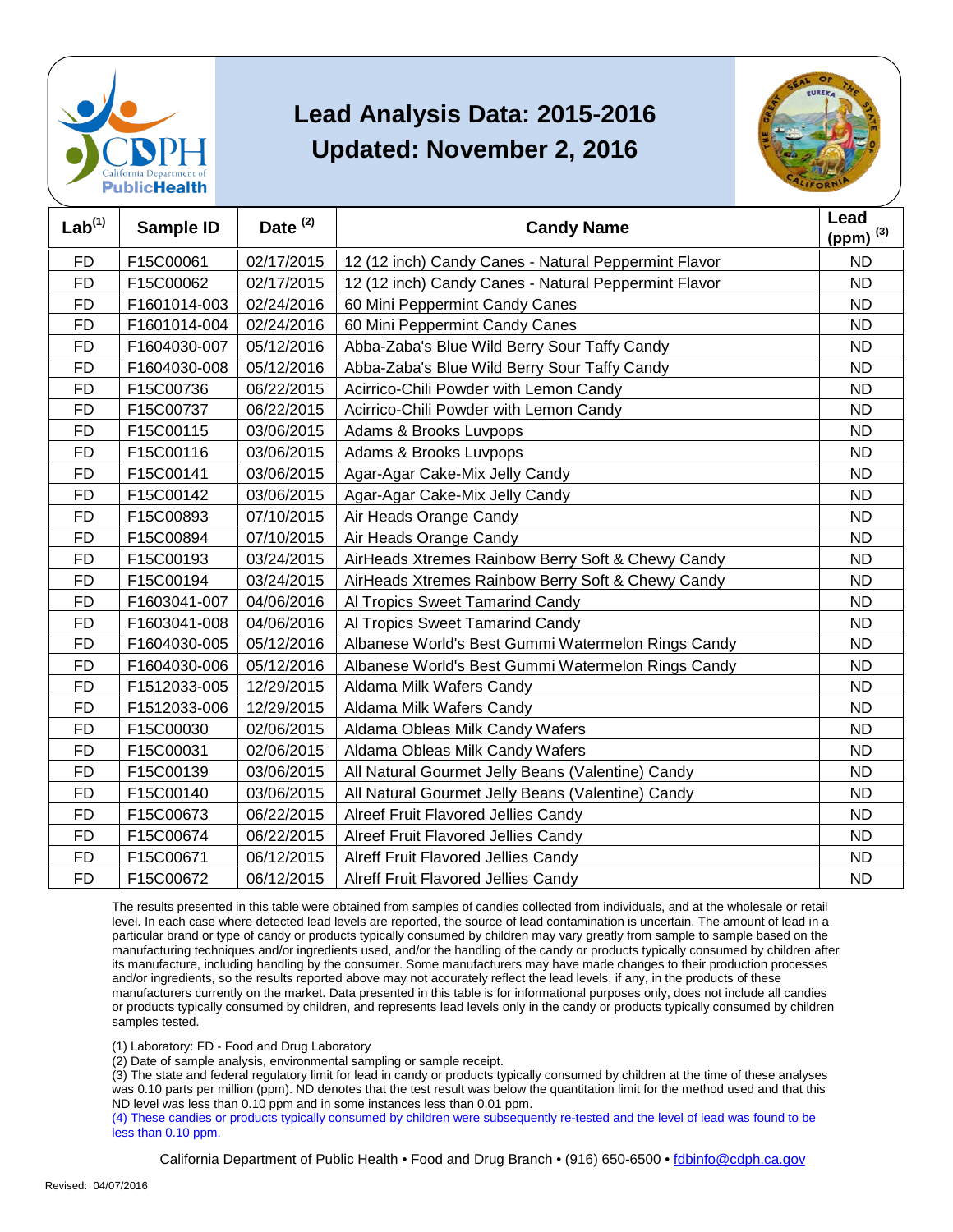# Lead Analysis Data: 2015-2016

## Updated: November 2, 2016

| Lab[1] | Sample ID | Date [2] | Candy Name | Lead (ppm) [3] |
|---|---|---|---|---|
| FD | F15C00061 | 02/17/2015 | 12 (12 inch) Candy Canes - Natural Peppermint Flavor | ND |
| FD | F15C00062 | 02/17/2015 | 12 (12 inch) Candy Canes - Natural Peppermint Flavor | ND |
| FD | F1601014-003 | 02/24/2016 | 60 Mini Peppermint Candy Canes | ND |
| FD | F1601014-004 | 02/24/2016 | 60 Mini Peppermint Candy Canes | ND |
| FD | F1604030-007 | 05/12/2016 | Abba-Zaba's Blue Wild Berry Sour Taffy Candy | ND |
| FD | F1604030-008 | 05/12/2016 | Abba-Zaba's Blue Wild Berry Sour Taffy Candy | ND |
| FD | F15C00736 | 06/22/2015 | Acirrico-Chili Powder with Lemon Candy | ND |
| FD | F15C00737 | 06/22/2015 | Acirrico-Chili Powder with Lemon Candy | ND |
| FD | F15C00115 | 03/06/2015 | Adams & Brooks Luvpops | ND |
| FD | F15C00116 | 03/06/2015 | Adams & Brooks Luvpops | ND |
| FD | F15C00141 | 03/06/2015 | Agar-Agar Cake-Mix Jelly Candy | ND |
| FD | F15C00142 | 03/06/2015 | Agar-Agar Cake-Mix Jelly Candy | ND |
| FD | F15C00893 | 07/10/2015 | Air Heads Orange Candy | ND |
| FD | F15C00894 | 07/10/2015 | Air Heads Orange Candy | ND |
| FD | F15C00193 | 03/24/2015 | AirHeads Xtremes Rainbow Berry Soft & Chewy Candy | ND |
| FD | F15C00194 | 03/24/2015 | AirHeads Xtremes Rainbow Berry Soft & Chewy Candy | ND |
| FD | F1603041-007 | 04/06/2016 | Al Tropics Sweet Tamarind Candy | ND |
| FD | F1603041-008 | 04/06/2016 | Al Tropics Sweet Tamarind Candy | ND |
| FD | F1604030-005 | 05/12/2016 | Albanese World's Best Gummi Watermelon Rings Candy | ND |
| FD | F1604030-006 | 05/12/2016 | Albanese World's Best Gummi Watermelon Rings Candy | ND |
| FD | F1512033-005 | 12/29/2015 | Aldama Milk Wafers Candy | ND |
| FD | F1512033-006 | 12/29/2015 | Aldama Milk Wafers Candy | ND |
| FD | F15C00030 | 02/06/2015 | Aldama Obleas Milk Candy Wafers | ND |
| FD | F15C00031 | 02/06/2015 | Aldama Obleas Milk Candy Wafers | ND |
| FD | F15C00139 | 03/06/2015 | All Natural Gourmet Jelly Beans (Valentine) Candy | ND |
| FD | F15C00140 | 03/06/2015 | All Natural Gourmet Jelly Beans (Valentine) Candy | ND |
| FD | F15C00673 | 06/22/2015 | Alreef Fruit Flavored Jellies Candy | ND |
| FD | F15C00674 | 06/22/2015 | Alreef Fruit Flavored Jellies Candy | ND |
| FD | F15C00671 | 06/12/2015 | Alreff Fruit Flavored Jellies Candy | ND |
| FD | F15C00672 | 06/12/2015 | Alreff Fruit Flavored Jellies Candy | ND |

The results presented in this table were obtained from samples of candies collected from individuals, and at the wholesale or retail level. In each case where detected lead levels are reported, the source of lead contamination is uncertain. The amount of lead in a particular brand or type of candy or products typically consumed by children may vary greatly from sample to sample based on the manufacturing techniques and/or ingredients used, and/or the handling of the candy or products typically consumed by children after its manufacture, including handling by the consumer. Some manufacturers may have made changes to their production processes and/or ingredients, so the results reported above may not accurately reflect the lead levels, if any, in the products of these manufacturers currently on the market. Data presented in this table is for informational purposes only, does not include all candies or products typically consumed by children, and represents lead levels only in the candy or products typically consumed by children samples tested.

(1) Laboratory: FD - Food and Drug Laboratory

(2) Date of sample analysis, environmental sampling or sample receipt.

(3) The state and federal regulatory limit for lead in candy or products typically consumed by children at the time of these analyses was 0.10 parts per million (ppm). ND denotes that the test result was below the quantitation limit for the method used and that this ND level was less than 0.10 ppm and in some instances less than 0.01 ppm.

(4) These candies or products typically consumed by children were subsequently re-tested and the level of lead was found to be less than 0.10 ppm.

California Department of Public Health • Food and Drug Branch • (916) 650-6500 • fdbinfo@cdph.ca.gov

Revised: 04/07/2016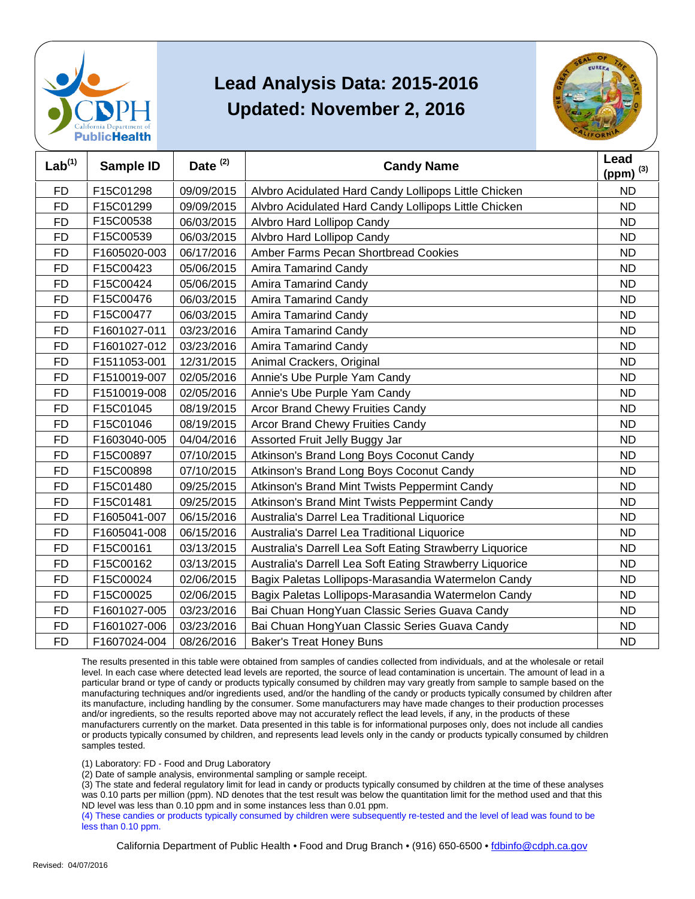# Lead Analysis Data: 2015-2016
## Updated: November 2, 2016

| Lab[1] | Sample ID | Date [2] | Candy Name | Lead (ppm) [3] |
|---|---|---|---|---|
| FD | F15C01298 | 09/09/2015 | Alvbro Acidulated Hard Candy Lollipops Little Chicken | ND |
| FD | F15C01299 | 09/09/2015 | Alvbro Acidulated Hard Candy Lollipops Little Chicken | ND |
| FD | F15C00538 | 06/03/2015 | Alvbro Hard Lollipop Candy | ND |
| FD | F15C00539 | 06/03/2015 | Alvbro Hard Lollipop Candy | ND |
| FD | F1605020-003 | 06/17/2016 | Amber Farms Pecan Shortbread Cookies | ND |
| FD | F15C00423 | 05/06/2015 | Amira Tamarind Candy | ND |
| FD | F15C00424 | 05/06/2015 | Amira Tamarind Candy | ND |
| FD | F15C00476 | 06/03/2015 | Amira Tamarind Candy | ND |
| FD | F15C00477 | 06/03/2015 | Amira Tamarind Candy | ND |
| FD | F1601027-011 | 03/23/2016 | Amira Tamarind Candy | ND |
| FD | F1601027-012 | 03/23/2016 | Amira Tamarind Candy | ND |
| FD | F1511053-001 | 12/31/2015 | Animal Crackers, Original | ND |
| FD | F1510019-007 | 02/05/2016 | Annie's Ube Purple Yam Candy | ND |
| FD | F1510019-008 | 02/05/2016 | Annie's Ube Purple Yam Candy | ND |
| FD | F15C01045 | 08/19/2015 | Arcor Brand Chewy Fruities Candy | ND |
| FD | F15C01046 | 08/19/2015 | Arcor Brand Chewy Fruities Candy | ND |
| FD | F1603040-005 | 04/04/2016 | Assorted Fruit Jelly Buggy Jar | ND |
| FD | F15C00897 | 07/10/2015 | Atkinson's Brand Long Boys Coconut Candy | ND |
| FD | F15C00898 | 07/10/2015 | Atkinson's Brand Long Boys Coconut Candy | ND |
| FD | F15C01480 | 09/25/2015 | Atkinson's Brand Mint Twists Peppermint Candy | ND |
| FD | F15C01481 | 09/25/2015 | Atkinson's Brand Mint Twists Peppermint Candy | ND |
| FD | F1605041-007 | 06/15/2016 | Australia's Darrel Lea Traditional Liquorice | ND |
| FD | F1605041-008 | 06/15/2016 | Australia's Darrel Lea Traditional Liquorice | ND |
| FD | F15C00161 | 03/13/2015 | Australia's Darrell Lea Soft Eating Strawberry Liquorice | ND |
| FD | F15C00162 | 03/13/2015 | Australia's Darrell Lea Soft Eating Strawberry Liquorice | ND |
| FD | F15C00024 | 02/06/2015 | Bagix Paletas Lollipops-Marasandia Watermelon Candy | ND |
| FD | F15C00025 | 02/06/2015 | Bagix Paletas Lollipops-Marasandia Watermelon Candy | ND |
| FD | F1601027-005 | 03/23/2016 | Bai Chuan HongYuan Classic Series Guava Candy | ND |
| FD | F1601027-006 | 03/23/2016 | Bai Chuan HongYuan Classic Series Guava Candy | ND |
| FD | F1607024-004 | 08/26/2016 | Baker's Treat Honey Buns | ND |

The results presented in this table were obtained from samples of candies collected from individuals, and at the wholesale or retail level. In each case where detected lead levels are reported, the source of lead contamination is uncertain. The amount of lead in a particular brand or type of candy or products typically consumed by children may vary greatly from sample to sample based on the manufacturing techniques and/or ingredients used, and/or the handling of the candy or products typically consumed by children after its manufacture, including handling by the consumer. Some manufacturers may have made changes to their production processes and/or ingredients, so the results reported above may not accurately reflect the lead levels, if any, in the products of these manufacturers currently on the market. Data presented in this table is for informational purposes only, does not include all candies or products typically consumed by children, and represents lead levels only in the candy or products typically consumed by children samples tested.

(1) Laboratory: FD - Food and Drug Laboratory

(2) Date of sample analysis, environmental sampling or sample receipt.

(3) The state and federal regulatory limit for lead in candy or products typically consumed by children at the time of these analyses was 0.10 parts per million (ppm). ND denotes that the test result was below the quantitation limit for the method used and that this ND level was less than 0.10 ppm and in some instances less than 0.01 ppm.

(4) These candies or products typically consumed by children were subsequently re-tested and the level of lead was found to be less than 0.10 ppm.

California Department of Public Health • Food and Drug Branch • (916) 650-6500 • fdbinfo@cdph.ca.gov

Revised: 04/07/2016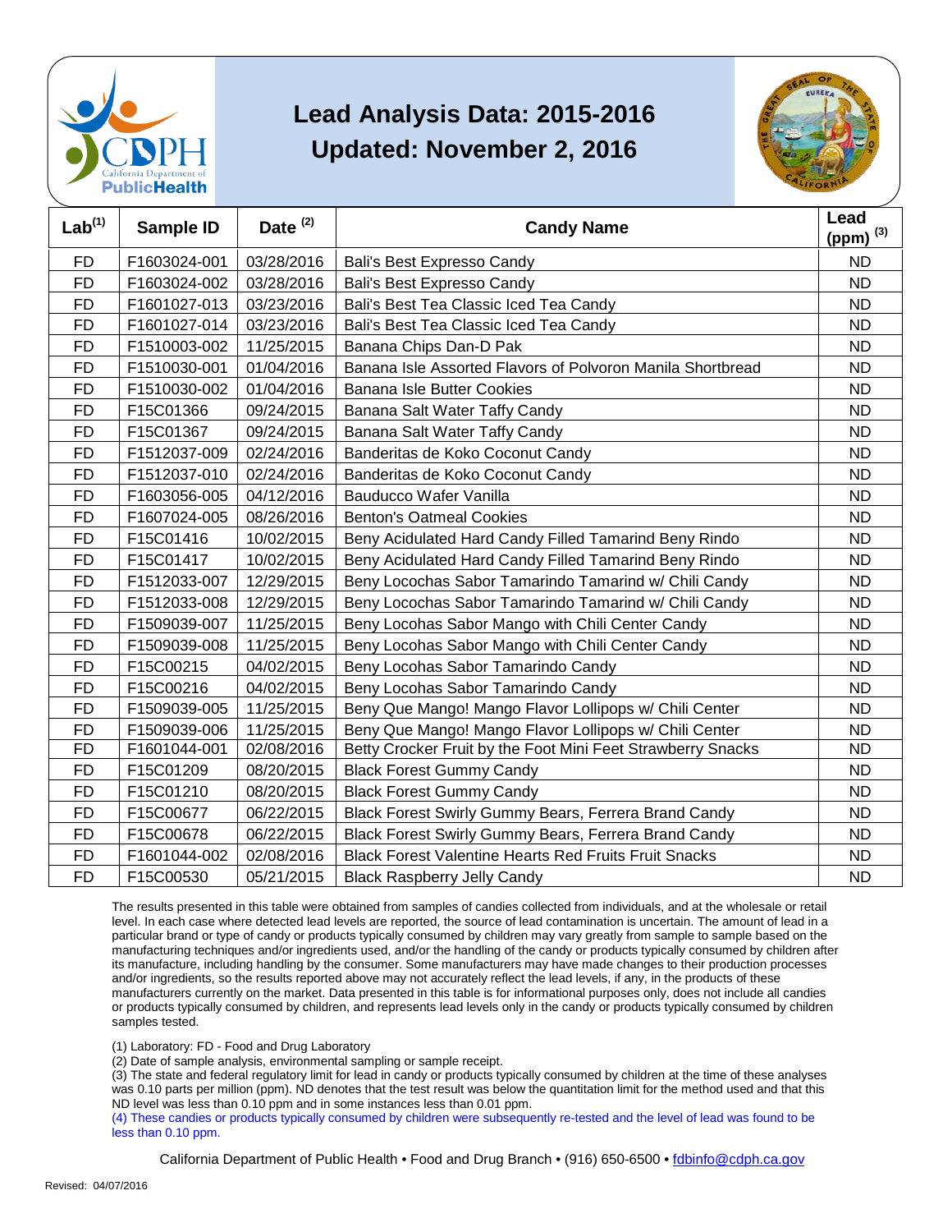# Lead Analysis Data: 2015-2016
## Updated: November 2, 2016

| Lab[1] | Sample ID | Date [2] | Candy Name | Lead (ppm) [3] |
|---|---|---|---|---|
| FD | F1603024-001 | 03/28/2016 | Bali's Best Expresso Candy | ND |
| FD | F1603024-002 | 03/28/2016 | Bali's Best Expresso Candy | ND |
| FD | F1601027-013 | 03/23/2016 | Bali's Best Tea Classic Iced Tea Candy | ND |
| FD | F1601027-014 | 03/23/2016 | Bali's Best Tea Classic Iced Tea Candy | ND |
| FD | F1510003-002 | 11/25/2015 | Banana Chips Dan-D Pak | ND |
| FD | F1510030-001 | 01/04/2016 | Banana Isle Assorted Flavors of Polvoron Manila Shortbread | ND |
| FD | F1510030-002 | 01/04/2016 | Banana Isle Butter Cookies | ND |
| FD | F15C01366 | 09/24/2015 | Banana Salt Water Taffy Candy | ND |
| FD | F15C01367 | 09/24/2015 | Banana Salt Water Taffy Candy | ND |
| FD | F1512037-009 | 02/24/2016 | Banderitas de Koko Coconut Candy | ND |
| FD | F1512037-010 | 02/24/2016 | Banderitas de Koko Coconut Candy | ND |
| FD | F1603056-005 | 04/12/2016 | Bauducco Wafer Vanilla | ND |
| FD | F1607024-005 | 08/26/2016 | Benton's Oatmeal Cookies | ND |
| FD | F15C01416 | 10/02/2015 | Beny Acidulated Hard Candy Filled Tamarind Beny Rindo | ND |
| FD | F15C01417 | 10/02/2015 | Beny Acidulated Hard Candy Filled Tamarind Beny Rindo | ND |
| FD | F1512033-007 | 12/29/2015 | Beny Locochas Sabor Tamarindo Tamarind w/ Chili Candy | ND |
| FD | F1512033-008 | 12/29/2015 | Beny Locochas Sabor Tamarindo Tamarind w/ Chili Candy | ND |
| FD | F1509039-007 | 11/25/2015 | Beny Locohas Sabor Mango with Chili Center Candy | ND |
| FD | F1509039-008 | 11/25/2015 | Beny Locohas Sabor Mango with Chili Center Candy | ND |
| FD | F15C00215 | 04/02/2015 | Beny Locohas Sabor Tamarindo Candy | ND |
| FD | F15C00216 | 04/02/2015 | Beny Locohas Sabor Tamarindo Candy | ND |
| FD | F1509039-005 | 11/25/2015 | Beny Que Mango! Mango Flavor Lollipops w/ Chili Center | ND |
| FD | F1509039-006 | 11/25/2015 | Beny Que Mango! Mango Flavor Lollipops w/ Chili Center | ND |
| FD | F1601044-001 | 02/08/2016 | Betty Crocker Fruit by the Foot Mini Feet Strawberry Snacks | ND |
| FD | F15C01209 | 08/20/2015 | Black Forest Gummy Candy | ND |
| FD | F15C01210 | 08/20/2015 | Black Forest Gummy Candy | ND |
| FD | F15C00677 | 06/22/2015 | Black Forest Swirly Gummy Bears, Ferrera Brand Candy | ND |
| FD | F15C00678 | 06/22/2015 | Black Forest Swirly Gummy Bears, Ferrera Brand Candy | ND |
| FD | F1601044-002 | 02/08/2016 | Black Forest Valentine Hearts Red Fruits Fruit Snacks | ND |
| FD | F15C00530 | 05/21/2015 | Black Raspberry Jelly Candy | ND |

The results presented in this table were obtained from samples of candies collected from individuals, and at the wholesale or retail level. In each case where detected lead levels are reported, the source of lead contamination is uncertain. The amount of lead in a particular brand or type of candy or products typically consumed by children may vary greatly from sample to sample based on the manufacturing techniques and/or ingredients used, and/or the handling of the candy or products typically consumed by children after its manufacture, including handling by the consumer. Some manufacturers may have made changes to their production processes and/or ingredients, so the results reported above may not accurately reflect the lead levels, if any, in the products of these manufacturers currently on the market. Data presented in this table is for informational purposes only, does not include all candies or products typically consumed by children, and represents lead levels only in the candy or products typically consumed by children samples tested.

(1) Laboratory: FD - Food and Drug Laboratory
(2) Date of sample analysis, environmental sampling or sample receipt.
(3) The state and federal regulatory limit for lead in candy or products typically consumed by children at the time of these analyses was 0.10 parts per million (ppm). ND denotes that the test result was below the quantitation limit for the method used and that this ND level was less than 0.10 ppm and in some instances less than 0.01 ppm.
(4) These candies or products typically consumed by children were subsequently re-tested and the level of lead was found to be less than 0.10 ppm.

California Department of Public Health • Food and Drug Branch • (916) 650-6500 • fdbinfo@cdph.ca.gov

Revised: 04/07/2016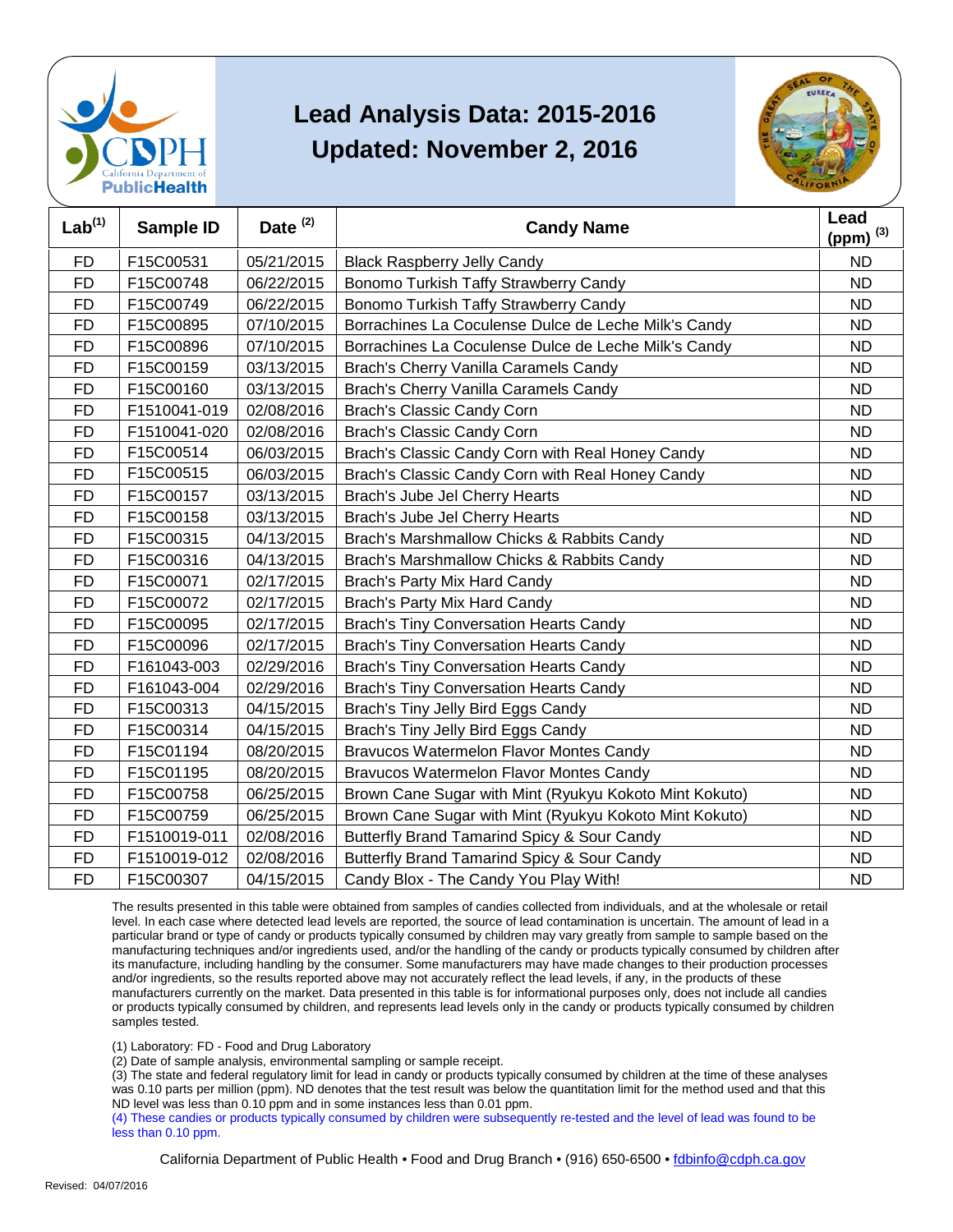# Lead Analysis Data: 2015-2016
## Updated: November 2, 2016

| Lab[1] | Sample ID | Date [2] | Candy Name | Lead (ppm) [3] |
|---|---|---|---|---|
| FD | F15C00531 | 05/21/2015 | Black Raspberry Jelly Candy | ND |
| FD | F15C00748 | 06/22/2015 | Bonomo Turkish Taffy Strawberry Candy | ND |
| FD | F15C00749 | 06/22/2015 | Bonomo Turkish Taffy Strawberry Candy | ND |
| FD | F15C00895 | 07/10/2015 | Borrachines La Coculense Dulce de Leche Milk's Candy | ND |
| FD | F15C00896 | 07/10/2015 | Borrachines La Coculense Dulce de Leche Milk's Candy | ND |
| FD | F15C00159 | 03/13/2015 | Brach's Cherry Vanilla Caramels Candy | ND |
| FD | F15C00160 | 03/13/2015 | Brach's Cherry Vanilla Caramels Candy | ND |
| FD | F1510041-019 | 02/08/2016 | Brach's Classic Candy Corn | ND |
| FD | F1510041-020 | 02/08/2016 | Brach's Classic Candy Corn | ND |
| FD | F15C00514 | 06/03/2015 | Brach's Classic Candy Corn with Real Honey Candy | ND |
| FD | F15C00515 | 06/03/2015 | Brach's Classic Candy Corn with Real Honey Candy | ND |
| FD | F15C00157 | 03/13/2015 | Brach's Jube Jel Cherry Hearts | ND |
| FD | F15C00158 | 03/13/2015 | Brach's Jube Jel Cherry Hearts | ND |
| FD | F15C00315 | 04/13/2015 | Brach's Marshmallow Chicks & Rabbits Candy | ND |
| FD | F15C00316 | 04/13/2015 | Brach's Marshmallow Chicks & Rabbits Candy | ND |
| FD | F15C00071 | 02/17/2015 | Brach's Party Mix Hard Candy | ND |
| FD | F15C00072 | 02/17/2015 | Brach's Party Mix Hard Candy | ND |
| FD | F15C00095 | 02/17/2015 | Brach's Tiny Conversation Hearts Candy | ND |
| FD | F15C00096 | 02/17/2015 | Brach's Tiny Conversation Hearts Candy | ND |
| FD | F161043-003 | 02/29/2016 | Brach's Tiny Conversation Hearts Candy | ND |
| FD | F161043-004 | 02/29/2016 | Brach's Tiny Conversation Hearts Candy | ND |
| FD | F15C00313 | 04/15/2015 | Brach's Tiny Jelly Bird Eggs Candy | ND |
| FD | F15C00314 | 04/15/2015 | Brach's Tiny Jelly Bird Eggs Candy | ND |
| FD | F15C01194 | 08/20/2015 | Bravucos Watermelon Flavor Montes Candy | ND |
| FD | F15C01195 | 08/20/2015 | Bravucos Watermelon Flavor Montes Candy | ND |
| FD | F15C00758 | 06/25/2015 | Brown Cane Sugar with Mint (Ryukyu Kokoto Mint Kokuto) | ND |
| FD | F15C00759 | 06/25/2015 | Brown Cane Sugar with Mint (Ryukyu Kokoto Mint Kokuto) | ND |
| FD | F1510019-011 | 02/08/2016 | Butterfly Brand Tamarind Spicy & Sour Candy | ND |
| FD | F1510019-012 | 02/08/2016 | Butterfly Brand Tamarind Spicy & Sour Candy | ND |
| FD | F15C00307 | 04/15/2015 | Candy Blox - The Candy You Play With! | ND |

The results presented in this table were obtained from samples of candies collected from individuals, and at the wholesale or retail level. In each case where detected lead levels are reported, the source of lead contamination is uncertain. The amount of lead in a particular brand or type of candy or products typically consumed by children may vary greatly from sample to sample based on the manufacturing techniques and/or ingredients used, and/or the handling of the candy or products typically consumed by children after its manufacture, including handling by the consumer. Some manufacturers may have made changes to their production processes and/or ingredients, so the results reported above may not accurately reflect the lead levels, if any, in the products of these manufacturers currently on the market. Data presented in this table is for informational purposes only, does not include all candies or products typically consumed by children, and represents lead levels only in the candy or products typically consumed by children samples tested.

(1) Laboratory: FD - Food and Drug Laboratory

(2) Date of sample analysis, environmental sampling or sample receipt.

(3) The state and federal regulatory limit for lead in candy or products typically consumed by children at the time of these analyses was 0.10 parts per million (ppm). ND denotes that the test result was below the quantitation limit for the method used and that this ND level was less than 0.10 ppm and in some instances less than 0.01 ppm.

(4) These candies or products typically consumed by children were subsequently re-tested and the level of lead was found to be less than 0.10 ppm.

California Department of Public Health • Food and Drug Branch • (916) 650-6500 • fdbinfo@cdph.ca.gov

Revised: 04/07/2016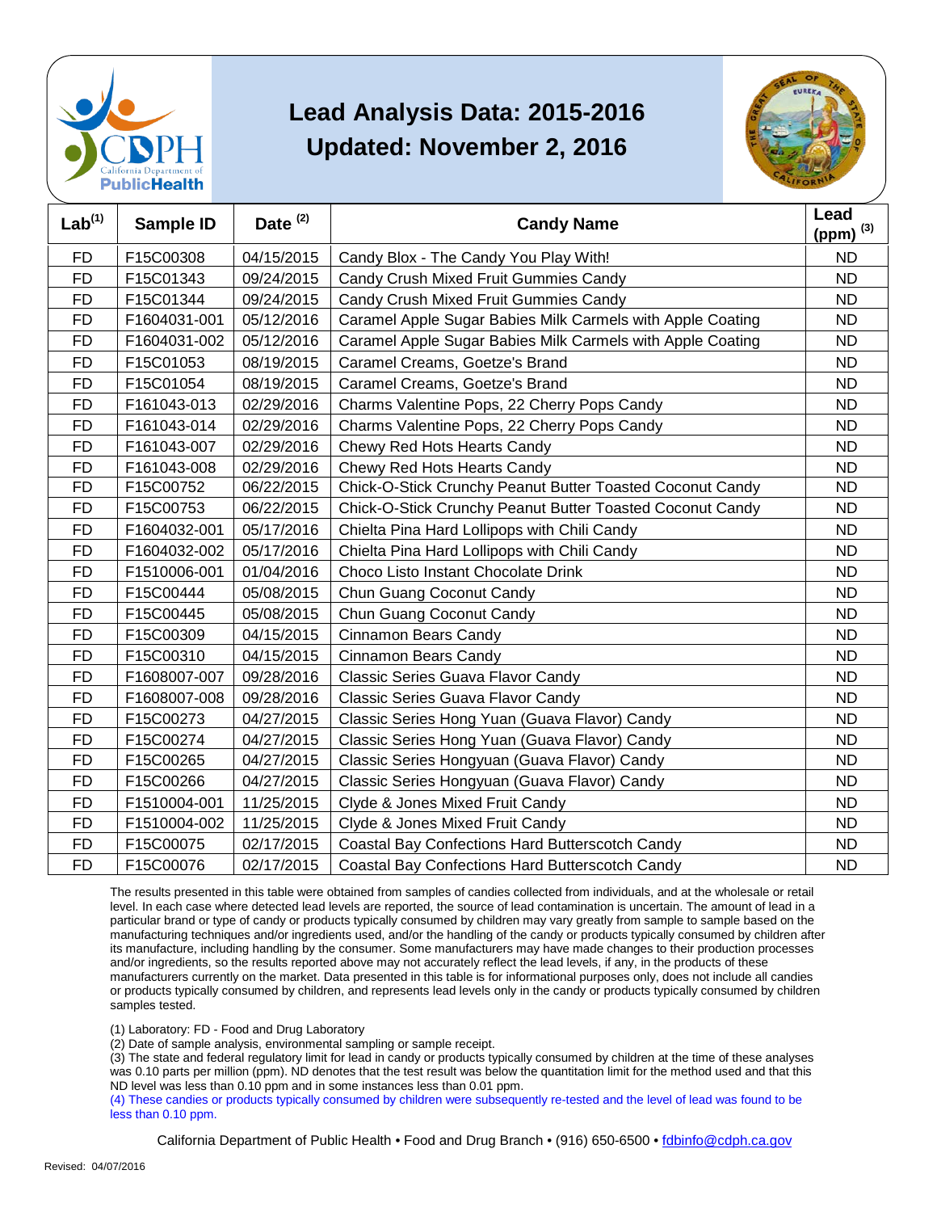# Lead Analysis Data: 2015-2016
## Updated: November 2, 2016

| Lab(1) | Sample ID | Date (2) | Candy Name | Lead (ppm) (3) |
|---|---|---|---|---|
| FD | F15C00308 | 04/15/2015 | Candy Blox - The Candy You Play With! | ND |
| FD | F15C01343 | 09/24/2015 | Candy Crush Mixed Fruit Gummies Candy | ND |
| FD | F15C01344 | 09/24/2015 | Candy Crush Mixed Fruit Gummies Candy | ND |
| FD | F1604031-001 | 05/12/2016 | Caramel Apple Sugar Babies Milk Carmels with Apple Coating | ND |
| FD | F1604031-002 | 05/12/2016 | Caramel Apple Sugar Babies Milk Carmels with Apple Coating | ND |
| FD | F15C01053 | 08/19/2015 | Caramel Creams, Goetze's Brand | ND |
| FD | F15C01054 | 08/19/2015 | Caramel Creams, Goetze's Brand | ND |
| FD | F161043-013 | 02/29/2016 | Charms Valentine Pops, 22 Cherry Pops Candy | ND |
| FD | F161043-014 | 02/29/2016 | Charms Valentine Pops, 22 Cherry Pops Candy | ND |
| FD | F161043-007 | 02/29/2016 | Chewy Red Hots Hearts Candy | ND |
| FD | F161043-008 | 02/29/2016 | Chewy Red Hots Hearts Candy | ND |
| FD | F15C00752 | 06/22/2015 | Chick-O-Stick Crunchy Peanut Butter Toasted Coconut Candy | ND |
| FD | F15C00753 | 06/22/2015 | Chick-O-Stick Crunchy Peanut Butter Toasted Coconut Candy | ND |
| FD | F1604032-001 | 05/17/2016 | Chielta Pina Hard Lollipops with Chili Candy | ND |
| FD | F1604032-002 | 05/17/2016 | Chielta Pina Hard Lollipops with Chili Candy | ND |
| FD | F1510006-001 | 01/04/2016 | Choco Listo Instant Chocolate Drink | ND |
| FD | F15C00444 | 05/08/2015 | Chun Guang Coconut Candy | ND |
| FD | F15C00445 | 05/08/2015 | Chun Guang Coconut Candy | ND |
| FD | F15C00309 | 04/15/2015 | Cinnamon Bears Candy | ND |
| FD | F15C00310 | 04/15/2015 | Cinnamon Bears Candy | ND |
| FD | F1608007-007 | 09/28/2016 | Classic Series Guava Flavor Candy | ND |
| FD | F1608007-008 | 09/28/2016 | Classic Series Guava Flavor Candy | ND |
| FD | F15C00273 | 04/27/2015 | Classic Series Hong Yuan (Guava Flavor) Candy | ND |
| FD | F15C00274 | 04/27/2015 | Classic Series Hong Yuan (Guava Flavor) Candy | ND |
| FD | F15C00265 | 04/27/2015 | Classic Series Hongyuan (Guava Flavor) Candy | ND |
| FD | F15C00266 | 04/27/2015 | Classic Series Hongyuan (Guava Flavor) Candy | ND |
| FD | F1510004-001 | 11/25/2015 | Clyde & Jones Mixed Fruit Candy | ND |
| FD | F1510004-002 | 11/25/2015 | Clyde & Jones Mixed Fruit Candy | ND |
| FD | F15C00075 | 02/17/2015 | Coastal Bay Confections Hard Butterscotch Candy | ND |
| FD | F15C00076 | 02/17/2015 | Coastal Bay Confections Hard Butterscotch Candy | ND |

The results presented in this table were obtained from samples of candies collected from individuals, and at the wholesale or retail level. In each case where detected lead levels are reported, the source of lead contamination is uncertain. The amount of lead in a particular brand or type of candy or products typically consumed by children may vary greatly from sample to sample based on the manufacturing techniques and/or ingredients used, and/or the handling of the candy or products typically consumed by children after its manufacture, including handling by the consumer. Some manufacturers may have made changes to their production processes and/or ingredients, so the results reported above may not accurately reflect the lead levels, if any, in the products of these manufacturers currently on the market. Data presented in this table is for informational purposes only, does not include all candies or products typically consumed by children, and represents lead levels only in the candy or products typically consumed by children samples tested.

(1) Laboratory: FD - Food and Drug Laboratory

(2) Date of sample analysis, environmental sampling or sample receipt.

(3) The state and federal regulatory limit for lead in candy or products typically consumed by children at the time of these analyses was 0.10 parts per million (ppm). ND denotes that the test result was below the quantitation limit for the method used and that this ND level was less than 0.10 ppm and in some instances less than 0.01 ppm.

(4) These candies or products typically consumed by children were subsequently re-tested and the level of lead was found to be less than 0.10 ppm.

California Department of Public Health • Food and Drug Branch • (916) 650-6500 • fdbinfo@cdph.ca.gov

Revised: 04/07/2016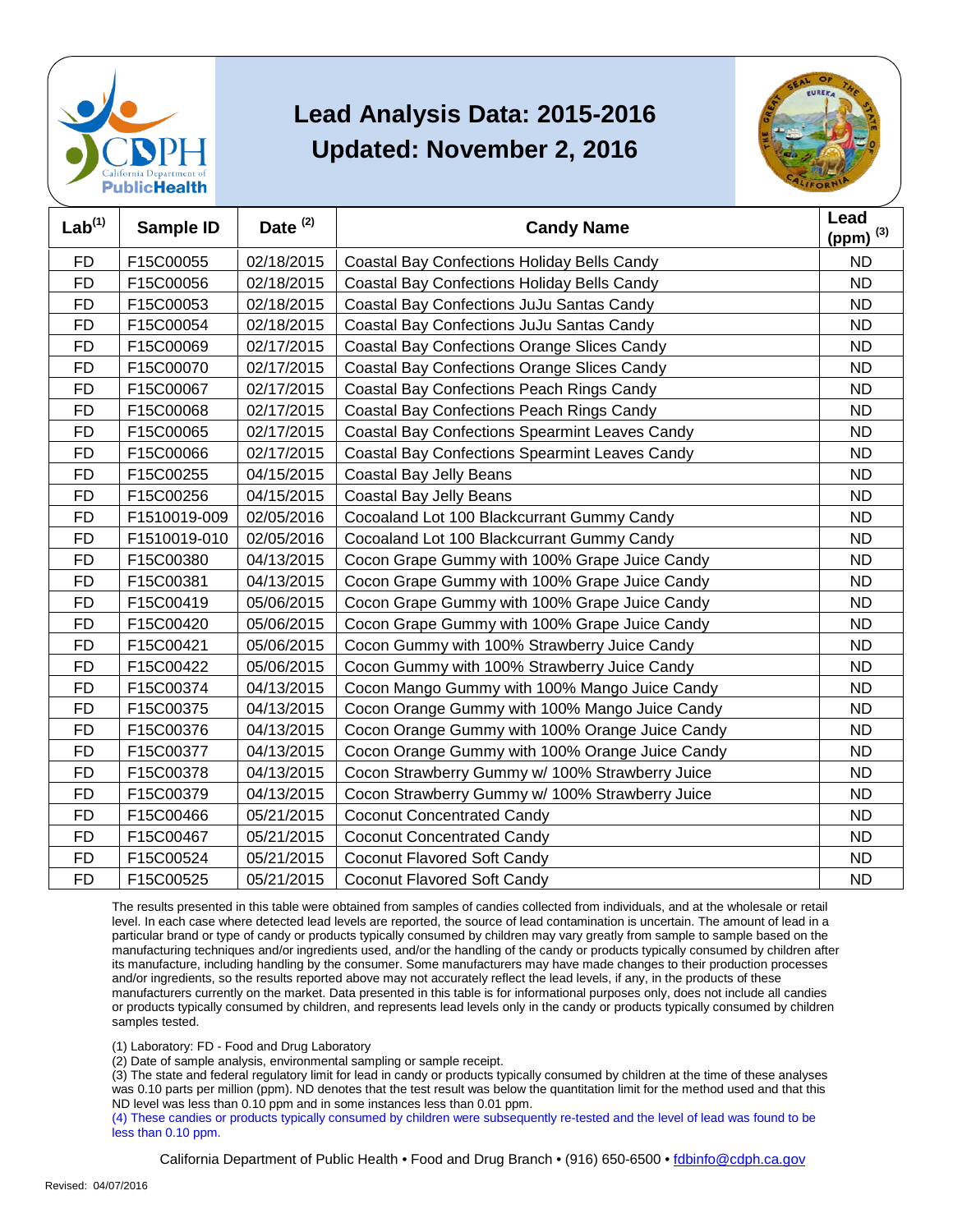# Lead Analysis Data: 2015-2016

## Updated: November 2, 2016

| Lab[1] | Sample ID | Date [2] | Candy Name | Lead (ppm) [3] |
|---|---|---|---|---|
| FD | F15C00055 | 02/18/2015 | Coastal Bay Confections Holiday Bells Candy | ND |
| FD | F15C00056 | 02/18/2015 | Coastal Bay Confections Holiday Bells Candy | ND |
| FD | F15C00053 | 02/18/2015 | Coastal Bay Confections JuJu Santas Candy | ND |
| FD | F15C00054 | 02/18/2015 | Coastal Bay Confections JuJu Santas Candy | ND |
| FD | F15C00069 | 02/17/2015 | Coastal Bay Confections Orange Slices Candy | ND |
| FD | F15C00070 | 02/17/2015 | Coastal Bay Confections Orange Slices Candy | ND |
| FD | F15C00067 | 02/17/2015 | Coastal Bay Confections Peach Rings Candy | ND |
| FD | F15C00068 | 02/17/2015 | Coastal Bay Confections Peach Rings Candy | ND |
| FD | F15C00065 | 02/17/2015 | Coastal Bay Confections Spearmint Leaves Candy | ND |
| FD | F15C00066 | 02/17/2015 | Coastal Bay Confections Spearmint Leaves Candy | ND |
| FD | F15C00255 | 04/15/2015 | Coastal Bay Jelly Beans | ND |
| FD | F15C00256 | 04/15/2015 | Coastal Bay Jelly Beans | ND |
| FD | F1510019-009 | 02/05/2016 | Cocoaland Lot 100 Blackcurrant Gummy Candy | ND |
| FD | F1510019-010 | 02/05/2016 | Cocoaland Lot 100 Blackcurrant Gummy Candy | ND |
| FD | F15C00380 | 04/13/2015 | Cocon Grape Gummy with 100% Grape Juice Candy | ND |
| FD | F15C00381 | 04/13/2015 | Cocon Grape Gummy with 100% Grape Juice Candy | ND |
| FD | F15C00419 | 05/06/2015 | Cocon Grape Gummy with 100% Grape Juice Candy | ND |
| FD | F15C00420 | 05/06/2015 | Cocon Grape Gummy with 100% Grape Juice Candy | ND |
| FD | F15C00421 | 05/06/2015 | Cocon Gummy with 100% Strawberry Juice Candy | ND |
| FD | F15C00422 | 05/06/2015 | Cocon Gummy with 100% Strawberry Juice Candy | ND |
| FD | F15C00374 | 04/13/2015 | Cocon Mango Gummy with 100% Mango Juice Candy | ND |
| FD | F15C00375 | 04/13/2015 | Cocon Orange Gummy with 100% Mango Juice Candy | ND |
| FD | F15C00376 | 04/13/2015 | Cocon Orange Gummy with 100% Orange Juice Candy | ND |
| FD | F15C00377 | 04/13/2015 | Cocon Orange Gummy with 100% Orange Juice Candy | ND |
| FD | F15C00378 | 04/13/2015 | Cocon Strawberry Gummy w/ 100% Strawberry Juice | ND |
| FD | F15C00379 | 04/13/2015 | Cocon Strawberry Gummy w/ 100% Strawberry Juice | ND |
| FD | F15C00466 | 05/21/2015 | Coconut Concentrated Candy | ND |
| FD | F15C00467 | 05/21/2015 | Coconut Concentrated Candy | ND |
| FD | F15C00524 | 05/21/2015 | Coconut Flavored Soft Candy | ND |
| FD | F15C00525 | 05/21/2015 | Coconut Flavored Soft Candy | ND |

The results presented in this table were obtained from samples of candies collected from individuals, and at the wholesale or retail level. In each case where detected lead levels are reported, the source of lead contamination is uncertain. The amount of lead in a particular brand or type of candy or products typically consumed by children may vary greatly from sample to sample based on the manufacturing techniques and/or ingredients used, and/or the handling of the candy or products typically consumed by children after its manufacture, including handling by the consumer. Some manufacturers may have made changes to their production processes and/or ingredients, so the results reported above may not accurately reflect the lead levels, if any, in the products of these manufacturers currently on the market. Data presented in this table is for informational purposes only, does not include all candies or products typically consumed by children, and represents lead levels only in the candy or products typically consumed by children samples tested.

(1) Laboratory: FD - Food and Drug Laboratory
(2) Date of sample analysis, environmental sampling or sample receipt.
(3) The state and federal regulatory limit for lead in candy or products typically consumed by children at the time of these analyses was 0.10 parts per million (ppm). ND denotes that the test result was below the quantitation limit for the method used and that this ND level was less than 0.10 ppm and in some instances less than 0.01 ppm.
(4) These candies or products typically consumed by children were subsequently re-tested and the level of lead was found to be less than 0.10 ppm.

California Department of Public Health • Food and Drug Branch • (916) 650-6500 • fdbinfo@cdph.ca.gov

Revised: 04/07/2016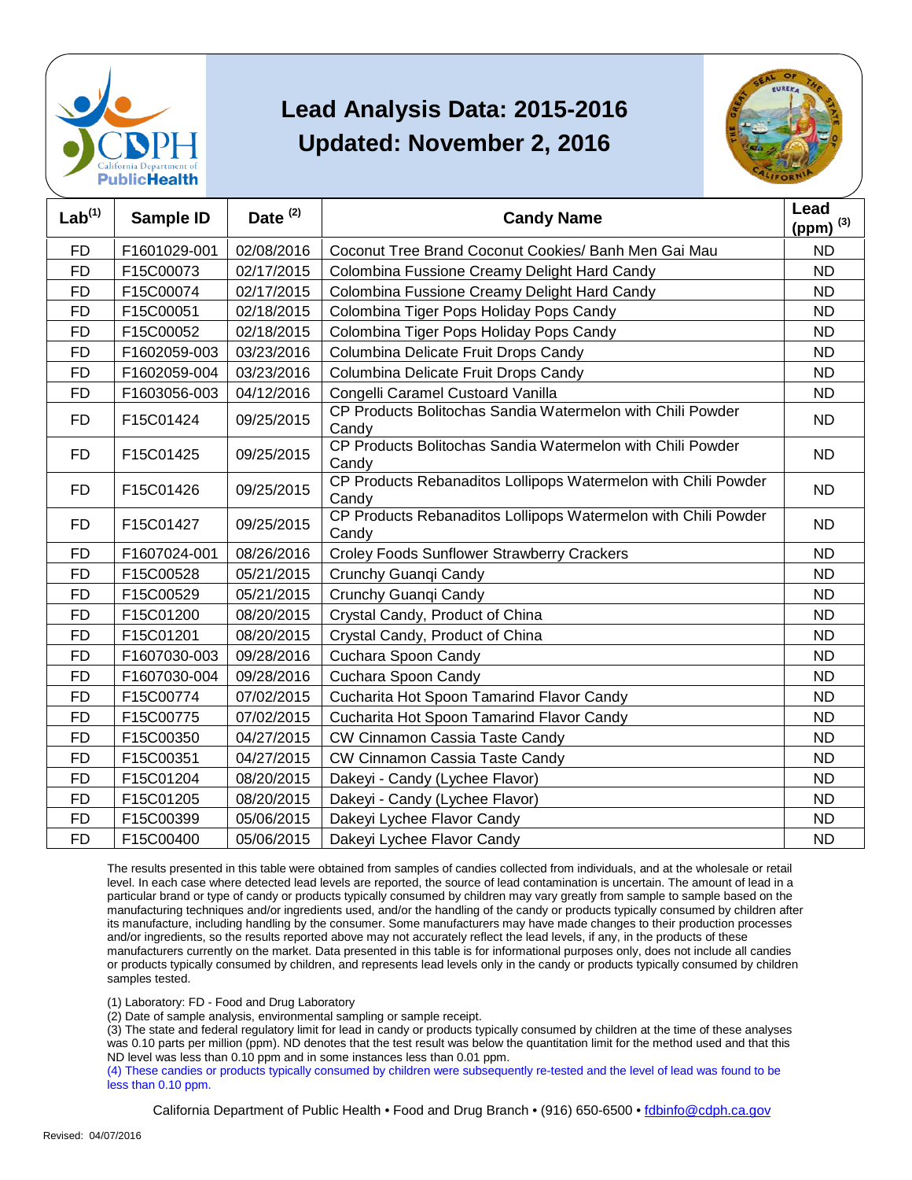# Lead Analysis Data: 2015-2016

## Updated: November 2, 2016

| Lab[1] | Sample ID | Date [2] | Candy Name | Lead (ppm) [3] |
|---|---|---|---|---|
| FD | F1601029-001 | 02/08/2016 | Coconut Tree Brand Coconut Cookies/ Banh Men Gai Mau | ND |
| FD | F15C00073 | 02/17/2015 | Colombina Fussione Creamy Delight Hard Candy | ND |
| FD | F15C00074 | 02/17/2015 | Colombina Fussione Creamy Delight Hard Candy | ND |
| FD | F15C00051 | 02/18/2015 | Colombina Tiger Pops Holiday Pops Candy | ND |
| FD | F15C00052 | 02/18/2015 | Colombina Tiger Pops Holiday Pops Candy | ND |
| FD | F1602059-003 | 03/23/2016 | Columbina Delicate Fruit Drops Candy | ND |
| FD | F1602059-004 | 03/23/2016 | Columbina Delicate Fruit Drops Candy | ND |
| FD | F1603056-003 | 04/12/2016 | Congelli Caramel Custoard Vanilla | ND |
| FD | F15C01424 | 09/25/2015 | CP Products Bolitochas Sandia Watermelon with Chili Powder Candy | ND |
| FD | F15C01425 | 09/25/2015 | CP Products Bolitochas Sandia Watermelon with Chili Powder Candy | ND |
| FD | F15C01426 | 09/25/2015 | CP Products Rebanaditos Lollipops Watermelon with Chili Powder Candy | ND |
| FD | F15C01427 | 09/25/2015 | CP Products Rebanaditos Lollipops Watermelon with Chili Powder Candy | ND |
| FD | F1607024-001 | 08/26/2016 | Croley Foods Sunflower Strawberry Crackers | ND |
| FD | F15C00528 | 05/21/2015 | Crunchy Guanqi Candy | ND |
| FD | F15C00529 | 05/21/2015 | Crunchy Guanqi Candy | ND |
| FD | F15C01200 | 08/20/2015 | Crystal Candy, Product of China | ND |
| FD | F15C01201 | 08/20/2015 | Crystal Candy, Product of China | ND |
| FD | F1607030-003 | 09/28/2016 | Cuchara Spoon Candy | ND |
| FD | F1607030-004 | 09/28/2016 | Cuchara Spoon Candy | ND |
| FD | F15C00774 | 07/02/2015 | Cucharita Hot Spoon Tamarind Flavor Candy | ND |
| FD | F15C00775 | 07/02/2015 | Cucharita Hot Spoon Tamarind Flavor Candy | ND |
| FD | F15C00350 | 04/27/2015 | CW Cinnamon Cassia Taste Candy | ND |
| FD | F15C00351 | 04/27/2015 | CW Cinnamon Cassia Taste Candy | ND |
| FD | F15C01204 | 08/20/2015 | Dakeyi - Candy (Lychee Flavor) | ND |
| FD | F15C01205 | 08/20/2015 | Dakeyi - Candy (Lychee Flavor) | ND |
| FD | F15C00399 | 05/06/2015 | Dakeyi Lychee Flavor Candy | ND |
| FD | F15C00400 | 05/06/2015 | Dakeyi Lychee Flavor Candy | ND |

The results presented in this table were obtained from samples of candies collected from individuals, and at the wholesale or retail level. In each case where detected lead levels are reported, the source of lead contamination is uncertain. The amount of lead in a particular brand or type of candy or products typically consumed by children may vary greatly from sample to sample based on the manufacturing techniques and/or ingredients used, and/or the handling of the candy or products typically consumed by children after its manufacture, including handling by the consumer. Some manufacturers may have made changes to their production processes and/or ingredients, so the results reported above may not accurately reflect the lead levels, if any, in the products of these manufacturers currently on the market. Data presented in this table is for informational purposes only, does not include all candies or products typically consumed by children, and represents lead levels only in the candy or products typically consumed by children samples tested.

(1) Laboratory: FD - Food and Drug Laboratory

(2) Date of sample analysis, environmental sampling or sample receipt.

(3) The state and federal regulatory limit for lead in candy or products typically consumed by children at the time of these analyses was 0.10 parts per million (ppm). ND denotes that the test result was below the quantitation limit for the method used and that this ND level was less than 0.10 ppm and in some instances less than 0.01 ppm.

(4) These candies or products typically consumed by children were subsequently re-tested and the level of lead was found to be less than 0.10 ppm.

California Department of Public Health • Food and Drug Branch • (916) 650-6500 • fdbinfo@cdph.ca.gov

Revised: 04/07/2016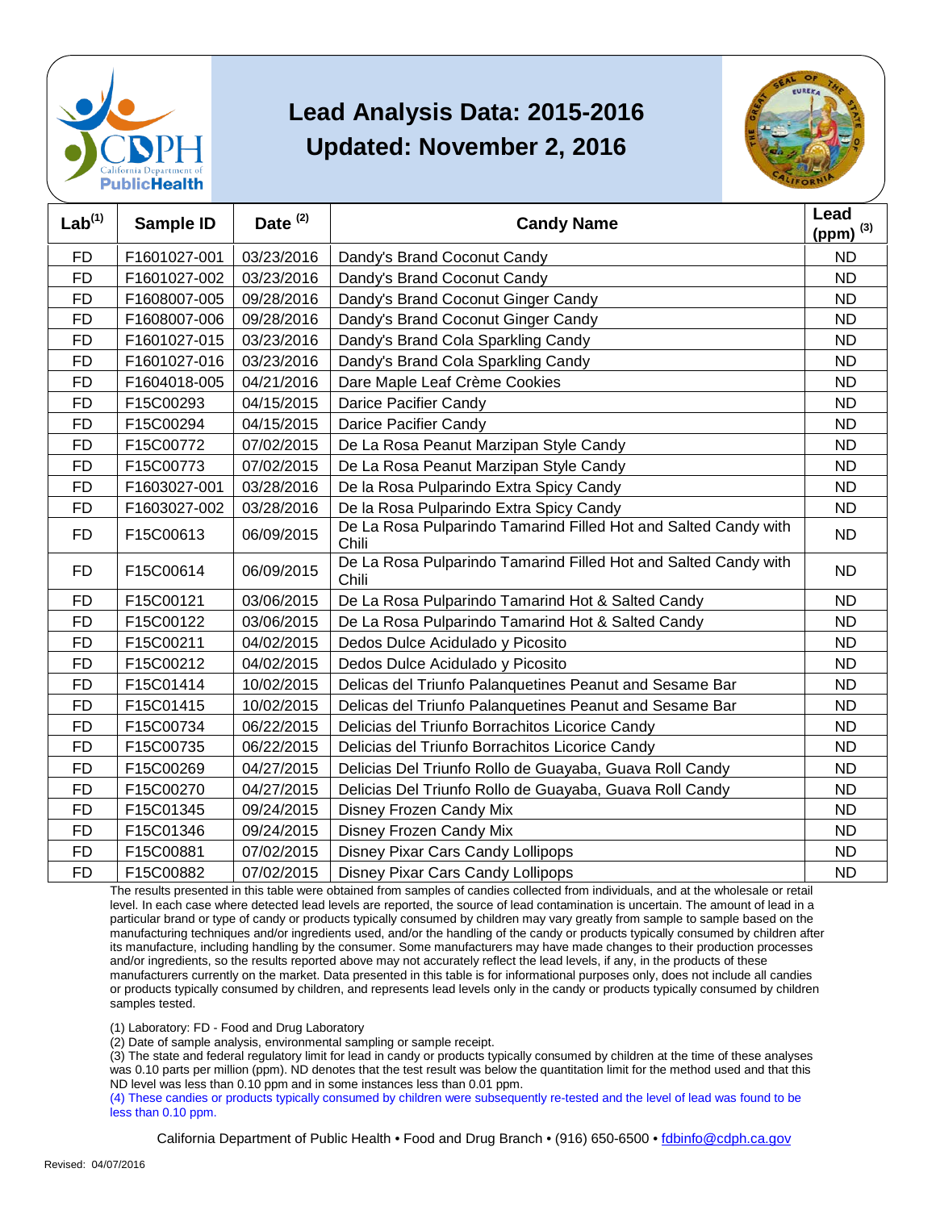# Lead Analysis Data: 2015-2016
## Updated: November 2, 2016

| Lab[(1)] | Sample ID | Date [(2)] | Candy Name | Lead (ppm) [(3)] |
|---|---|---|---|---|
| FD | F1601027-001 | 03/23/2016 | Dandy's Brand Coconut Candy | ND |
| FD | F1601027-002 | 03/23/2016 | Dandy's Brand Coconut Candy | ND |
| FD | F1608007-005 | 09/28/2016 | Dandy's Brand Coconut Ginger Candy | ND |
| FD | F1608007-006 | 09/28/2016 | Dandy's Brand Coconut Ginger Candy | ND |
| FD | F1601027-015 | 03/23/2016 | Dandy's Brand Cola Sparkling Candy | ND |
| FD | F1601027-016 | 03/23/2016 | Dandy's Brand Cola Sparkling Candy | ND |
| FD | F1604018-005 | 04/21/2016 | Dare Maple Leaf Crème Cookies | ND |
| FD | F15C00293 | 04/15/2015 | Darice Pacifier Candy | ND |
| FD | F15C00294 | 04/15/2015 | Darice Pacifier Candy | ND |
| FD | F15C00772 | 07/02/2015 | De La Rosa Peanut Marzipan Style Candy | ND |
| FD | F15C00773 | 07/02/2015 | De La Rosa Peanut Marzipan Style Candy | ND |
| FD | F1603027-001 | 03/28/2016 | De la Rosa Pulparindo Extra Spicy Candy | ND |
| FD | F1603027-002 | 03/28/2016 | De la Rosa Pulparindo Extra Spicy Candy | ND |
| FD | F15C00613 | 06/09/2015 | De La Rosa Pulparindo Tamarind Filled Hot and Salted Candy with Chili | ND |
| FD | F15C00614 | 06/09/2015 | De La Rosa Pulparindo Tamarind Filled Hot and Salted Candy with Chili | ND |
| FD | F15C00121 | 03/06/2015 | De La Rosa Pulparindo Tamarind Hot & Salted Candy | ND |
| FD | F15C00122 | 03/06/2015 | De La Rosa Pulparindo Tamarind Hot & Salted Candy | ND |
| FD | F15C00211 | 04/02/2015 | Dedos Dulce Acidulado y Picosito | ND |
| FD | F15C00212 | 04/02/2015 | Dedos Dulce Acidulado y Picosito | ND |
| FD | F15C01414 | 10/02/2015 | Delicas del Triunfo Palanquetines Peanut and Sesame Bar | ND |
| FD | F15C01415 | 10/02/2015 | Delicas del Triunfo Palanquetines Peanut and Sesame Bar | ND |
| FD | F15C00734 | 06/22/2015 | Delicias del Triunfo Borrachitos Licorice Candy | ND |
| FD | F15C00735 | 06/22/2015 | Delicias del Triunfo Borrachitos Licorice Candy | ND |
| FD | F15C00269 | 04/27/2015 | Delicias Del Triunfo Rollo de Guayaba, Guava Roll Candy | ND |
| FD | F15C00270 | 04/27/2015 | Delicias Del Triunfo Rollo de Guayaba, Guava Roll Candy | ND |
| FD | F15C01345 | 09/24/2015 | Disney Frozen Candy Mix | ND |
| FD | F15C01346 | 09/24/2015 | Disney Frozen Candy Mix | ND |
| FD | F15C00881 | 07/02/2015 | Disney Pixar Cars Candy Lollipops | ND |
| FD | F15C00882 | 07/02/2015 | Disney Pixar Cars Candy Lollipops | ND |

The results presented in this table were obtained from samples of candies collected from individuals, and at the wholesale or retail level. In each case where detected lead levels are reported, the source of lead contamination is uncertain. The amount of lead in a particular brand or type of candy or products typically consumed by children may vary greatly from sample to sample based on the manufacturing techniques and/or ingredients used, and/or the handling of the candy or products typically consumed by children after its manufacture, including handling by the consumer. Some manufacturers may have made changes to their production processes and/or ingredients, so the results reported above may not accurately reflect the lead levels, if any, in the products of these manufacturers currently on the market. Data presented in this table is for informational purposes only, does not include all candies or products typically consumed by children, and represents lead levels only in the candy or products typically consumed by children samples tested.

(1) Laboratory: FD - Food and Drug Laboratory

(2) Date of sample analysis, environmental sampling or sample receipt.

(3) The state and federal regulatory limit for lead in candy or products typically consumed by children at the time of these analyses was 0.10 parts per million (ppm). ND denotes that the test result was below the quantitation limit for the method used and that this ND level was less than 0.10 ppm and in some instances less than 0.01 ppm.

(4) These candies or products typically consumed by children were subsequently re-tested and the level of lead was found to be less than 0.10 ppm.

California Department of Public Health • Food and Drug Branch • (916) 650-6500 • fdbinfo@cdph.ca.gov

Revised: 04/07/2016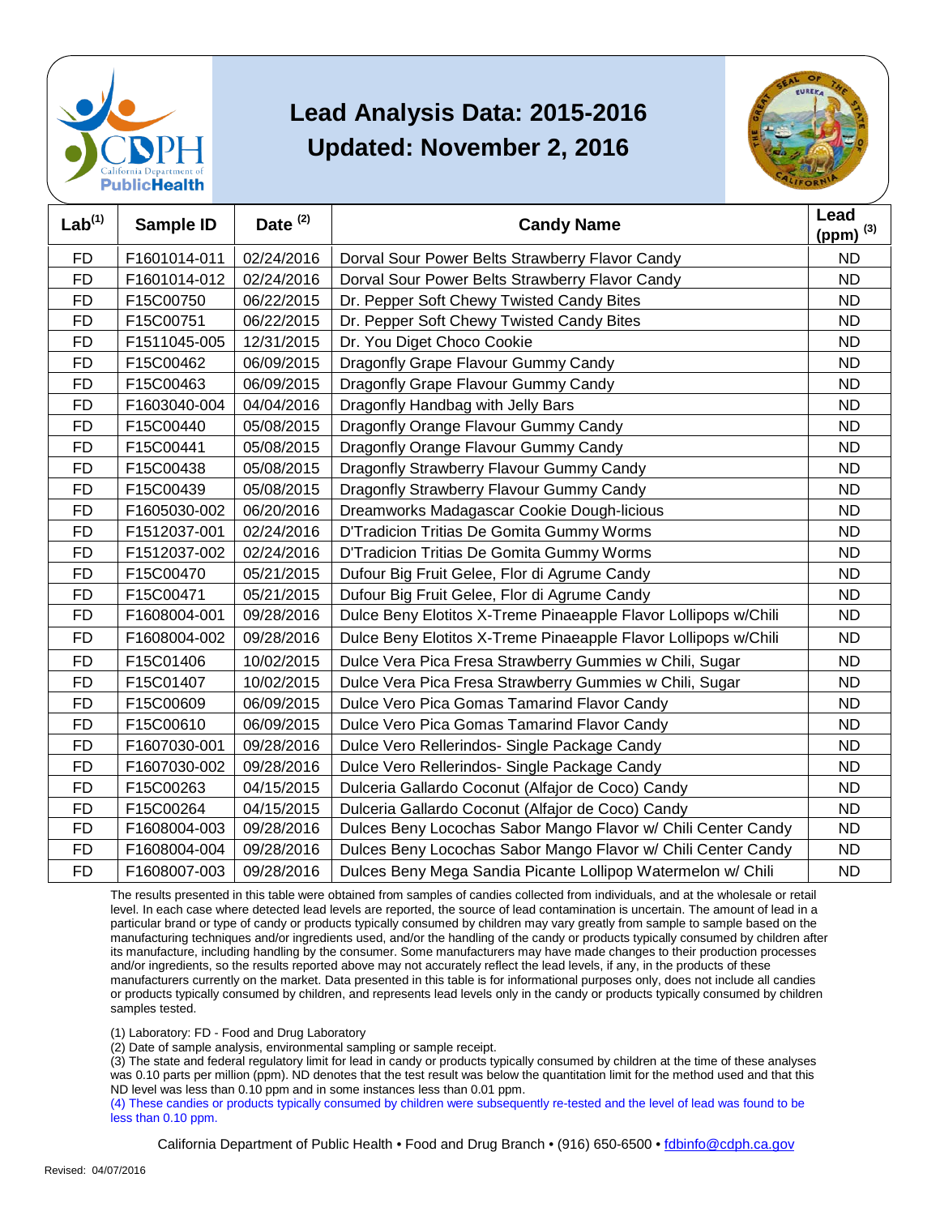# Lead Analysis Data: 2015-2016
## Updated: November 2, 2016

| Lab[1] | Sample ID | Date [2] | Candy Name | Lead (ppm) [3] |
|---|---|---|---|---|
| FD | F1601014-011 | 02/24/2016 | Dorval Sour Power Belts Strawberry Flavor Candy | ND |
| FD | F1601014-012 | 02/24/2016 | Dorval Sour Power Belts Strawberry Flavor Candy | ND |
| FD | F15C00750 | 06/22/2015 | Dr. Pepper Soft Chewy Twisted Candy Bites | ND |
| FD | F15C00751 | 06/22/2015 | Dr. Pepper Soft Chewy Twisted Candy Bites | ND |
| FD | F1511045-005 | 12/31/2015 | Dr. You Diget Choco Cookie | ND |
| FD | F15C00462 | 06/09/2015 | Dragonfly Grape Flavour Gummy Candy | ND |
| FD | F15C00463 | 06/09/2015 | Dragonfly Grape Flavour Gummy Candy | ND |
| FD | F1603040-004 | 04/04/2016 | Dragonfly Handbag with Jelly Bars | ND |
| FD | F15C00440 | 05/08/2015 | Dragonfly Orange Flavour Gummy Candy | ND |
| FD | F15C00441 | 05/08/2015 | Dragonfly Orange Flavour Gummy Candy | ND |
| FD | F15C00438 | 05/08/2015 | Dragonfly Strawberry Flavour Gummy Candy | ND |
| FD | F15C00439 | 05/08/2015 | Dragonfly Strawberry Flavour Gummy Candy | ND |
| FD | F1605030-002 | 06/20/2016 | Dreamworks Madagascar Cookie Dough-licious | ND |
| FD | F1512037-001 | 02/24/2016 | D'Tradicion Tritias De Gomita Gummy Worms | ND |
| FD | F1512037-002 | 02/24/2016 | D'Tradicion Tritias De Gomita Gummy Worms | ND |
| FD | F15C00470 | 05/21/2015 | Dufour Big Fruit Gelee, Flor di Agrume Candy | ND |
| FD | F15C00471 | 05/21/2015 | Dufour Big Fruit Gelee, Flor di Agrume Candy | ND |
| FD | F1608004-001 | 09/28/2016 | Dulce Beny Elotitos X-Treme Pinaeapple Flavor Lollipops w/Chili | ND |
| FD | F1608004-002 | 09/28/2016 | Dulce Beny Elotitos X-Treme Pinaeapple Flavor Lollipops w/Chili | ND |
| FD | F15C01406 | 10/02/2015 | Dulce Vera Pica Fresa Strawberry Gummies w Chili, Sugar | ND |
| FD | F15C01407 | 10/02/2015 | Dulce Vera Pica Fresa Strawberry Gummies w Chili, Sugar | ND |
| FD | F15C00609 | 06/09/2015 | Dulce Vero Pica Gomas Tamarind Flavor Candy | ND |
| FD | F15C00610 | 06/09/2015 | Dulce Vero Pica Gomas Tamarind Flavor Candy | ND |
| FD | F1607030-001 | 09/28/2016 | Dulce Vero Rellerindos- Single Package Candy | ND |
| FD | F1607030-002 | 09/28/2016 | Dulce Vero Rellerindos- Single Package Candy | ND |
| FD | F15C00263 | 04/15/2015 | Dulceria Gallardo Coconut (Alfajor de Coco) Candy | ND |
| FD | F15C00264 | 04/15/2015 | Dulceria Gallardo Coconut (Alfajor de Coco) Candy | ND |
| FD | F1608004-003 | 09/28/2016 | Dulces Beny Locochas Sabor Mango Flavor w/ Chili Center Candy | ND |
| FD | F1608004-004 | 09/28/2016 | Dulces Beny Locochas Sabor Mango Flavor w/ Chili Center Candy | ND |
| FD | F1608007-003 | 09/28/2016 | Dulces Beny Mega Sandia Picante Lollipop Watermelon w/ Chili | ND |

The results presented in this table were obtained from samples of candies collected from individuals, and at the wholesale or retail level. In each case where detected lead levels are reported, the source of lead contamination is uncertain. The amount of lead in a particular brand or type of candy or products typically consumed by children may vary greatly from sample to sample based on the manufacturing techniques and/or ingredients used, and/or the handling of the candy or products typically consumed by children after its manufacture, including handling by the consumer. Some manufacturers may have made changes to their production processes and/or ingredients, so the results reported above may not accurately reflect the lead levels, if any, in the products of these manufacturers currently on the market. Data presented in this table is for informational purposes only, does not include all candies or products typically consumed by children, and represents lead levels only in the candy or products typically consumed by children samples tested.

(1) Laboratory: FD - Food and Drug Laboratory

(2) Date of sample analysis, environmental sampling or sample receipt.

(3) The state and federal regulatory limit for lead in candy or products typically consumed by children at the time of these analyses was 0.10 parts per million (ppm). ND denotes that the test result was below the quantitation limit for the method used and that this ND level was less than 0.10 ppm and in some instances less than 0.01 ppm.

(4) These candies or products typically consumed by children were subsequently re-tested and the level of lead was found to be less than 0.10 ppm.

California Department of Public Health • Food and Drug Branch • (916) 650-6500 • fdbinfo@cdph.ca.gov

Revised: 04/07/2016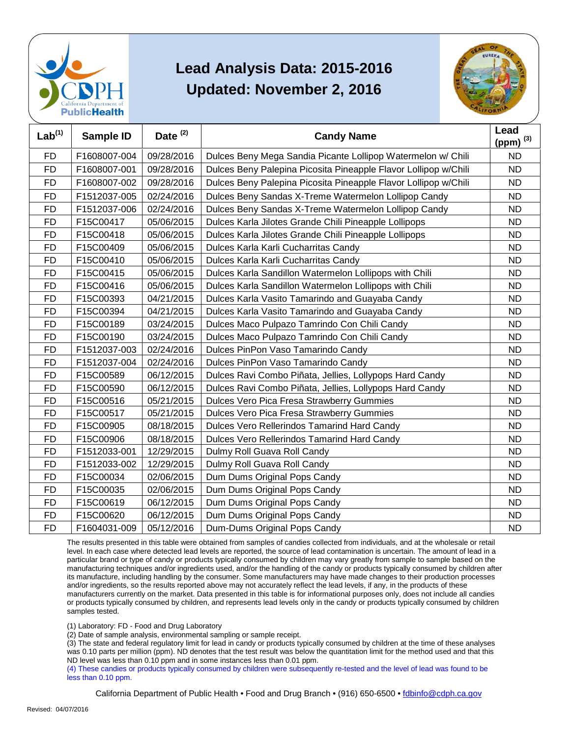# Lead Analysis Data: 2015-2016
## Updated: November 2, 2016

| Lab[1] | Sample ID | Date [2] | Candy Name | Lead (ppm) [3] |
|---|---|---|---|---|
| FD | F1608007-004 | 09/28/2016 | Dulces Beny Mega Sandia Picante Lollipop Watermelon w/ Chili | ND |
| FD | F1608007-001 | 09/28/2016 | Dulces Beny Palepina Picosita Pineapple Flavor Lollipop w/Chili | ND |
| FD | F1608007-002 | 09/28/2016 | Dulces Beny Palepina Picosita Pineapple Flavor Lollipop w/Chili | ND |
| FD | F1512037-005 | 02/24/2016 | Dulces Beny Sandas X-Treme Watermelon Lollipop Candy | ND |
| FD | F1512037-006 | 02/24/2016 | Dulces Beny Sandas X-Treme Watermelon Lollipop Candy | ND |
| FD | F15C00417 | 05/06/2015 | Dulces Karla Jilotes Grande Chili Pineapple Lollipops | ND |
| FD | F15C00418 | 05/06/2015 | Dulces Karla Jilotes Grande Chili Pineapple Lollipops | ND |
| FD | F15C00409 | 05/06/2015 | Dulces Karla Karli Cucharritas Candy | ND |
| FD | F15C00410 | 05/06/2015 | Dulces Karla Karli Cucharritas Candy | ND |
| FD | F15C00415 | 05/06/2015 | Dulces Karla Sandillon Watermelon Lollipops with Chili | ND |
| FD | F15C00416 | 05/06/2015 | Dulces Karla Sandillon Watermelon Lollipops with Chili | ND |
| FD | F15C00393 | 04/21/2015 | Dulces Karla Vasito Tamarindo and Guayaba Candy | ND |
| FD | F15C00394 | 04/21/2015 | Dulces Karla Vasito Tamarindo and Guayaba Candy | ND |
| FD | F15C00189 | 03/24/2015 | Dulces Maco Pulpazo Tamrindo Con Chili Candy | ND |
| FD | F15C00190 | 03/24/2015 | Dulces Maco Pulpazo Tamrindo Con Chili Candy | ND |
| FD | F1512037-003 | 02/24/2016 | Dulces PinPon Vaso Tamarindo Candy | ND |
| FD | F1512037-004 | 02/24/2016 | Dulces PinPon Vaso Tamarindo Candy | ND |
| FD | F15C00589 | 06/12/2015 | Dulces Ravi Combo Piñata, Jellies, Lollypops Hard Candy | ND |
| FD | F15C00590 | 06/12/2015 | Dulces Ravi Combo Piñata, Jellies, Lollypops Hard Candy | ND |
| FD | F15C00516 | 05/21/2015 | Dulces Vero Pica Fresa Strawberry Gummies | ND |
| FD | F15C00517 | 05/21/2015 | Dulces Vero Pica Fresa Strawberry Gummies | ND |
| FD | F15C00905 | 08/18/2015 | Dulces Vero Rellerindos Tamarind Hard Candy | ND |
| FD | F15C00906 | 08/18/2015 | Dulces Vero Rellerindos Tamarind Hard Candy | ND |
| FD | F1512033-001 | 12/29/2015 | Dulmy Roll Guava Roll Candy | ND |
| FD | F1512033-002 | 12/29/2015 | Dulmy Roll Guava Roll Candy | ND |
| FD | F15C00034 | 02/06/2015 | Dum Dums Original Pops Candy | ND |
| FD | F15C00035 | 02/06/2015 | Dum Dums Original Pops Candy | ND |
| FD | F15C00619 | 06/12/2015 | Dum Dums Original Pops Candy | ND |
| FD | F15C00620 | 06/12/2015 | Dum Dums Original Pops Candy | ND |
| FD | F1604031-009 | 05/12/2016 | Dum-Dums Original Pops Candy | ND |

The results presented in this table were obtained from samples of candies collected from individuals, and at the wholesale or retail level. In each case where detected lead levels are reported, the source of lead contamination is uncertain. The amount of lead in a particular brand or type of candy or products typically consumed by children may vary greatly from sample to sample based on the manufacturing techniques and/or ingredients used, and/or the handling of the candy or products typically consumed by children after its manufacture, including handling by the consumer. Some manufacturers may have made changes to their production processes and/or ingredients, so the results reported above may not accurately reflect the lead levels, if any, in the products of these manufacturers currently on the market. Data presented in this table is for informational purposes only, does not include all candies or products typically consumed by children, and represents lead levels only in the candy or products typically consumed by children samples tested.

(1) Laboratory: FD - Food and Drug Laboratory

(2) Date of sample analysis, environmental sampling or sample receipt.

(3) The state and federal regulatory limit for lead in candy or products typically consumed by children at the time of these analyses was 0.10 parts per million (ppm). ND denotes that the test result was below the quantitation limit for the method used and that this ND level was less than 0.10 ppm and in some instances less than 0.01 ppm.

(4) These candies or products typically consumed by children were subsequently re-tested and the level of lead was found to be less than 0.10 ppm.

California Department of Public Health • Food and Drug Branch • (916) 650-6500 • fdbinfo@cdph.ca.gov

Revised: 04/07/2016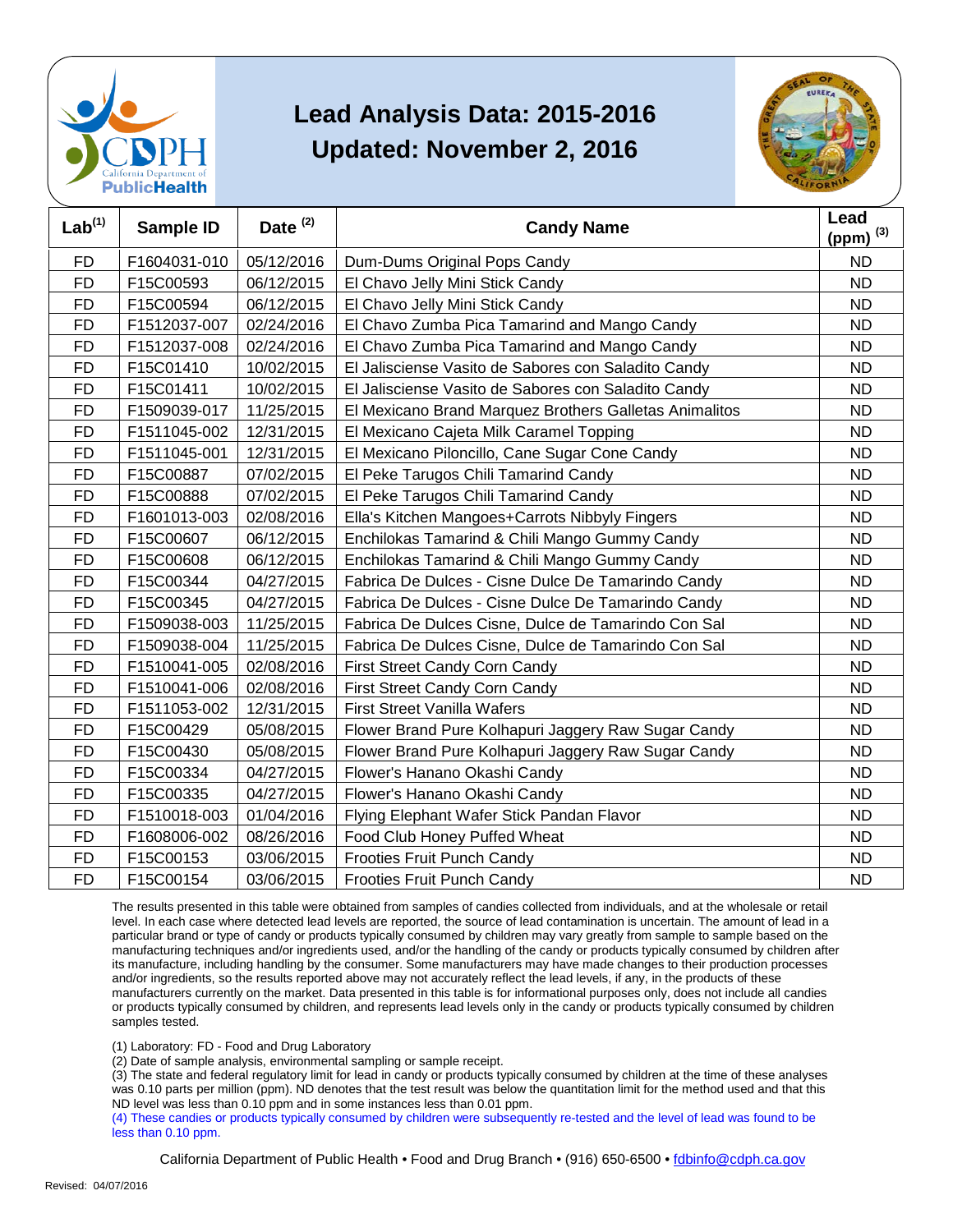# Lead Analysis Data: 2015-2016

## Updated: November 2, 2016

| Lab[(1)] | Sample ID | Date [(2)] | Candy Name | Lead (ppm) [(3)] |
|---|---|---|---|---|
| FD | F1604031-010 | 05/12/2016 | Dum-Dums Original Pops Candy | ND |
| FD | F15C00593 | 06/12/2015 | El Chavo Jelly Mini Stick Candy | ND |
| FD | F15C00594 | 06/12/2015 | El Chavo Jelly Mini Stick Candy | ND |
| FD | F1512037-007 | 02/24/2016 | El Chavo Zumba Pica Tamarind and Mango Candy | ND |
| FD | F1512037-008 | 02/24/2016 | El Chavo Zumba Pica Tamarind and Mango Candy | ND |
| FD | F15C01410 | 10/02/2015 | El Jalisciense Vasito de Sabores con Saladito Candy | ND |
| FD | F15C01411 | 10/02/2015 | El Jalisciense Vasito de Sabores con Saladito Candy | ND |
| FD | F1509039-017 | 11/25/2015 | El Mexicano Brand Marquez Brothers Galletas Animalitos | ND |
| FD | F1511045-002 | 12/31/2015 | El Mexicano Cajeta Milk Caramel Topping | ND |
| FD | F1511045-001 | 12/31/2015 | El Mexicano Piloncillo, Cane Sugar Cone Candy | ND |
| FD | F15C00887 | 07/02/2015 | El Peke Tarugos Chili Tamarind Candy | ND |
| FD | F15C00888 | 07/02/2015 | El Peke Tarugos Chili Tamarind Candy | ND |
| FD | F1601013-003 | 02/08/2016 | Ella's Kitchen Mangoes+Carrots Nibbly Fingers | ND |
| FD | F15C00607 | 06/12/2015 | Enchilokas Tamarind & Chili Mango Gummy Candy | ND |
| FD | F15C00608 | 06/12/2015 | Enchilokas Tamarind & Chili Mango Gummy Candy | ND |
| FD | F15C00344 | 04/27/2015 | Fabrica De Dulces - Cisne Dulce De Tamarindo Candy | ND |
| FD | F15C00345 | 04/27/2015 | Fabrica De Dulces - Cisne Dulce De Tamarindo Candy | ND |
| FD | F1509038-003 | 11/25/2015 | Fabrica De Dulces Cisne, Dulce de Tamarindo Con Sal | ND |
| FD | F1509038-004 | 11/25/2015 | Fabrica De Dulces Cisne, Dulce de Tamarindo Con Sal | ND |
| FD | F1510041-005 | 02/08/2016 | First Street Candy Corn Candy | ND |
| FD | F1510041-006 | 02/08/2016 | First Street Candy Corn Candy | ND |
| FD | F1511053-002 | 12/31/2015 | First Street Vanilla Wafers | ND |
| FD | F15C00429 | 05/08/2015 | Flower Brand Pure Kolhapuri Jaggery Raw Sugar Candy | ND |
| FD | F15C00430 | 05/08/2015 | Flower Brand Pure Kolhapuri Jaggery Raw Sugar Candy | ND |
| FD | F15C00334 | 04/27/2015 | Flower's Hanano Okashi Candy | ND |
| FD | F15C00335 | 04/27/2015 | Flower's Hanano Okashi Candy | ND |
| FD | F1510018-003 | 01/04/2016 | Flying Elephant Wafer Stick Pandan Flavor | ND |
| FD | F1608006-002 | 08/26/2016 | Food Club Honey Puffed Wheat | ND |
| FD | F15C00153 | 03/06/2015 | Frooties Fruit Punch Candy | ND |
| FD | F15C00154 | 03/06/2015 | Frooties Fruit Punch Candy | ND |

The results presented in this table were obtained from samples of candies collected from individuals, and at the wholesale or retail level. In each case where detected lead levels are reported, the source of lead contamination is uncertain. The amount of lead in a particular brand or type of candy or products typically consumed by children may vary greatly from sample to sample based on the manufacturing techniques and/or ingredients used, and/or the handling of the candy or products typically consumed by children after its manufacture, including handling by the consumer. Some manufacturers may have made changes to their production processes and/or ingredients, so the results reported above may not accurately reflect the lead levels, if any, in the products of these manufacturers currently on the market. Data presented in this table is for informational purposes only, does not include all candies or products typically consumed by children, and represents lead levels only in the candy or products typically consumed by children samples tested.

(1) Laboratory: FD - Food and Drug Laboratory

(2) Date of sample analysis, environmental sampling or sample receipt.

(3) The state and federal regulatory limit for lead in candy or products typically consumed by children at the time of these analyses was 0.10 parts per million (ppm). ND denotes that the test result was below the quantitation limit for the method used and that this ND level was less than 0.10 ppm and in some instances less than 0.01 ppm.

(4) These candies or products typically consumed by children were subsequently re-tested and the level of lead was found to be less than 0.10 ppm.

California Department of Public Health • Food and Drug Branch • (916) 650-6500 • fdbinfo@cdph.ca.gov

Revised: 04/07/2016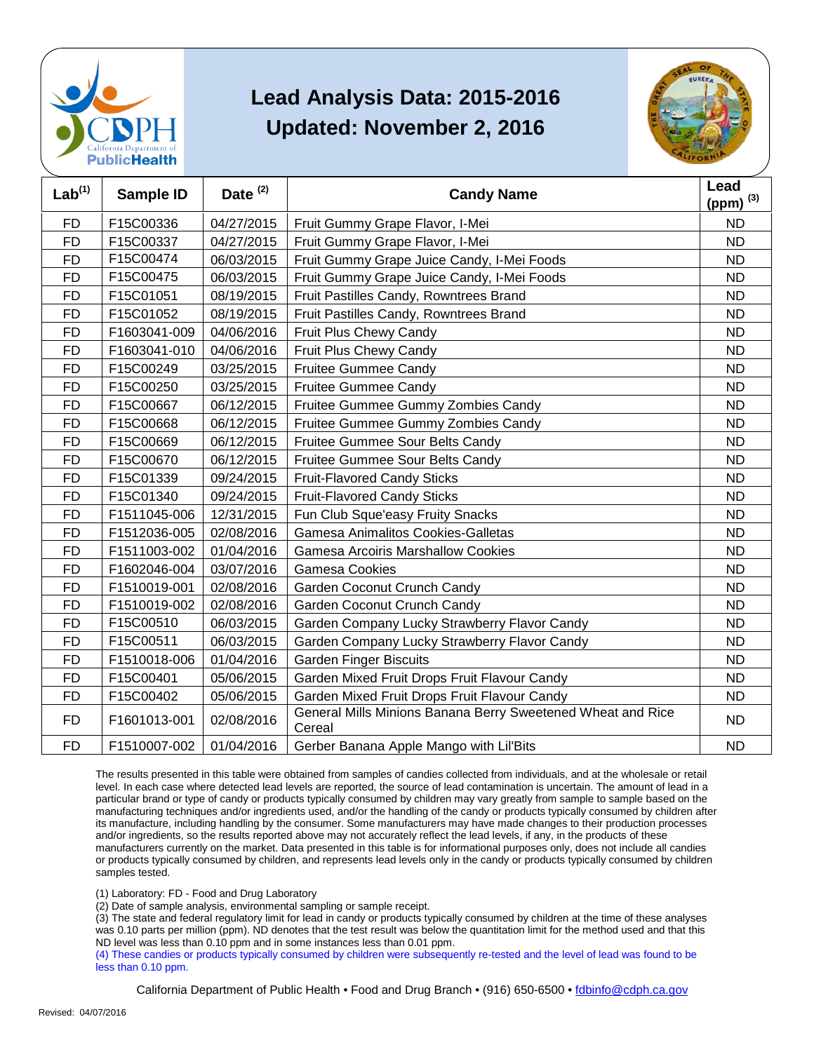# Lead Analysis Data: 2015-2016

## Updated: November 2, 2016

| Lab[1] | Sample ID | Date [2] | Candy Name | Lead (ppm) [3] |
|---|---|---|---|---|
| FD | F15C00336 | 04/27/2015 | Fruit Gummy Grape Flavor, I-Mei | ND |
| FD | F15C00337 | 04/27/2015 | Fruit Gummy Grape Flavor, I-Mei | ND |
| FD | F15C00474 | 06/03/2015 | Fruit Gummy Grape Juice Candy, I-Mei Foods | ND |
| FD | F15C00475 | 06/03/2015 | Fruit Gummy Grape Juice Candy, I-Mei Foods | ND |
| FD | F15C01051 | 08/19/2015 | Fruit Pastilles Candy, Rowntrees Brand | ND |
| FD | F15C01052 | 08/19/2015 | Fruit Pastilles Candy, Rowntrees Brand | ND |
| FD | F1603041-009 | 04/06/2016 | Fruit Plus Chewy Candy | ND |
| FD | F1603041-010 | 04/06/2016 | Fruit Plus Chewy Candy | ND |
| FD | F15C00249 | 03/25/2015 | Fruitee Gummee Candy | ND |
| FD | F15C00250 | 03/25/2015 | Fruitee Gummee Candy | ND |
| FD | F15C00667 | 06/12/2015 | Fruitee Gummee Gummy Zombies Candy | ND |
| FD | F15C00668 | 06/12/2015 | Fruitee Gummee Gummy Zombies Candy | ND |
| FD | F15C00669 | 06/12/2015 | Fruitee Gummee Sour Belts Candy | ND |
| FD | F15C00670 | 06/12/2015 | Fruitee Gummee Sour Belts Candy | ND |
| FD | F15C01339 | 09/24/2015 | Fruit-Flavored Candy Sticks | ND |
| FD | F15C01340 | 09/24/2015 | Fruit-Flavored Candy Sticks | ND |
| FD | F1511045-006 | 12/31/2015 | Fun Club Sque'easy Fruity Snacks | ND |
| FD | F1512036-005 | 02/08/2016 | Gamesa Animalitos Cookies-Galletas | ND |
| FD | F1511003-002 | 01/04/2016 | Gamesa Arcoiris Marshallow Cookies | ND |
| FD | F1602046-004 | 03/07/2016 | Gamesa Cookies | ND |
| FD | F1510019-001 | 02/08/2016 | Garden Coconut Crunch Candy | ND |
| FD | F1510019-002 | 02/08/2016 | Garden Coconut Crunch Candy | ND |
| FD | F15C00510 | 06/03/2015 | Garden Company Lucky Strawberry Flavor Candy | ND |
| FD | F15C00511 | 06/03/2015 | Garden Company Lucky Strawberry Flavor Candy | ND |
| FD | F1510018-006 | 01/04/2016 | Garden Finger Biscuits | ND |
| FD | F15C00401 | 05/06/2015 | Garden Mixed Fruit Drops Fruit Flavour Candy | ND |
| FD | F15C00402 | 05/06/2015 | Garden Mixed Fruit Drops Fruit Flavour Candy | ND |
| FD | F1601013-001 | 02/08/2016 | General Mills Minions Banana Berry Sweetened Wheat and Rice Cereal | ND |
| FD | F1510007-002 | 01/04/2016 | Gerber Banana Apple Mango with Lil'Bits | ND |

The results presented in this table were obtained from samples of candies collected from individuals, and at the wholesale or retail level. In each case where detected lead levels are reported, the source of lead contamination is uncertain. The amount of lead in a particular brand or type of candy or products typically consumed by children may vary greatly from sample to sample based on the manufacturing techniques and/or ingredients used, and/or the handling of the candy or products typically consumed by children after its manufacture, including handling by the consumer. Some manufacturers may have made changes to their production processes and/or ingredients, so the results reported above may not accurately reflect the lead levels, if any, in the products of these manufacturers currently on the market. Data presented in this table is for informational purposes only, does not include all candies or products typically consumed by children, and represents lead levels only in the candy or products typically consumed by children samples tested.

(1) Laboratory: FD - Food and Drug Laboratory

(2) Date of sample analysis, environmental sampling or sample receipt.

(3) The state and federal regulatory limit for lead in candy or products typically consumed by children at the time of these analyses was 0.10 parts per million (ppm). ND denotes that the test result was below the quantitation limit for the method used and that this ND level was less than 0.10 ppm and in some instances less than 0.01 ppm.

(4) These candies or products typically consumed by children were subsequently re-tested and the level of lead was found to be less than 0.10 ppm.

California Department of Public Health • Food and Drug Branch • (916) 650-6500 • fdbinfo@cdph.ca.gov

Revised: 04/07/2016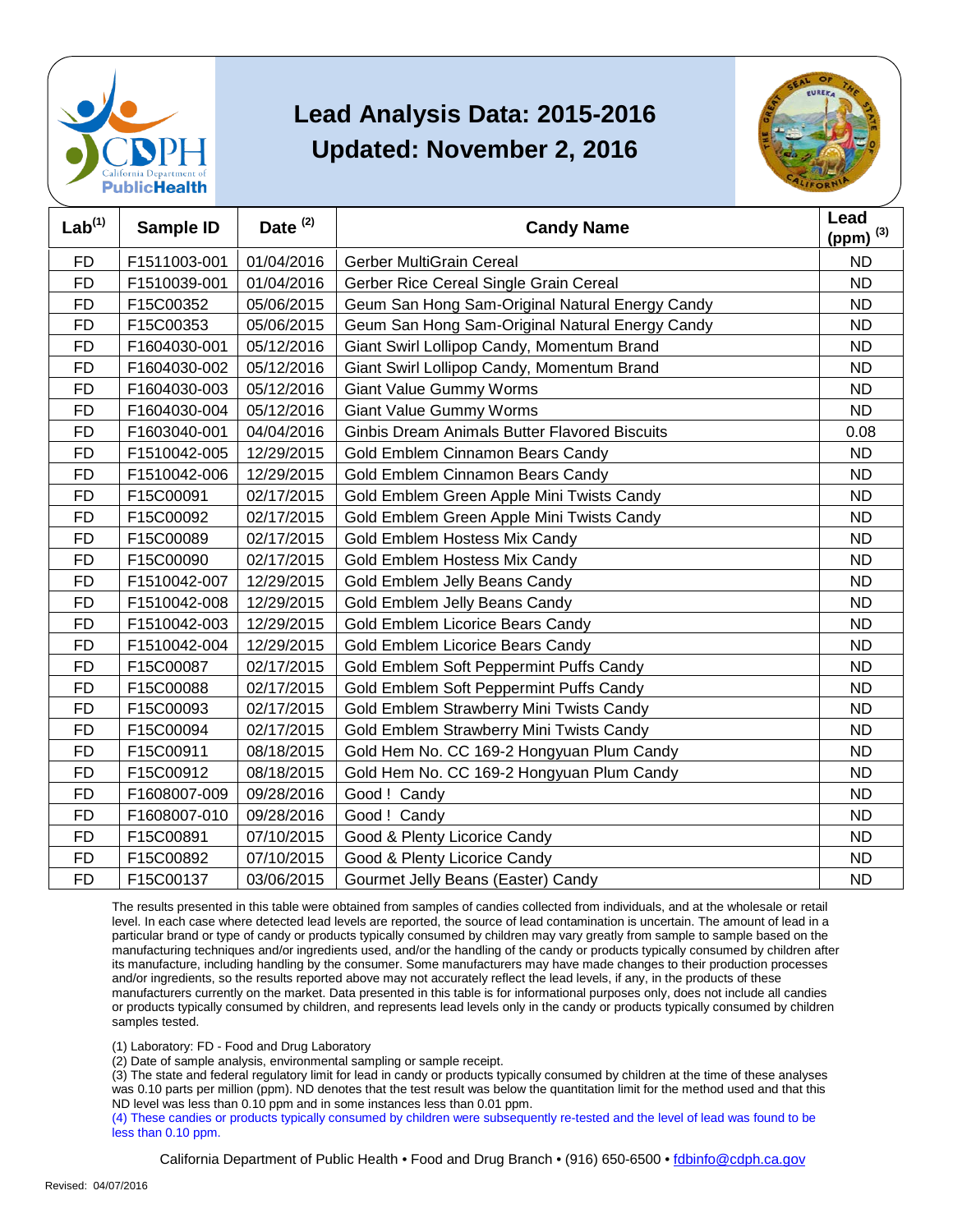# Lead Analysis Data: 2015-2016
## Updated: November 2, 2016

| Lab[1] | Sample ID | Date [2] | Candy Name | Lead (ppm) [3] |
|---|---|---|---|---|
| FD | F1511003-001 | 01/04/2016 | Gerber MultiGrain Cereal | ND |
| FD | F1510039-001 | 01/04/2016 | Gerber Rice Cereal Single Grain Cereal | ND |
| FD | F15C00352 | 05/06/2015 | Geum San Hong Sam-Original Natural Energy Candy | ND |
| FD | F15C00353 | 05/06/2015 | Geum San Hong Sam-Original Natural Energy Candy | ND |
| FD | F1604030-001 | 05/12/2016 | Giant Swirl Lollipop Candy, Momentum Brand | ND |
| FD | F1604030-002 | 05/12/2016 | Giant Swirl Lollipop Candy, Momentum Brand | ND |
| FD | F1604030-003 | 05/12/2016 | Giant Value Gummy Worms | ND |
| FD | F1604030-004 | 05/12/2016 | Giant Value Gummy Worms | ND |
| FD | F1603040-001 | 04/04/2016 | Ginbis Dream Animals Butter Flavored Biscuits | 0.08 |
| FD | F1510042-005 | 12/29/2015 | Gold Emblem Cinnamon Bears Candy | ND |
| FD | F1510042-006 | 12/29/2015 | Gold Emblem Cinnamon Bears Candy | ND |
| FD | F15C00091 | 02/17/2015 | Gold Emblem Green Apple Mini Twists Candy | ND |
| FD | F15C00092 | 02/17/2015 | Gold Emblem Green Apple Mini Twists Candy | ND |
| FD | F15C00089 | 02/17/2015 | Gold Emblem Hostess Mix Candy | ND |
| FD | F15C00090 | 02/17/2015 | Gold Emblem Hostess Mix Candy | ND |
| FD | F1510042-007 | 12/29/2015 | Gold Emblem Jelly Beans Candy | ND |
| FD | F1510042-008 | 12/29/2015 | Gold Emblem Jelly Beans Candy | ND |
| FD | F1510042-003 | 12/29/2015 | Gold Emblem Licorice Bears Candy | ND |
| FD | F1510042-004 | 12/29/2015 | Gold Emblem Licorice Bears Candy | ND |
| FD | F15C00087 | 02/17/2015 | Gold Emblem Soft Peppermint Puffs Candy | ND |
| FD | F15C00088 | 02/17/2015 | Gold Emblem Soft Peppermint Puffs Candy | ND |
| FD | F15C00093 | 02/17/2015 | Gold Emblem Strawberry Mini Twists Candy | ND |
| FD | F15C00094 | 02/17/2015 | Gold Emblem Strawberry Mini Twists Candy | ND |
| FD | F15C00911 | 08/18/2015 | Gold Hem No. CC 169-2 Hongyuan Plum Candy | ND |
| FD | F15C00912 | 08/18/2015 | Gold Hem No. CC 169-2 Hongyuan Plum Candy | ND |
| FD | F1608007-009 | 09/28/2016 | Good ! Candy | ND |
| FD | F1608007-010 | 09/28/2016 | Good ! Candy | ND |
| FD | F15C00891 | 07/10/2015 | Good & Plenty Licorice Candy | ND |
| FD | F15C00892 | 07/10/2015 | Good & Plenty Licorice Candy | ND |
| FD | F15C00137 | 03/06/2015 | Gourmet Jelly Beans (Easter) Candy | ND |

The results presented in this table were obtained from samples of candies collected from individuals, and at the wholesale or retail level. In each case where detected lead levels are reported, the source of lead contamination is uncertain. The amount of lead in a particular brand or type of candy or products typically consumed by children may vary greatly from sample to sample based on the manufacturing techniques and/or ingredients used, and/or the handling of the candy or products typically consumed by children after its manufacture, including handling by the consumer. Some manufacturers may have made changes to their production processes and/or ingredients, so the results reported above may not accurately reflect the lead levels, if any, in the products of these manufacturers currently on the market. Data presented in this table is for informational purposes only, does not include all candies or products typically consumed by children, and represents lead levels only in the candy or products typically consumed by children samples tested.

(1) Laboratory: FD - Food and Drug Laboratory

(2) Date of sample analysis, environmental sampling or sample receipt.

(3) The state and federal regulatory limit for lead in candy or products typically consumed by children at the time of these analyses was 0.10 parts per million (ppm). ND denotes that the test result was below the quantitation limit for the method used and that this ND level was less than 0.10 ppm and in some instances less than 0.01 ppm.

(4) These candies or products typically consumed by children were subsequently re-tested and the level of lead was found to be less than 0.10 ppm.

California Department of Public Health • Food and Drug Branch • (916) 650-6500 • fdbinfo@cdph.ca.gov

Revised: 04/07/2016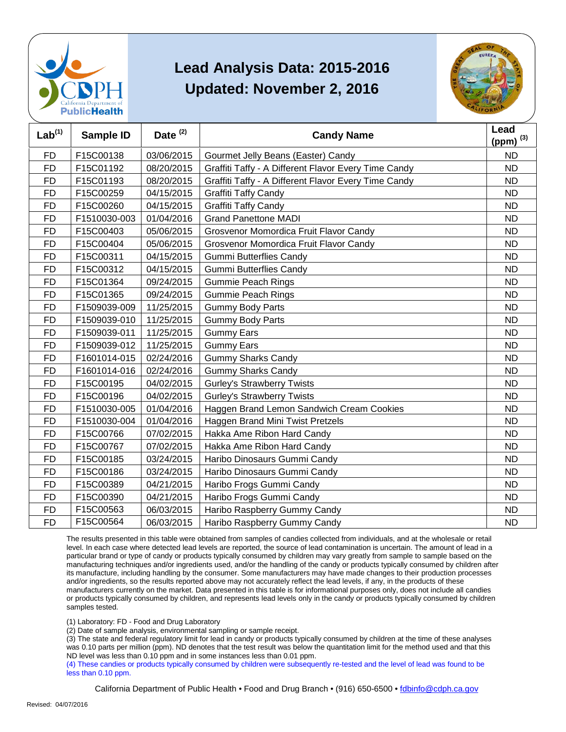# Lead Analysis Data: 2015-2016

## Updated: November 2, 2016

| Lab[1] | Sample ID | Date [2] | Candy Name | Lead (ppm) [3] |
|---|---|---|---|---|
| FD | F15C00138 | 03/06/2015 | Gourmet Jelly Beans (Easter) Candy | ND |
| FD | F15C01192 | 08/20/2015 | Graffiti Taffy - A Different Flavor Every Time Candy | ND |
| FD | F15C01193 | 08/20/2015 | Graffiti Taffy - A Different Flavor Every Time Candy | ND |
| FD | F15C00259 | 04/15/2015 | Graffiti Taffy Candy | ND |
| FD | F15C00260 | 04/15/2015 | Graffiti Taffy Candy | ND |
| FD | F1510030-003 | 01/04/2016 | Grand Panettone MADI | ND |
| FD | F15C00403 | 05/06/2015 | Grosvenor Momordica Fruit Flavor Candy | ND |
| FD | F15C00404 | 05/06/2015 | Grosvenor Momordica Fruit Flavor Candy | ND |
| FD | F15C00311 | 04/15/2015 | Gummi Butterflies Candy | ND |
| FD | F15C00312 | 04/15/2015 | Gummi Butterflies Candy | ND |
| FD | F15C01364 | 09/24/2015 | Gummie Peach Rings | ND |
| FD | F15C01365 | 09/24/2015 | Gummie Peach Rings | ND |
| FD | F1509039-009 | 11/25/2015 | Gummy Body Parts | ND |
| FD | F1509039-010 | 11/25/2015 | Gummy Body Parts | ND |
| FD | F1509039-011 | 11/25/2015 | Gummy Ears | ND |
| FD | F1509039-012 | 11/25/2015 | Gummy Ears | ND |
| FD | F1601014-015 | 02/24/2016 | Gummy Sharks Candy | ND |
| FD | F1601014-016 | 02/24/2016 | Gummy Sharks Candy | ND |
| FD | F15C00195 | 04/02/2015 | Gurley's Strawberry Twists | ND |
| FD | F15C00196 | 04/02/2015 | Gurley's Strawberry Twists | ND |
| FD | F1510030-005 | 01/04/2016 | Haggen Brand Lemon Sandwich Cream Cookies | ND |
| FD | F1510030-004 | 01/04/2016 | Haggen Brand Mini Twist Pretzels | ND |
| FD | F15C00766 | 07/02/2015 | Hakka Ame Ribon Hard Candy | ND |
| FD | F15C00767 | 07/02/2015 | Hakka Ame Ribon Hard Candy | ND |
| FD | F15C00185 | 03/24/2015 | Haribo Dinosaurs Gummi Candy | ND |
| FD | F15C00186 | 03/24/2015 | Haribo Dinosaurs Gummi Candy | ND |
| FD | F15C00389 | 04/21/2015 | Haribo Frogs Gummi Candy | ND |
| FD | F15C00390 | 04/21/2015 | Haribo Frogs Gummi Candy | ND |
| FD | F15C00563 | 06/03/2015 | Haribo Raspberry Gummy Candy | ND |
| FD | F15C00564 | 06/03/2015 | Haribo Raspberry Gummy Candy | ND |

The results presented in this table were obtained from samples of candies collected from individuals, and at the wholesale or retail level. In each case where detected lead levels are reported, the source of lead contamination is uncertain. The amount of lead in a particular brand or type of candy or products typically consumed by children may vary greatly from sample to sample based on the manufacturing techniques and/or ingredients used, and/or the handling of the candy or products typically consumed by children after its manufacture, including handling by the consumer. Some manufacturers may have made changes to their production processes and/or ingredients, so the results reported above may not accurately reflect the lead levels, if any, in the products of these manufacturers currently on the market. Data presented in this table is for informational purposes only, does not include all candies or products typically consumed by children, and represents lead levels only in the candy or products typically consumed by children samples tested.

(1) Laboratory: FD - Food and Drug Laboratory
(2) Date of sample analysis, environmental sampling or sample receipt.
(3) The state and federal regulatory limit for lead in candy or products typically consumed by children at the time of these analyses was 0.10 parts per million (ppm). ND denotes that the test result was below the quantitation limit for the method used and that this ND level was less than 0.10 ppm and in some instances less than 0.01 ppm.
(4) These candies or products typically consumed by children were subsequently re-tested and the level of lead was found to be less than 0.10 ppm.

California Department of Public Health • Food and Drug Branch • (916) 650-6500 • fdbinfo@cdph.ca.gov

Revised: 04/07/2016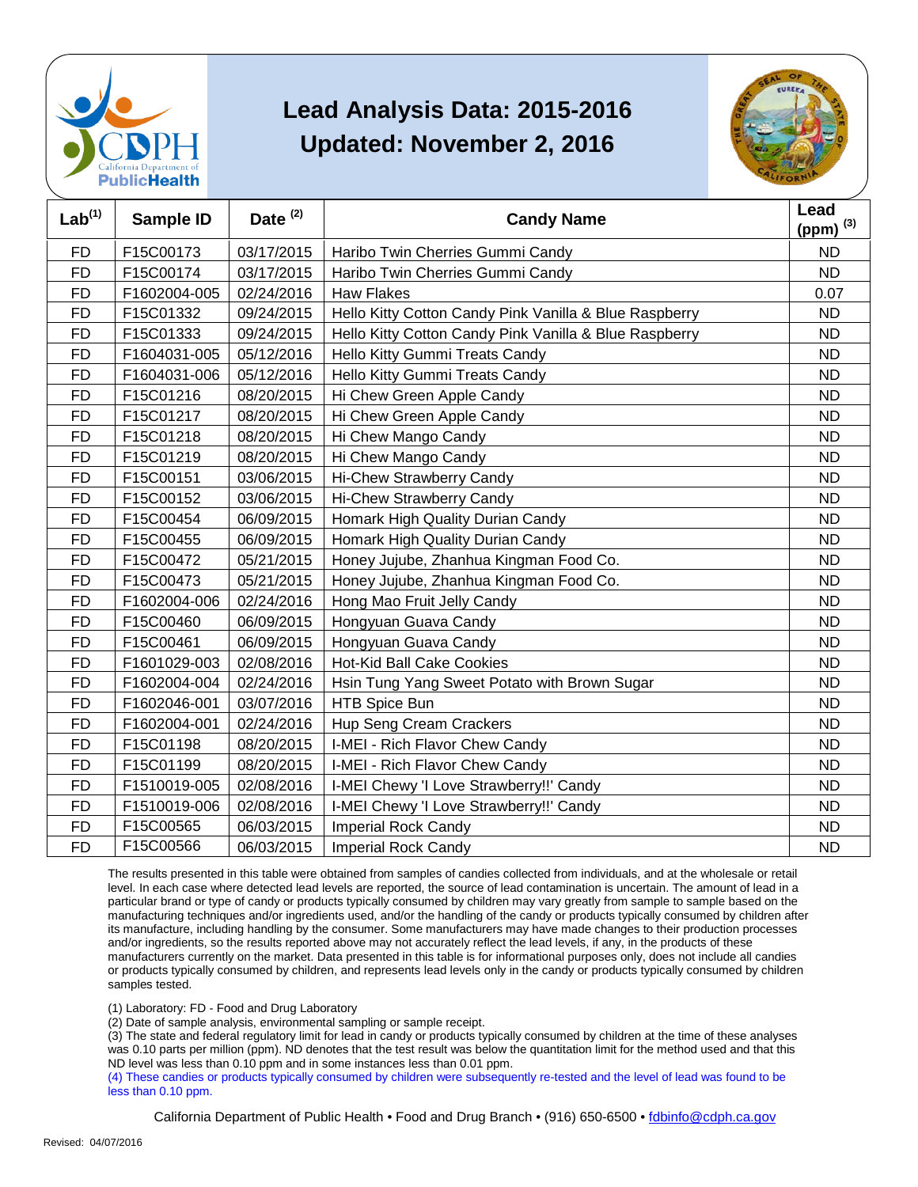# Lead Analysis Data: 2015-2016

## Updated: November 2, 2016

| Lab[1] | Sample ID | Date [2] | Candy Name | Lead (ppm) [3] |
|---|---|---|---|---|
| FD | F15C00173 | 03/17/2015 | Haribo Twin Cherries Gummi Candy | ND |
| FD | F15C00174 | 03/17/2015 | Haribo Twin Cherries Gummi Candy | ND |
| FD | F1602004-005 | 02/24/2016 | Haw Flakes | 0.07 |
| FD | F15C01332 | 09/24/2015 | Hello Kitty Cotton Candy Pink Vanilla & Blue Raspberry | ND |
| FD | F15C01333 | 09/24/2015 | Hello Kitty Cotton Candy Pink Vanilla & Blue Raspberry | ND |
| FD | F1604031-005 | 05/12/2016 | Hello Kitty Gummi Treats Candy | ND |
| FD | F1604031-006 | 05/12/2016 | Hello Kitty Gummi Treats Candy | ND |
| FD | F15C01216 | 08/20/2015 | Hi Chew Green Apple Candy | ND |
| FD | F15C01217 | 08/20/2015 | Hi Chew Green Apple Candy | ND |
| FD | F15C01218 | 08/20/2015 | Hi Chew Mango Candy | ND |
| FD | F15C01219 | 08/20/2015 | Hi Chew Mango Candy | ND |
| FD | F15C00151 | 03/06/2015 | Hi-Chew Strawberry Candy | ND |
| FD | F15C00152 | 03/06/2015 | Hi-Chew Strawberry Candy | ND |
| FD | F15C00454 | 06/09/2015 | Homark High Quality Durian Candy | ND |
| FD | F15C00455 | 06/09/2015 | Homark High Quality Durian Candy | ND |
| FD | F15C00472 | 05/21/2015 | Honey Jujube, Zhanhua Kingman Food Co. | ND |
| FD | F15C00473 | 05/21/2015 | Honey Jujube, Zhanhua Kingman Food Co. | ND |
| FD | F1602004-006 | 02/24/2016 | Hong Mao Fruit Jelly Candy | ND |
| FD | F15C00460 | 06/09/2015 | Hongyuan Guava Candy | ND |
| FD | F15C00461 | 06/09/2015 | Hongyuan Guava Candy | ND |
| FD | F1601029-003 | 02/08/2016 | Hot-Kid Ball Cake Cookies | ND |
| FD | F1602004-004 | 02/24/2016 | Hsin Tung Yang Sweet Potato with Brown Sugar | ND |
| FD | F1602046-001 | 03/07/2016 | HTB Spice Bun | ND |
| FD | F1602004-001 | 02/24/2016 | Hup Seng Cream Crackers | ND |
| FD | F15C01198 | 08/20/2015 | I-MEI - Rich Flavor Chew Candy | ND |
| FD | F15C01199 | 08/20/2015 | I-MEI - Rich Flavor Chew Candy | ND |
| FD | F1510019-005 | 02/08/2016 | I-MEI Chewy 'I Love Strawberry!!' Candy | ND |
| FD | F1510019-006 | 02/08/2016 | I-MEI Chewy 'I Love Strawberry!!' Candy | ND |
| FD | F15C00565 | 06/03/2015 | Imperial Rock Candy | ND |
| FD | F15C00566 | 06/03/2015 | Imperial Rock Candy | ND |

The results presented in this table were obtained from samples of candies collected from individuals, and at the wholesale or retail level. In each case where detected lead levels are reported, the source of lead contamination is uncertain. The amount of lead in a particular brand or type of candy or products typically consumed by children may vary greatly from sample to sample based on the manufacturing techniques and/or ingredients used, and/or the handling of the candy or products typically consumed by children after its manufacture, including handling by the consumer. Some manufacturers may have made changes to their production processes and/or ingredients, so the results reported above may not accurately reflect the lead levels, if any, in the products of these manufacturers currently on the market. Data presented in this table is for informational purposes only, does not include all candies or products typically consumed by children, and represents lead levels only in the candy or products typically consumed by children samples tested.

(1) Laboratory: FD - Food and Drug Laboratory

(2) Date of sample analysis, environmental sampling or sample receipt.

(3) The state and federal regulatory limit for lead in candy or products typically consumed by children at the time of these analyses was 0.10 parts per million (ppm). ND denotes that the test result was below the quantitation limit for the method used and that this ND level was less than 0.10 ppm and in some instances less than 0.01 ppm.

(4) These candies or products typically consumed by children were subsequently re-tested and the level of lead was found to be less than 0.10 ppm.

California Department of Public Health • Food and Drug Branch • (916) 650-6500 • fdbinfo@cdph.ca.gov

Revised: 04/07/2016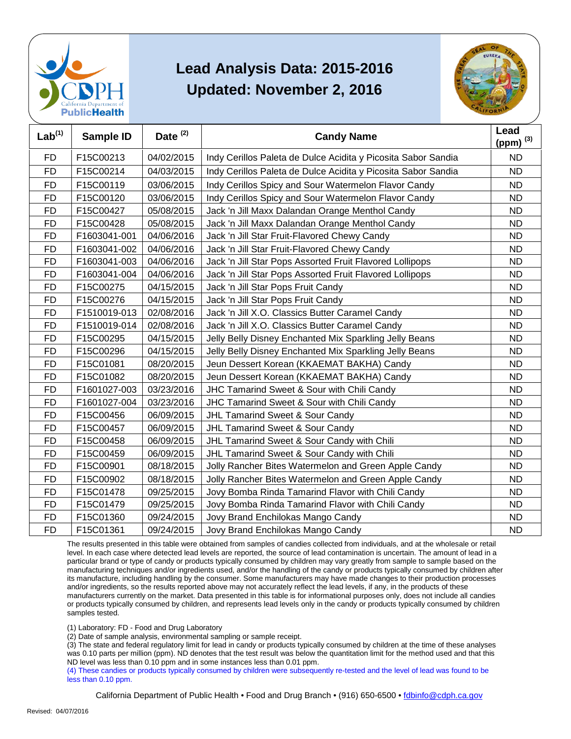# Lead Analysis Data: 2015-2016

## Updated: November 2, 2016

| Lab[1] | Sample ID | Date [2] | Candy Name | Lead (ppm) [3] |
|---|---|---|---|---|
| FD | F15C00213 | 04/02/2015 | Indy Cerillos Paleta de Dulce Acidita y Picosita Sabor Sandia | ND |
| FD | F15C00214 | 04/03/2015 | Indy Cerillos Paleta de Dulce Acidita y Picosita Sabor Sandia | ND |
| FD | F15C00119 | 03/06/2015 | Indy Cerillos Spicy and Sour Watermelon Flavor Candy | ND |
| FD | F15C00120 | 03/06/2015 | Indy Cerillos Spicy and Sour Watermelon Flavor Candy | ND |
| FD | F15C00427 | 05/08/2015 | Jack 'n Jill Maxx Dalandan Orange Menthol Candy | ND |
| FD | F15C00428 | 05/08/2015 | Jack 'n Jill Maxx Dalandan Orange Menthol Candy | ND |
| FD | F1603041-001 | 04/06/2016 | Jack 'n Jill Star Fruit-Flavored Chewy Candy | ND |
| FD | F1603041-002 | 04/06/2016 | Jack 'n Jill Star Fruit-Flavored Chewy Candy | ND |
| FD | F1603041-003 | 04/06/2016 | Jack 'n Jill Star Pops Assorted Fruit Flavored Lollipops | ND |
| FD | F1603041-004 | 04/06/2016 | Jack 'n Jill Star Pops Assorted Fruit Flavored Lollipops | ND |
| FD | F15C00275 | 04/15/2015 | Jack 'n Jill Star Pops Fruit Candy | ND |
| FD | F15C00276 | 04/15/2015 | Jack 'n Jill Star Pops Fruit Candy | ND |
| FD | F1510019-013 | 02/08/2016 | Jack 'n Jill X.O. Classics Butter Caramel Candy | ND |
| FD | F1510019-014 | 02/08/2016 | Jack 'n Jill X.O. Classics Butter Caramel Candy | ND |
| FD | F15C00295 | 04/15/2015 | Jelly Belly Disney Enchanted Mix Sparkling Jelly Beans | ND |
| FD | F15C00296 | 04/15/2015 | Jelly Belly Disney Enchanted Mix Sparkling Jelly Beans | ND |
| FD | F15C01081 | 08/20/2015 | Jeun Dessert Korean (KKAEMAT BAKHA) Candy | ND |
| FD | F15C01082 | 08/20/2015 | Jeun Dessert Korean (KKAEMAT BAKHA) Candy | ND |
| FD | F1601027-003 | 03/23/2016 | JHC Tamarind Sweet & Sour with Chili Candy | ND |
| FD | F1601027-004 | 03/23/2016 | JHC Tamarind Sweet & Sour with Chili Candy | ND |
| FD | F15C00456 | 06/09/2015 | JHL Tamarind Sweet & Sour Candy | ND |
| FD | F15C00457 | 06/09/2015 | JHL Tamarind Sweet & Sour Candy | ND |
| FD | F15C00458 | 06/09/2015 | JHL Tamarind Sweet & Sour Candy with Chili | ND |
| FD | F15C00459 | 06/09/2015 | JHL Tamarind Sweet & Sour Candy with Chili | ND |
| FD | F15C00901 | 08/18/2015 | Jolly Rancher Bites Watermelon and Green Apple Candy | ND |
| FD | F15C00902 | 08/18/2015 | Jolly Rancher Bites Watermelon and Green Apple Candy | ND |
| FD | F15C01478 | 09/25/2015 | Jovy Bomba Rinda Tamarind Flavor with Chili Candy | ND |
| FD | F15C01479 | 09/25/2015 | Jovy Bomba Rinda Tamarind Flavor with Chili Candy | ND |
| FD | F15C01360 | 09/24/2015 | Jovy Brand Enchilokas Mango Candy | ND |
| FD | F15C01361 | 09/24/2015 | Jovy Brand Enchilokas Mango Candy | ND |

The results presented in this table were obtained from samples of candies collected from individuals, and at the wholesale or retail level. In each case where detected lead levels are reported, the source of lead contamination is uncertain. The amount of lead in a particular brand or type of candy or products typically consumed by children may vary greatly from sample to sample based on the manufacturing techniques and/or ingredients used, and/or the handling of the candy or products typically consumed by children after its manufacture, including handling by the consumer. Some manufacturers may have made changes to their production processes and/or ingredients, so the results reported above may not accurately reflect the lead levels, if any, in the products of these manufacturers currently on the market. Data presented in this table is for informational purposes only, does not include all candies or products typically consumed by children, and represents lead levels only in the candy or products typically consumed by children samples tested.

(1) Laboratory: FD - Food and Drug Laboratory

(2) Date of sample analysis, environmental sampling or sample receipt.

(3) The state and federal regulatory limit for lead in candy or products typically consumed by children at the time of these analyses was 0.10 parts per million (ppm). ND denotes that the test result was below the quantitation limit for the method used and that this ND level was less than 0.10 ppm and in some instances less than 0.01 ppm.

(4) These candies or products typically consumed by children were subsequently re-tested and the level of lead was found to be less than 0.10 ppm.

California Department of Public Health • Food and Drug Branch • (916) 650-6500 • fdbinfo@cdph.ca.gov

Revised: 04/07/2016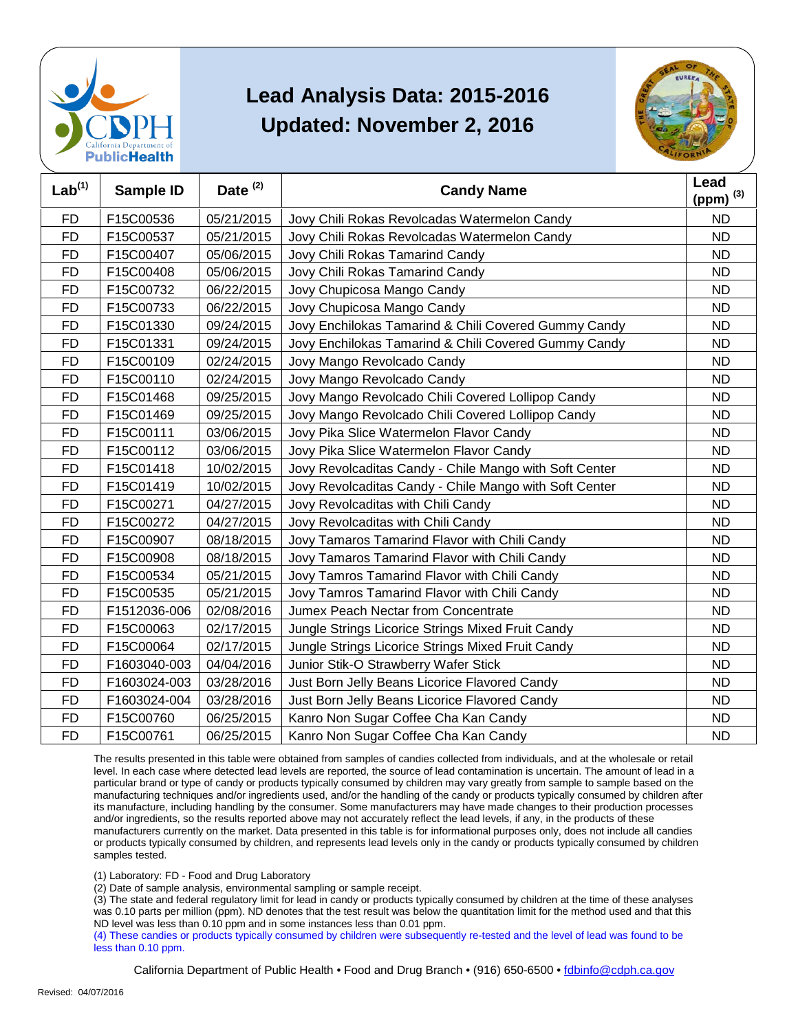# Lead Analysis Data: 2015-2016

## Updated: November 2, 2016

| Lab [1] | Sample ID | Date [2] | Candy Name | Lead (ppm) [3] |
|---|---|---|---|---|
| FD | F15C00536 | 05/21/2015 | Jovy Chili Rokas Revolcadas Watermelon Candy | ND |
| FD | F15C00537 | 05/21/2015 | Jovy Chili Rokas Revolcadas Watermelon Candy | ND |
| FD | F15C00407 | 05/06/2015 | Jovy Chili Rokas Tamarind Candy | ND |
| FD | F15C00408 | 05/06/2015 | Jovy Chili Rokas Tamarind Candy | ND |
| FD | F15C00732 | 06/22/2015 | Jovy Chupicosa Mango Candy | ND |
| FD | F15C00733 | 06/22/2015 | Jovy Chupicosa Mango Candy | ND |
| FD | F15C01330 | 09/24/2015 | Jovy Enchilokas Tamarind & Chili Covered Gummy Candy | ND |
| FD | F15C01331 | 09/24/2015 | Jovy Enchilokas Tamarind & Chili Covered Gummy Candy | ND |
| FD | F15C00109 | 02/24/2015 | Jovy Mango Revolcado Candy | ND |
| FD | F15C00110 | 02/24/2015 | Jovy Mango Revolcado Candy | ND |
| FD | F15C01468 | 09/25/2015 | Jovy Mango Revolcado Chili Covered Lollipop Candy | ND |
| FD | F15C01469 | 09/25/2015 | Jovy Mango Revolcado Chili Covered Lollipop Candy | ND |
| FD | F15C00111 | 03/06/2015 | Jovy Pika Slice Watermelon Flavor Candy | ND |
| FD | F15C00112 | 03/06/2015 | Jovy Pika Slice Watermelon Flavor Candy | ND |
| FD | F15C01418 | 10/02/2015 | Jovy Revolcaditas Candy - Chile Mango with Soft Center | ND |
| FD | F15C01419 | 10/02/2015 | Jovy Revolcaditas Candy - Chile Mango with Soft Center | ND |
| FD | F15C00271 | 04/27/2015 | Jovy Revolcaditas with Chili Candy | ND |
| FD | F15C00272 | 04/27/2015 | Jovy Revolcaditas with Chili Candy | ND |
| FD | F15C00907 | 08/18/2015 | Jovy Tamaros Tamarind Flavor with Chili Candy | ND |
| FD | F15C00908 | 08/18/2015 | Jovy Tamaros Tamarind Flavor with Chili Candy | ND |
| FD | F15C00534 | 05/21/2015 | Jovy Tamros Tamarind Flavor with Chili Candy | ND |
| FD | F15C00535 | 05/21/2015 | Jovy Tamros Tamarind Flavor with Chili Candy | ND |
| FD | F1512036-006 | 02/08/2016 | Jumex Peach Nectar from Concentrate | ND |
| FD | F15C00063 | 02/17/2015 | Jungle Strings Licorice Strings Mixed Fruit Candy | ND |
| FD | F15C00064 | 02/17/2015 | Jungle Strings Licorice Strings Mixed Fruit Candy | ND |
| FD | F1603040-003 | 04/04/2016 | Junior Stik-O Strawberry Wafer Stick | ND |
| FD | F1603024-003 | 03/28/2016 | Just Born Jelly Beans Licorice Flavored Candy | ND |
| FD | F1603024-004 | 03/28/2016 | Just Born Jelly Beans Licorice Flavored Candy | ND |
| FD | F15C00760 | 06/25/2015 | Kanro Non Sugar Coffee Cha Kan Candy | ND |
| FD | F15C00761 | 06/25/2015 | Kanro Non Sugar Coffee Cha Kan Candy | ND |

The results presented in this table were obtained from samples of candies collected from individuals, and at the wholesale or retail level. In each case where detected lead levels are reported, the source of lead contamination is uncertain. The amount of lead in a particular brand or type of candy or products typically consumed by children may vary greatly from sample to sample based on the manufacturing techniques and/or ingredients used, and/or the handling of the candy or products typically consumed by children after its manufacture, including handling by the consumer. Some manufacturers may have made changes to their production processes and/or ingredients, so the results reported above may not accurately reflect the lead levels, if any, in the products of these manufacturers currently on the market. Data presented in this table is for informational purposes only, does not include all candies or products typically consumed by children, and represents lead levels only in the candy or products typically consumed by children samples tested.

(1) Laboratory: FD - Food and Drug Laboratory

(2) Date of sample analysis, environmental sampling or sample receipt.

(3) The state and federal regulatory limit for lead in candy or products typically consumed by children at the time of these analyses was 0.10 parts per million (ppm). ND denotes that the test result was below the quantitation limit for the method used and that this ND level was less than 0.10 ppm and in some instances less than 0.01 ppm.

(4) These candies or products typically consumed by children were subsequently re-tested and the level of lead was found to be less than 0.10 ppm.

California Department of Public Health • Food and Drug Branch • (916) 650-6500 • fdbinfo@cdph.ca.gov

Revised: 04/07/2016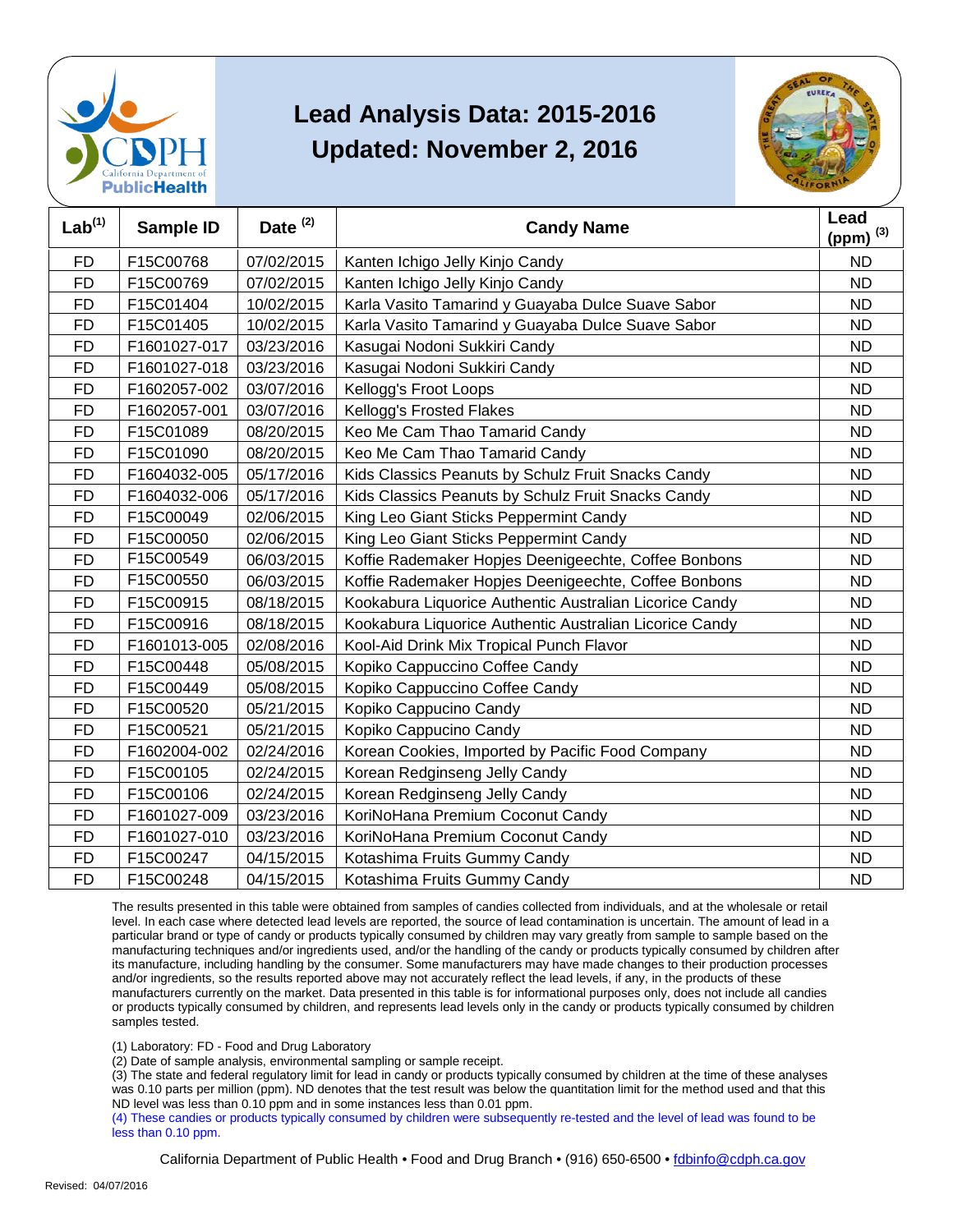# Lead Analysis Data: 2015-2016

## Updated: November 2, 2016

| Lab[1] | Sample ID | Date [2] | Candy Name | Lead (ppm) [3] |
|---|---|---|---|---|
| FD | F15C00768 | 07/02/2015 | Kanten Ichigo Jelly Kinjo Candy | ND |
| FD | F15C00769 | 07/02/2015 | Kanten Ichigo Jelly Kinjo Candy | ND |
| FD | F15C01404 | 10/02/2015 | Karla Vasito Tamarind y Guayaba Dulce Suave Sabor | ND |
| FD | F15C01405 | 10/02/2015 | Karla Vasito Tamarind y Guayaba Dulce Suave Sabor | ND |
| FD | F1601027-017 | 03/23/2016 | Kasugai Nodoni Sukkiri Candy | ND |
| FD | F1601027-018 | 03/23/2016 | Kasugai Nodoni Sukkiri Candy | ND |
| FD | F1602057-002 | 03/07/2016 | Kellogg's Froot Loops | ND |
| FD | F1602057-001 | 03/07/2016 | Kellogg's Frosted Flakes | ND |
| FD | F15C01089 | 08/20/2015 | Keo Me Cam Thao Tamarid Candy | ND |
| FD | F15C01090 | 08/20/2015 | Keo Me Cam Thao Tamarid Candy | ND |
| FD | F1604032-005 | 05/17/2016 | Kids Classics Peanuts by Schulz Fruit Snacks Candy | ND |
| FD | F1604032-006 | 05/17/2016 | Kids Classics Peanuts by Schulz Fruit Snacks Candy | ND |
| FD | F15C00049 | 02/06/2015 | King Leo Giant Sticks Peppermint Candy | ND |
| FD | F15C00050 | 02/06/2015 | King Leo Giant Sticks Peppermint Candy | ND |
| FD | F15C00549 | 06/03/2015 | Koffie Rademaker Hopjes Deenigeechte, Coffee Bonbons | ND |
| FD | F15C00550 | 06/03/2015 | Koffie Rademaker Hopjes Deenigeechte, Coffee Bonbons | ND |
| FD | F15C00915 | 08/18/2015 | Kookabura Liquorice Authentic Australian Licorice Candy | ND |
| FD | F15C00916 | 08/18/2015 | Kookabura Liquorice Authentic Australian Licorice Candy | ND |
| FD | F1601013-005 | 02/08/2016 | Kool-Aid Drink Mix Tropical Punch Flavor | ND |
| FD | F15C00448 | 05/08/2015 | Kopiko Cappuccino Coffee Candy | ND |
| FD | F15C00449 | 05/08/2015 | Kopiko Cappuccino Coffee Candy | ND |
| FD | F15C00520 | 05/21/2015 | Kopiko Cappucino Candy | ND |
| FD | F15C00521 | 05/21/2015 | Kopiko Cappucino Candy | ND |
| FD | F1602004-002 | 02/24/2016 | Korean Cookies, Imported by Pacific Food Company | ND |
| FD | F15C00105 | 02/24/2015 | Korean Redginseng Jelly Candy | ND |
| FD | F15C00106 | 02/24/2015 | Korean Redginseng Jelly Candy | ND |
| FD | F1601027-009 | 03/23/2016 | KoriNoHana Premium Coconut Candy | ND |
| FD | F1601027-010 | 03/23/2016 | KoriNoHana Premium Coconut Candy | ND |
| FD | F15C00247 | 04/15/2015 | Kotashima Fruits Gummy Candy | ND |
| FD | F15C00248 | 04/15/2015 | Kotashima Fruits Gummy Candy | ND |

The results presented in this table were obtained from samples of candies collected from individuals, and at the wholesale or retail level. In each case where detected lead levels are reported, the source of lead contamination is uncertain. The amount of lead in a particular brand or type of candy or products typically consumed by children may vary greatly from sample to sample based on the manufacturing techniques and/or ingredients used, and/or the handling of the candy or products typically consumed by children after its manufacture, including handling by the consumer. Some manufacturers may have made changes to their production processes and/or ingredients, so the results reported above may not accurately reflect the lead levels, if any, in the products of these manufacturers currently on the market. Data presented in this table is for informational purposes only, does not include all candies or products typically consumed by children, and represents lead levels only in the candy or products typically consumed by children samples tested.

(1) Laboratory: FD - Food and Drug Laboratory

(2) Date of sample analysis, environmental sampling or sample receipt.

(3) The state and federal regulatory limit for lead in candy or products typically consumed by children at the time of these analyses was 0.10 parts per million (ppm). ND denotes that the test result was below the quantitation limit for the method used and that this ND level was less than 0.10 ppm and in some instances less than 0.01 ppm.

(4) These candies or products typically consumed by children were subsequently re-tested and the level of lead was found to be less than 0.10 ppm.

California Department of Public Health • Food and Drug Branch • (916) 650-6500 • fdbinfo@cdph.ca.gov

Revised: 04/07/2016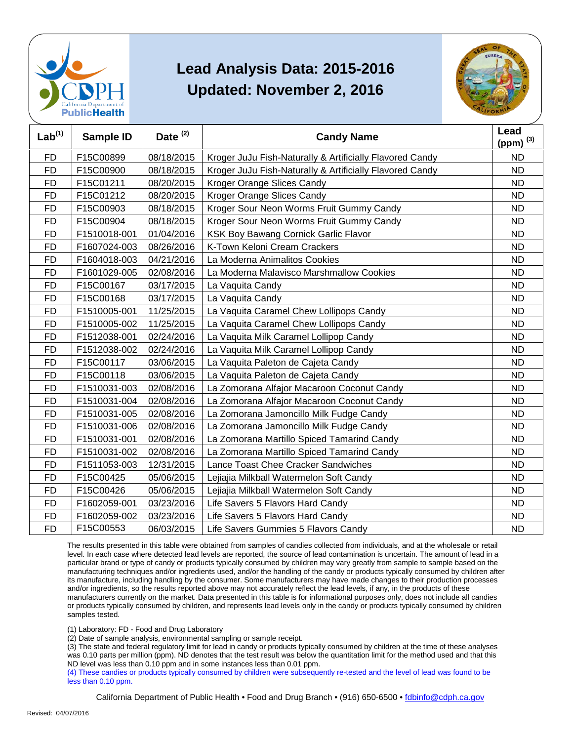# Lead Analysis Data: 2015-2016

## Updated: November 2, 2016

| Lab[1] | Sample ID | Date [2] | Candy Name | Lead (ppm) [3] |
|---|---|---|---|---|
| FD | F15C00899 | 08/18/2015 | Kroger JuJu Fish-Naturally & Artificially Flavored Candy | ND |
| FD | F15C00900 | 08/18/2015 | Kroger JuJu Fish-Naturally & Artificially Flavored Candy | ND |
| FD | F15C01211 | 08/20/2015 | Kroger Orange Slices Candy | ND |
| FD | F15C01212 | 08/20/2015 | Kroger Orange Slices Candy | ND |
| FD | F15C00903 | 08/18/2015 | Kroger Sour Neon Worms Fruit Gummy Candy | ND |
| FD | F15C00904 | 08/18/2015 | Kroger Sour Neon Worms Fruit Gummy Candy | ND |
| FD | F1510018-001 | 01/04/2016 | KSK Boy Bawang Cornick Garlic Flavor | ND |
| FD | F1607024-003 | 08/26/2016 | K-Town Keloni Cream Crackers | ND |
| FD | F1604018-003 | 04/21/2016 | La Moderna Animalitos Cookies | ND |
| FD | F1601029-005 | 02/08/2016 | La Moderna Malavisco Marshmallow Cookies | ND |
| FD | F15C00167 | 03/17/2015 | La Vaquita Candy | ND |
| FD | F15C00168 | 03/17/2015 | La Vaquita Candy | ND |
| FD | F1510005-001 | 11/25/2015 | La Vaquita Caramel Chew Lollipops Candy | ND |
| FD | F1510005-002 | 11/25/2015 | La Vaquita Caramel Chew Lollipops Candy | ND |
| FD | F1512038-001 | 02/24/2016 | La Vaquita Milk Caramel Lollipop Candy | ND |
| FD | F1512038-002 | 02/24/2016 | La Vaquita Milk Caramel Lollipop Candy | ND |
| FD | F15C00117 | 03/06/2015 | La Vaquita Paleton de Cajeta Candy | ND |
| FD | F15C00118 | 03/06/2015 | La Vaquita Paleton de Cajeta Candy | ND |
| FD | F1510031-003 | 02/08/2016 | La Zomorana Alfajor Macaroon Coconut Candy | ND |
| FD | F1510031-004 | 02/08/2016 | La Zomorana Alfajor Macaroon Coconut Candy | ND |
| FD | F1510031-005 | 02/08/2016 | La Zomorana Jamoncillo Milk Fudge Candy | ND |
| FD | F1510031-006 | 02/08/2016 | La Zomorana Jamoncillo Milk Fudge Candy | ND |
| FD | F1510031-001 | 02/08/2016 | La Zomorana Martillo Spiced Tamarind Candy | ND |
| FD | F1510031-002 | 02/08/2016 | La Zomorana Martillo Spiced Tamarind Candy | ND |
| FD | F1511053-003 | 12/31/2015 | Lance Toast Chee Cracker Sandwiches | ND |
| FD | F15C00425 | 05/06/2015 | Lejiajia Milkball Watermelon Soft Candy | ND |
| FD | F15C00426 | 05/06/2015 | Lejiajia Milkball Watermelon Soft Candy | ND |
| FD | F1602059-001 | 03/23/2016 | Life Savers 5 Flavors Hard Candy | ND |
| FD | F1602059-002 | 03/23/2016 | Life Savers 5 Flavors Hard Candy | ND |
| FD | F15C00553 | 06/03/2015 | Life Savers Gummies 5 Flavors Candy | ND |

The results presented in this table were obtained from samples of candies collected from individuals, and at the wholesale or retail level. In each case where detected lead levels are reported, the source of lead contamination is uncertain. The amount of lead in a particular brand or type of candy or products typically consumed by children may vary greatly from sample to sample based on the manufacturing techniques and/or ingredients used, and/or the handling of the candy or products typically consumed by children after its manufacture, including handling by the consumer. Some manufacturers may have made changes to their production processes and/or ingredients, so the results reported above may not accurately reflect the lead levels, if any, in the products of these manufacturers currently on the market. Data presented in this table is for informational purposes only, does not include all candies or products typically consumed by children, and represents lead levels only in the candy or products typically consumed by children samples tested.

(1) Laboratory: FD - Food and Drug Laboratory

(2) Date of sample analysis, environmental sampling or sample receipt.

(3) The state and federal regulatory limit for lead in candy or products typically consumed by children at the time of these analyses was 0.10 parts per million (ppm). ND denotes that the test result was below the quantitation limit for the method used and that this ND level was less than 0.10 ppm and in some instances less than 0.01 ppm.

(4) These candies or products typically consumed by children were subsequently re-tested and the level of lead was found to be less than 0.10 ppm.

California Department of Public Health • Food and Drug Branch • (916) 650-6500 • fdbinfo@cdph.ca.gov

Revised: 04/07/2016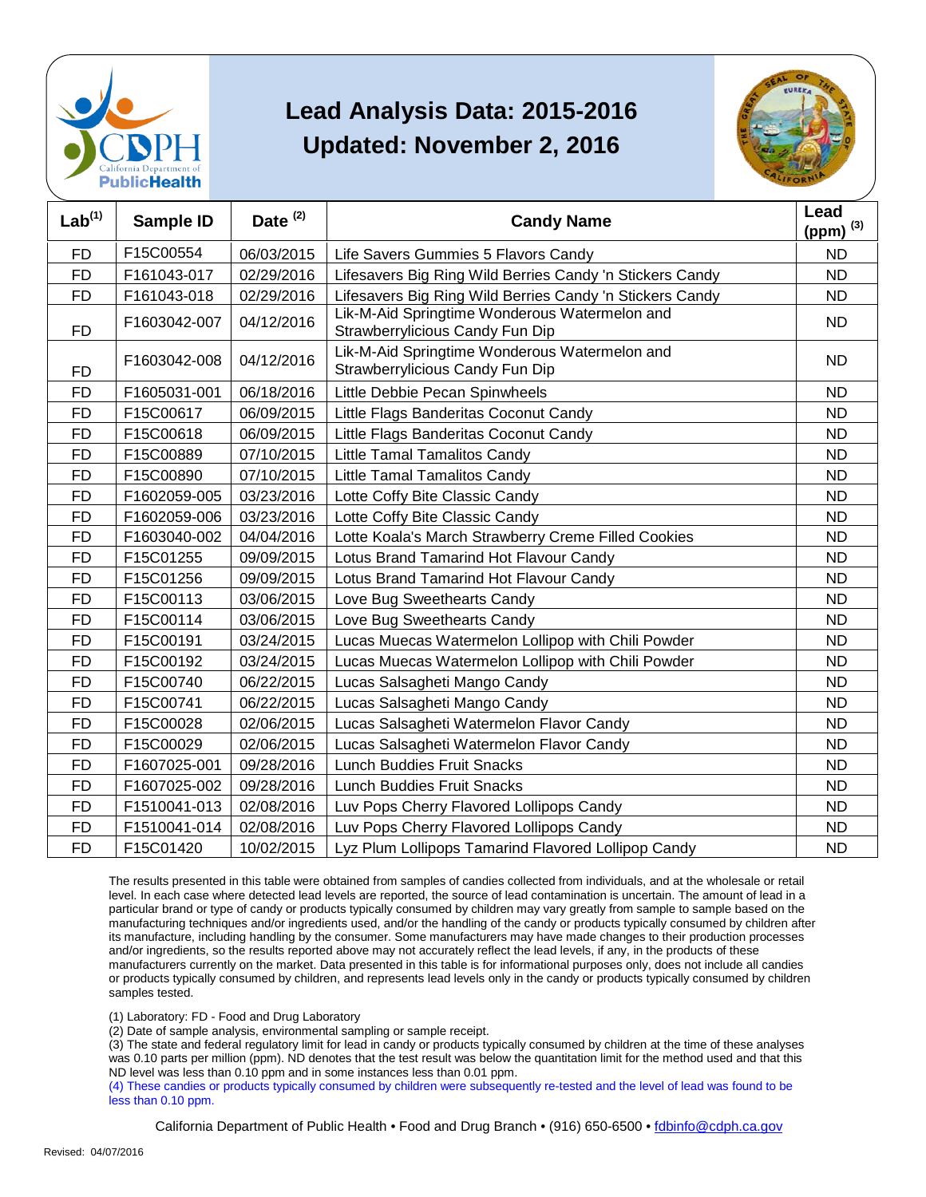# Lead Analysis Data: 2015-2016

## Updated: November 2, 2016

| Lab[1] | Sample ID | Date[2] | Candy Name | Lead (ppm)[3] |
|---|---|---|---|---|
| FD | F15C00554 | 06/03/2015 | Life Savers Gummies 5 Flavors Candy | ND |
| FD | F161043-017 | 02/29/2016 | Lifesavers Big Ring Wild Berries Candy 'n Stickers Candy | ND |
| FD | F161043-018 | 02/29/2016 | Lifesavers Big Ring Wild Berries Candy 'n Stickers Candy | ND |
| FD | F1603042-007 | 04/12/2016 | Lik-M-Aid Springtime Wonderous Watermelon and Strawberrylicious Candy Fun Dip | ND |
| FD | F1603042-008 | 04/12/2016 | Lik-M-Aid Springtime Wonderous Watermelon and Strawberrylicious Candy Fun Dip | ND |
| FD | F1605031-001 | 06/18/2016 | Little Debbie Pecan Spinwheels | ND |
| FD | F15C00617 | 06/09/2015 | Little Flags Banderitas Coconut Candy | ND |
| FD | F15C00618 | 06/09/2015 | Little Flags Banderitas Coconut Candy | ND |
| FD | F15C00889 | 07/10/2015 | Little Tamal Tamalitos Candy | ND |
| FD | F15C00890 | 07/10/2015 | Little Tamal Tamalitos Candy | ND |
| FD | F1602059-005 | 03/23/2016 | Lotte Coffy Bite Classic Candy | ND |
| FD | F1602059-006 | 03/23/2016 | Lotte Coffy Bite Classic Candy | ND |
| FD | F1603040-002 | 04/04/2016 | Lotte Koala's March Strawberry Creme Filled Cookies | ND |
| FD | F15C01255 | 09/09/2015 | Lotus Brand Tamarind Hot Flavour Candy | ND |
| FD | F15C01256 | 09/09/2015 | Lotus Brand Tamarind Hot Flavour Candy | ND |
| FD | F15C00113 | 03/06/2015 | Love Bug Sweethearts Candy | ND |
| FD | F15C00114 | 03/06/2015 | Love Bug Sweethearts Candy | ND |
| FD | F15C00191 | 03/24/2015 | Lucas Muecas Watermelon Lollipop with Chili Powder | ND |
| FD | F15C00192 | 03/24/2015 | Lucas Muecas Watermelon Lollipop with Chili Powder | ND |
| FD | F15C00740 | 06/22/2015 | Lucas Salsagheti Mango Candy | ND |
| FD | F15C00741 | 06/22/2015 | Lucas Salsagheti Mango Candy | ND |
| FD | F15C00028 | 02/06/2015 | Lucas Salsagheti Watermelon Flavor Candy | ND |
| FD | F15C00029 | 02/06/2015 | Lucas Salsagheti Watermelon Flavor Candy | ND |
| FD | F1607025-001 | 09/28/2016 | Lunch Buddies Fruit Snacks | ND |
| FD | F1607025-002 | 09/28/2016 | Lunch Buddies Fruit Snacks | ND |
| FD | F1510041-013 | 02/08/2016 | Luv Pops Cherry Flavored Lollipops Candy | ND |
| FD | F1510041-014 | 02/08/2016 | Luv Pops Cherry Flavored Lollipops Candy | ND |
| FD | F15C01420 | 10/02/2015 | Lyz Plum Lollipops Tamarind Flavored Lollipop Candy | ND |

The results presented in this table were obtained from samples of candies collected from individuals, and at the wholesale or retail level. In each case where detected lead levels are reported, the source of lead contamination is uncertain. The amount of lead in a particular brand or type of candy or products typically consumed by children may vary greatly from sample to sample based on the manufacturing techniques and/or ingredients used, and/or the handling of the candy or products typically consumed by children after its manufacture, including handling by the consumer. Some manufacturers may have made changes to their production processes and/or ingredients, so the results reported above may not accurately reflect the lead levels, if any, in the products of these manufacturers currently on the market. Data presented in this table is for informational purposes only, does not include all candies or products typically consumed by children, and represents lead levels only in the candy or products typically consumed by children samples tested.

(1) Laboratory: FD - Food and Drug Laboratory

(2) Date of sample analysis, environmental sampling or sample receipt.

(3) The state and federal regulatory limit for lead in candy or products typically consumed by children at the time of these analyses was 0.10 parts per million (ppm). ND denotes that the test result was below the quantitation limit for the method used and that this ND level was less than 0.10 ppm and in some instances less than 0.01 ppm.

(4) These candies or products typically consumed by children were subsequently re-tested and the level of lead was found to be less than 0.10 ppm.

California Department of Public Health • Food and Drug Branch • (916) 650-6500 • fdbinfo@cdph.ca.gov

Revised: 04/07/2016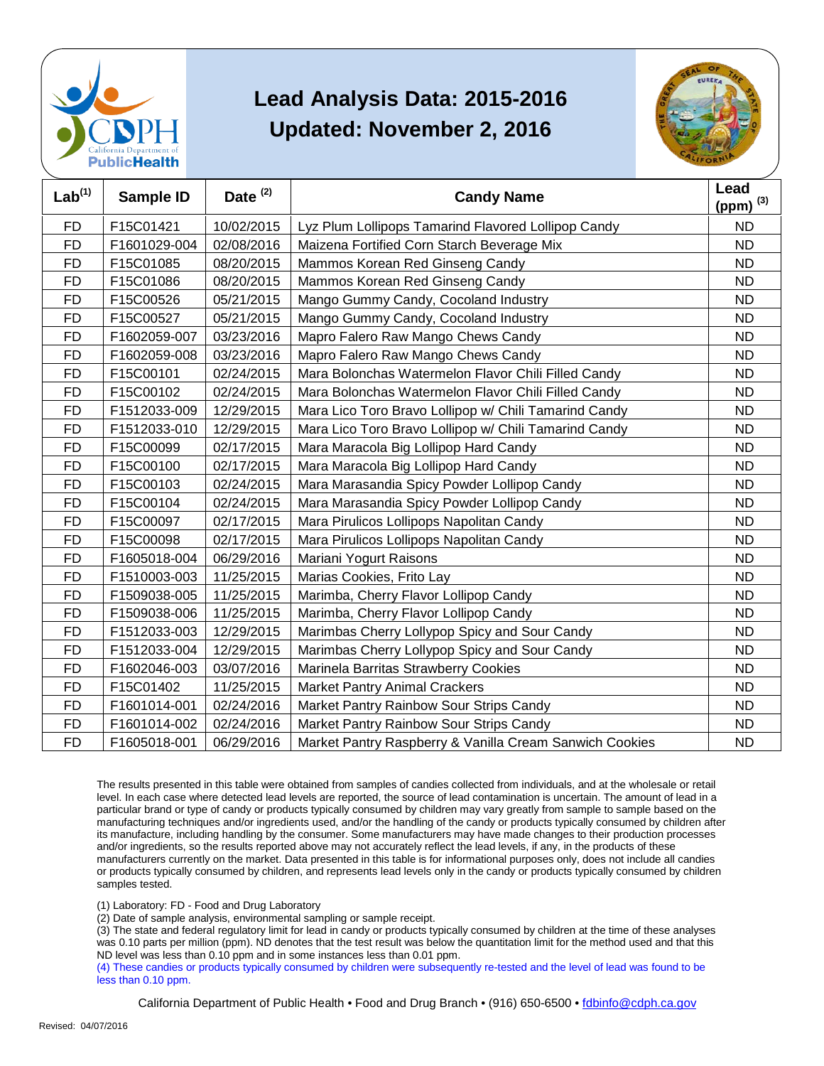# Lead Analysis Data: 2015-2016

## Updated: November 2, 2016

| Lab[1] | Sample ID | Date [2] | Candy Name | Lead (ppm) [3] |
|---|---|---|---|---|
| FD | F15C01421 | 10/02/2015 | Lyz Plum Lollipops Tamarind Flavored Lollipop Candy | ND |
| FD | F1601029-004 | 02/08/2016 | Maizena Fortified Corn Starch Beverage Mix | ND |
| FD | F15C01085 | 08/20/2015 | Mammos Korean Red Ginseng Candy | ND |
| FD | F15C01086 | 08/20/2015 | Mammos Korean Red Ginseng Candy | ND |
| FD | F15C00526 | 05/21/2015 | Mango Gummy Candy, Cocoland Industry | ND |
| FD | F15C00527 | 05/21/2015 | Mango Gummy Candy, Cocoland Industry | ND |
| FD | F1602059-007 | 03/23/2016 | Mapro Falero Raw Mango Chews Candy | ND |
| FD | F1602059-008 | 03/23/2016 | Mapro Falero Raw Mango Chews Candy | ND |
| FD | F15C00101 | 02/24/2015 | Mara Bolonchas Watermelon Flavor Chili Filled Candy | ND |
| FD | F15C00102 | 02/24/2015 | Mara Bolonchas Watermelon Flavor Chili Filled Candy | ND |
| FD | F1512033-009 | 12/29/2015 | Mara Lico Toro Bravo Lollipop w/ Chili Tamarind Candy | ND |
| FD | F1512033-010 | 12/29/2015 | Mara Lico Toro Bravo Lollipop w/ Chili Tamarind Candy | ND |
| FD | F15C00099 | 02/17/2015 | Mara Maracola Big Lollipop Hard Candy | ND |
| FD | F15C00100 | 02/17/2015 | Mara Maracola Big Lollipop Hard Candy | ND |
| FD | F15C00103 | 02/24/2015 | Mara Marasandia Spicy Powder Lollipop Candy | ND |
| FD | F15C00104 | 02/24/2015 | Mara Marasandia Spicy Powder Lollipop Candy | ND |
| FD | F15C00097 | 02/17/2015 | Mara Pirulicos Lollipops Napolitan Candy | ND |
| FD | F15C00098 | 02/17/2015 | Mara Pirulicos Lollipops Napolitan Candy | ND |
| FD | F1605018-004 | 06/29/2016 | Mariani Yogurt Raisons | ND |
| FD | F1510003-003 | 11/25/2015 | Marias Cookies, Frito Lay | ND |
| FD | F1509038-005 | 11/25/2015 | Marimba, Cherry Flavor Lollipop Candy | ND |
| FD | F1509038-006 | 11/25/2015 | Marimba, Cherry Flavor Lollipop Candy | ND |
| FD | F1512033-003 | 12/29/2015 | Marimbas Cherry Lollypop Spicy and Sour Candy | ND |
| FD | F1512033-004 | 12/29/2015 | Marimbas Cherry Lollypop Spicy and Sour Candy | ND |
| FD | F1602046-003 | 03/07/2016 | Marinela Barritas Strawberry Cookies | ND |
| FD | F15C01402 | 11/25/2015 | Market Pantry Animal Crackers | ND |
| FD | F1601014-001 | 02/24/2016 | Market Pantry Rainbow Sour Strips Candy | ND |
| FD | F1601014-002 | 02/24/2016 | Market Pantry Rainbow Sour Strips Candy | ND |
| FD | F1605018-001 | 06/29/2016 | Market Pantry Raspberry & Vanilla Cream Sanwich Cookies | ND |

The results presented in this table were obtained from samples of candies collected from individuals, and at the wholesale or retail level. In each case where detected lead levels are reported, the source of lead contamination is uncertain. The amount of lead in a particular brand or type of candy or products typically consumed by children may vary greatly from sample to sample based on the manufacturing techniques and/or ingredients used, and/or the handling of the candy or products typically consumed by children after its manufacture, including handling by the consumer. Some manufacturers may have made changes to their production processes and/or ingredients, so the results reported above may not accurately reflect the lead levels, if any, in the products of these manufacturers currently on the market. Data presented in this table is for informational purposes only, does not include all candies or products typically consumed by children, and represents lead levels only in the candy or products typically consumed by children samples tested.

(1) Laboratory: FD - Food and Drug Laboratory
(2) Date of sample analysis, environmental sampling or sample receipt.
(3) The state and federal regulatory limit for lead in candy or products typically consumed by children at the time of these analyses was 0.10 parts per million (ppm). ND denotes that the test result was below the quantitation limit for the method used and that this ND level was less than 0.10 ppm and in some instances less than 0.01 ppm.
(4) These candies or products typically consumed by children were subsequently re-tested and the level of lead was found to be less than 0.10 ppm.

California Department of Public Health • Food and Drug Branch • (916) 650-6500 • fdbinfo@cdph.ca.gov

Revised: 04/07/2016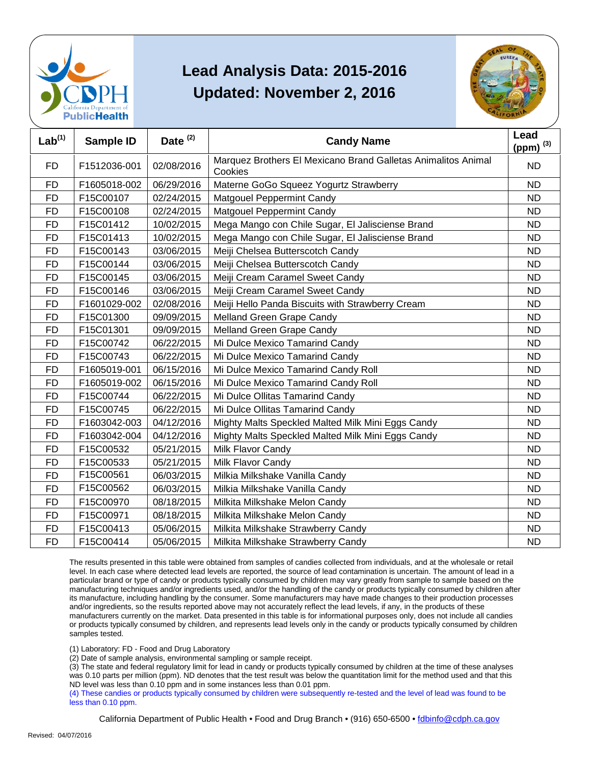# Lead Analysis Data: 2015-2016
## Updated: November 2, 2016

| Lab[1] | Sample ID | Date [2] | Candy Name | Lead (ppm) [3] |
|---|---|---|---|---|
| FD | F1512036-001 | 02/08/2016 | Marquez Brothers El Mexicano Brand Galletas Animalitos Animal Cookies | ND |
| FD | F1605018-002 | 06/29/2016 | Materne GoGo Squeez Yogurtz Strawberry | ND |
| FD | F15C00107 | 02/24/2015 | Matgouel Peppermint Candy | ND |
| FD | F15C00108 | 02/24/2015 | Matgouel Peppermint Candy | ND |
| FD | F15C01412 | 10/02/2015 | Mega Mango con Chile Sugar, El Jalisciense Brand | ND |
| FD | F15C01413 | 10/02/2015 | Mega Mango con Chile Sugar, El Jalisciense Brand | ND |
| FD | F15C00143 | 03/06/2015 | Meiji Chelsea Butterscotch Candy | ND |
| FD | F15C00144 | 03/06/2015 | Meiji Chelsea Butterscotch Candy | ND |
| FD | F15C00145 | 03/06/2015 | Meiji Cream Caramel Sweet Candy | ND |
| FD | F15C00146 | 03/06/2015 | Meiji Cream Caramel Sweet Candy | ND |
| FD | F1601029-002 | 02/08/2016 | Meiji Hello Panda Biscuits with Strawberry Cream | ND |
| FD | F15C01300 | 09/09/2015 | Melland Green Grape Candy | ND |
| FD | F15C01301 | 09/09/2015 | Melland Green Grape Candy | ND |
| FD | F15C00742 | 06/22/2015 | Mi Dulce Mexico Tamarind Candy | ND |
| FD | F15C00743 | 06/22/2015 | Mi Dulce Mexico Tamarind Candy | ND |
| FD | F1605019-001 | 06/15/2016 | Mi Dulce Mexico Tamarind Candy Roll | ND |
| FD | F1605019-002 | 06/15/2016 | Mi Dulce Mexico Tamarind Candy Roll | ND |
| FD | F15C00744 | 06/22/2015 | Mi Dulce Ollitas Tamarind Candy | ND |
| FD | F15C00745 | 06/22/2015 | Mi Dulce Ollitas Tamarind Candy | ND |
| FD | F1603042-003 | 04/12/2016 | Mighty Malts Speckled Malted Milk Mini Eggs Candy | ND |
| FD | F1603042-004 | 04/12/2016 | Mighty Malts Speckled Malted Milk Mini Eggs Candy | ND |
| FD | F15C00532 | 05/21/2015 | Milk Flavor Candy | ND |
| FD | F15C00533 | 05/21/2015 | Milk Flavor Candy | ND |
| FD | F15C00561 | 06/03/2015 | Milkia Milkshake Vanilla Candy | ND |
| FD | F15C00562 | 06/03/2015 | Milkia Milkshake Vanilla Candy | ND |
| FD | F15C00970 | 08/18/2015 | Milkita Milkshake Melon Candy | ND |
| FD | F15C00971 | 08/18/2015 | Milkita Milkshake Melon Candy | ND |
| FD | F15C00413 | 05/06/2015 | Milkita Milkshake Strawberry Candy | ND |
| FD | F15C00414 | 05/06/2015 | Milkita Milkshake Strawberry Candy | ND |

The results presented in this table were obtained from samples of candies collected from individuals, and at the wholesale or retail level. In each case where detected lead levels are reported, the source of lead contamination is uncertain. The amount of lead in a particular brand or type of candy or products typically consumed by children may vary greatly from sample to sample based on the manufacturing techniques and/or ingredients used, and/or the handling of the candy or products typically consumed by children after its manufacture, including handling by the consumer. Some manufacturers may have made changes to their production processes and/or ingredients, so the results reported above may not accurately reflect the lead levels, if any, in the products of these manufacturers currently on the market. Data presented in this table is for informational purposes only, does not include all candies or products typically consumed by children, and represents lead levels only in the candy or products typically consumed by children samples tested.

(1) Laboratory: FD - Food and Drug Laboratory
(2) Date of sample analysis, environmental sampling or sample receipt.
(3) The state and federal regulatory limit for lead in candy or products typically consumed by children at the time of these analyses was 0.10 parts per million (ppm). ND denotes that the test result was below the quantitation limit for the method used and that this ND level was less than 0.10 ppm and in some instances less than 0.01 ppm.
(4) These candies or products typically consumed by children were subsequently re-tested and the level of lead was found to be less than 0.10 ppm.

California Department of Public Health • Food and Drug Branch • (916) 650-6500 • fdbinfo@cdph.ca.gov

Revised: 04/07/2016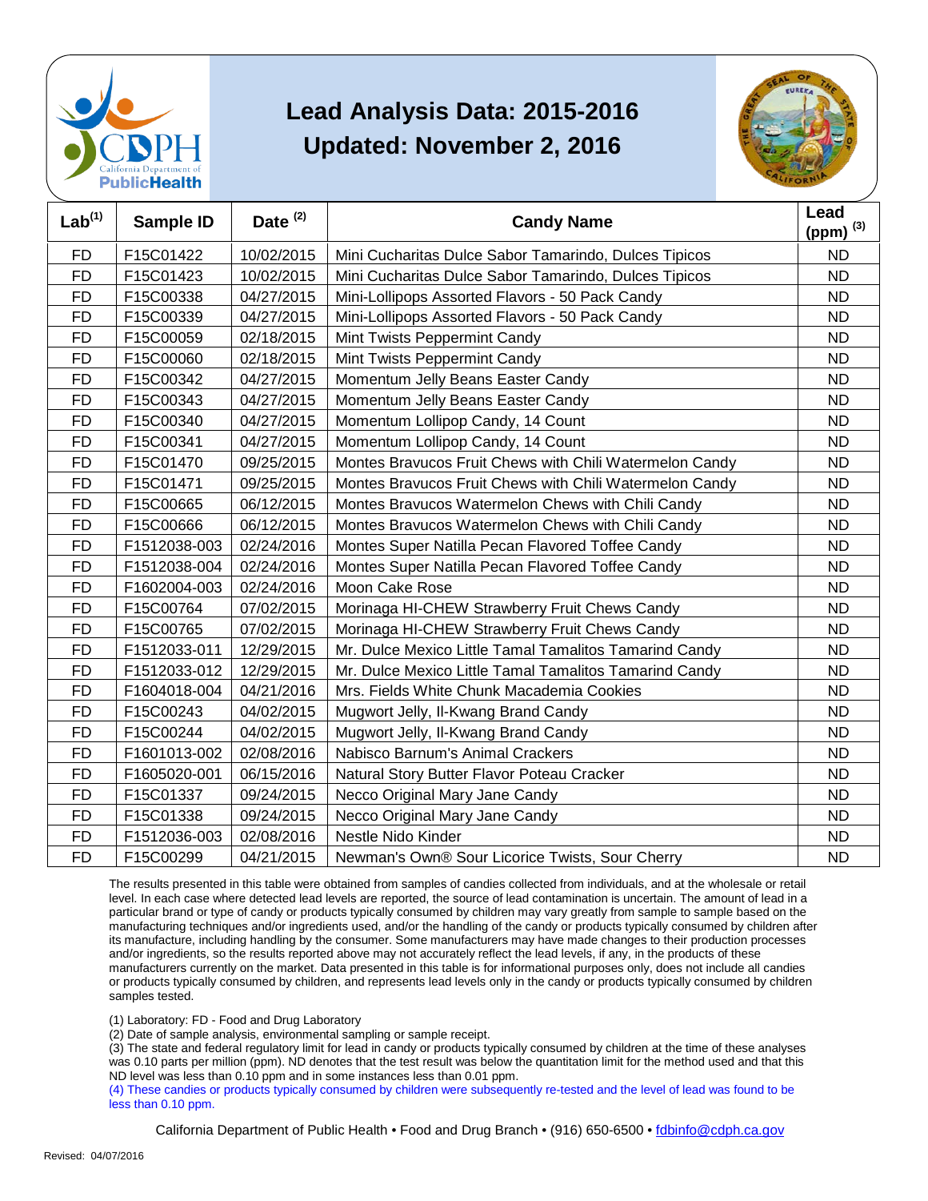# Lead Analysis Data: 2015-2016

## Updated: November 2, 2016

| Lab[1] | Sample ID | Date [2] | Candy Name | Lead (ppm) [3] |
|---|---|---|---|---|
| FD | F15C01422 | 10/02/2015 | Mini Cucharitas Dulce Sabor Tamarindo, Dulces Tipicos | ND |
| FD | F15C01423 | 10/02/2015 | Mini Cucharitas Dulce Sabor Tamarindo, Dulces Tipicos | ND |
| FD | F15C00338 | 04/27/2015 | Mini-Lollipops Assorted Flavors - 50 Pack Candy | ND |
| FD | F15C00339 | 04/27/2015 | Mini-Lollipops Assorted Flavors - 50 Pack Candy | ND |
| FD | F15C00059 | 02/18/2015 | Mint Twists Peppermint Candy | ND |
| FD | F15C00060 | 02/18/2015 | Mint Twists Peppermint Candy | ND |
| FD | F15C00342 | 04/27/2015 | Momentum Jelly Beans Easter Candy | ND |
| FD | F15C00343 | 04/27/2015 | Momentum Jelly Beans Easter Candy | ND |
| FD | F15C00340 | 04/27/2015 | Momentum Lollipop Candy, 14 Count | ND |
| FD | F15C00341 | 04/27/2015 | Momentum Lollipop Candy, 14 Count | ND |
| FD | F15C01470 | 09/25/2015 | Montes Bravucos Fruit Chews with Chili Watermelon Candy | ND |
| FD | F15C01471 | 09/25/2015 | Montes Bravucos Fruit Chews with Chili Watermelon Candy | ND |
| FD | F15C00665 | 06/12/2015 | Montes Bravucos Watermelon Chews with Chili Candy | ND |
| FD | F15C00666 | 06/12/2015 | Montes Bravucos Watermelon Chews with Chili Candy | ND |
| FD | F1512038-003 | 02/24/2016 | Montes Super Natilla Pecan Flavored Toffee Candy | ND |
| FD | F1512038-004 | 02/24/2016 | Montes Super Natilla Pecan Flavored Toffee Candy | ND |
| FD | F1602004-003 | 02/24/2016 | Moon Cake Rose | ND |
| FD | F15C00764 | 07/02/2015 | Morinaga HI-CHEW Strawberry Fruit Chews Candy | ND |
| FD | F15C00765 | 07/02/2015 | Morinaga HI-CHEW Strawberry Fruit Chews Candy | ND |
| FD | F1512033-011 | 12/29/2015 | Mr. Dulce Mexico Little Tamal Tamalitos Tamarind Candy | ND |
| FD | F1512033-012 | 12/29/2015 | Mr. Dulce Mexico Little Tamal Tamalitos Tamarind Candy | ND |
| FD | F1604018-004 | 04/21/2016 | Mrs. Fields White Chunk Macademia Cookies | ND |
| FD | F15C00243 | 04/02/2015 | Mugwort Jelly, Il-Kwang Brand Candy | ND |
| FD | F15C00244 | 04/02/2015 | Mugwort Jelly, Il-Kwang Brand Candy | ND |
| FD | F1601013-002 | 02/08/2016 | Nabisco Barnum's Animal Crackers | ND |
| FD | F1605020-001 | 06/15/2016 | Natural Story Butter Flavor Poteau Cracker | ND |
| FD | F15C01337 | 09/24/2015 | Necco Original Mary Jane Candy | ND |
| FD | F15C01338 | 09/24/2015 | Necco Original Mary Jane Candy | ND |
| FD | F1512036-003 | 02/08/2016 | Nestle Nido Kinder | ND |
| FD | F15C00299 | 04/21/2015 | Newman's Own® Sour Licorice Twists, Sour Cherry | ND |

The results presented in this table were obtained from samples of candies collected from individuals, and at the wholesale or retail level. In each case where detected lead levels are reported, the source of lead contamination is uncertain. The amount of lead in a particular brand or type of candy or products typically consumed by children may vary greatly from sample to sample based on the manufacturing techniques and/or ingredients used, and/or the handling of the candy or products typically consumed by children after its manufacture, including handling by the consumer. Some manufacturers may have made changes to their production processes and/or ingredients, so the results reported above may not accurately reflect the lead levels, if any, in the products of these manufacturers currently on the market. Data presented in this table is for informational purposes only, does not include all candies or products typically consumed by children, and represents lead levels only in the candy or products typically consumed by children samples tested.

(1) Laboratory: FD - Food and Drug Laboratory

(2) Date of sample analysis, environmental sampling or sample receipt.

(3) The state and federal regulatory limit for lead in candy or products typically consumed by children at the time of these analyses was 0.10 parts per million (ppm). ND denotes that the test result was below the quantitation limit for the method used and that this ND level was less than 0.10 ppm and in some instances less than 0.01 ppm.

(4) These candies or products typically consumed by children were subsequently re-tested and the level of lead was found to be less than 0.10 ppm.

California Department of Public Health • Food and Drug Branch • (916) 650-6500 • fdbinfo@cdph.ca.gov

Revised: 04/07/2016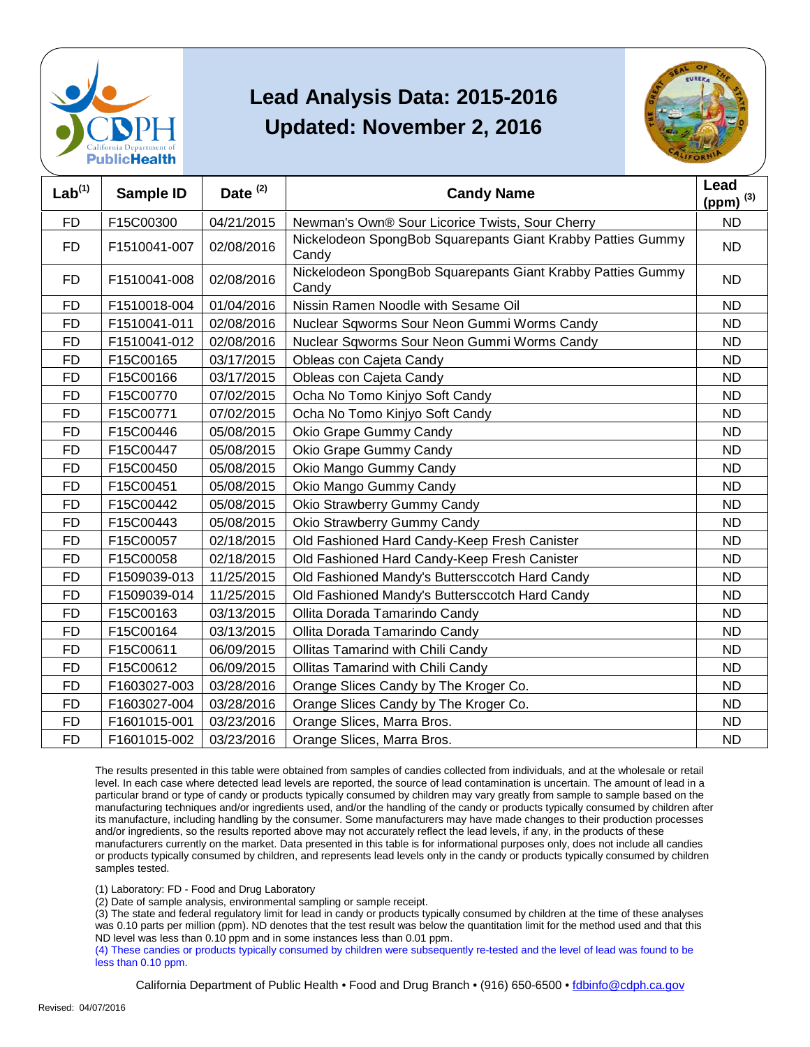# Lead Analysis Data: 2015-2016

## Updated: November 2, 2016

| Lab[1] | Sample ID | Date [2] | Candy Name | Lead (ppm) [3] |
|---|---|---|---|---|
| FD | F15C00300 | 04/21/2015 | Newman's Own® Sour Licorice Twists, Sour Cherry | ND |
| FD | F1510041-007 | 02/08/2016 | Nickelodeon SpongBob Squarepants Giant Krabby Patties Gummy Candy | ND |
| FD | F1510041-008 | 02/08/2016 | Nickelodeon SpongBob Squarepants Giant Krabby Patties Gummy Candy | ND |
| FD | F1510018-004 | 01/04/2016 | Nissin Ramen Noodle with Sesame Oil | ND |
| FD | F1510041-011 | 02/08/2016 | Nuclear Sqworms Sour Neon Gummi Worms Candy | ND |
| FD | F1510041-012 | 02/08/2016 | Nuclear Sqworms Sour Neon Gummi Worms Candy | ND |
| FD | F15C00165 | 03/17/2015 | Obleas con Cajeta Candy | ND |
| FD | F15C00166 | 03/17/2015 | Obleas con Cajeta Candy | ND |
| FD | F15C00770 | 07/02/2015 | Ocha No Tomo Kinjyo Soft Candy | ND |
| FD | F15C00771 | 07/02/2015 | Ocha No Tomo Kinjyo Soft Candy | ND |
| FD | F15C00446 | 05/08/2015 | Okio Grape Gummy Candy | ND |
| FD | F15C00447 | 05/08/2015 | Okio Grape Gummy Candy | ND |
| FD | F15C00450 | 05/08/2015 | Okio Mango Gummy Candy | ND |
| FD | F15C00451 | 05/08/2015 | Okio Mango Gummy Candy | ND |
| FD | F15C00442 | 05/08/2015 | Okio Strawberry Gummy Candy | ND |
| FD | F15C00443 | 05/08/2015 | Okio Strawberry Gummy Candy | ND |
| FD | F15C00057 | 02/18/2015 | Old Fashioned Hard Candy-Keep Fresh Canister | ND |
| FD | F15C00058 | 02/18/2015 | Old Fashioned Hard Candy-Keep Fresh Canister | ND |
| FD | F1509039-013 | 11/25/2015 | Old Fashioned Mandy's Butterscotch Hard Candy | ND |
| FD | F1509039-014 | 11/25/2015 | Old Fashioned Mandy's Butterscotch Hard Candy | ND |
| FD | F15C00163 | 03/13/2015 | Ollita Dorada Tamarindo Candy | ND |
| FD | F15C00164 | 03/13/2015 | Ollita Dorada Tamarindo Candy | ND |
| FD | F15C00611 | 06/09/2015 | Ollitas Tamarind with Chili Candy | ND |
| FD | F15C00612 | 06/09/2015 | Ollitas Tamarind with Chili Candy | ND |
| FD | F1603027-003 | 03/28/2016 | Orange Slices Candy by The Kroger Co. | ND |
| FD | F1603027-004 | 03/28/2016 | Orange Slices Candy by The Kroger Co. | ND |
| FD | F1601015-001 | 03/23/2016 | Orange Slices, Marra Bros. | ND |
| FD | F1601015-002 | 03/23/2016 | Orange Slices, Marra Bros. | ND |

The results presented in this table were obtained from samples of candies collected from individuals, and at the wholesale or retail level. In each case where detected lead levels are reported, the source of lead contamination is uncertain. The amount of lead in a particular brand or type of candy or products typically consumed by children may vary greatly from sample to sample based on the manufacturing techniques and/or ingredients used, and/or the handling of the candy or products typically consumed by children after its manufacture, including handling by the consumer. Some manufacturers may have made changes to their production processes and/or ingredients, so the results reported above may not accurately reflect the lead levels, if any, in the products of these manufacturers currently on the market. Data presented in this table is for informational purposes only, does not include all candies or products typically consumed by children, and represents lead levels only in the candy or products typically consumed by children samples tested.

(1) Laboratory: FD - Food and Drug Laboratory

(2) Date of sample analysis, environmental sampling or sample receipt.

(3) The state and federal regulatory limit for lead in candy or products typically consumed by children at the time of these analyses was 0.10 parts per million (ppm). ND denotes that the test result was below the quantitation limit for the method used and that this ND level was less than 0.10 ppm and in some instances less than 0.01 ppm.

(4) These candies or products typically consumed by children were subsequently re-tested and the level of lead was found to be less than 0.10 ppm.

California Department of Public Health • Food and Drug Branch • (916) 650-6500 • fdbinfo@cdph.ca.gov

Revised: 04/07/2016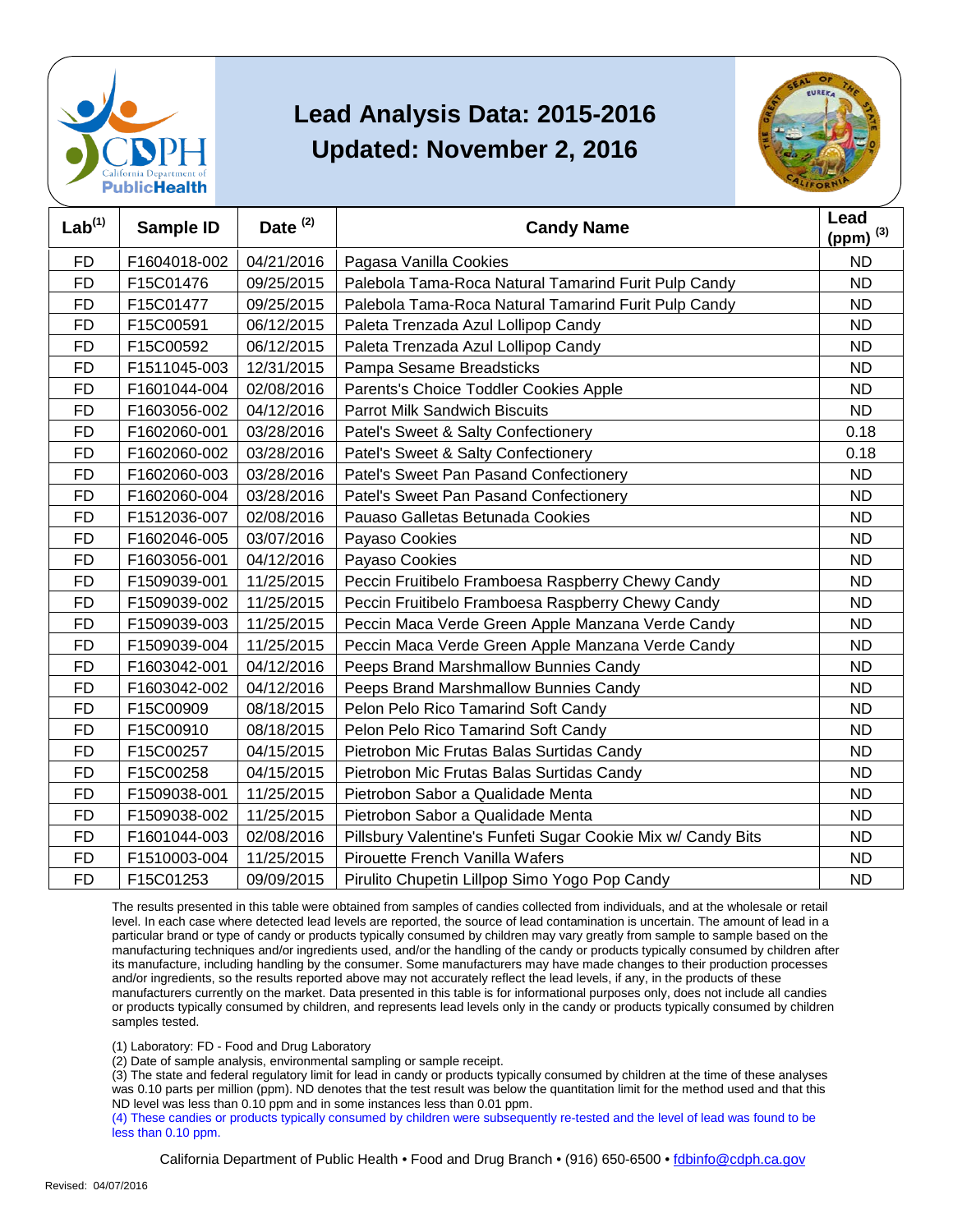# Lead Analysis Data: 2015-2016

## Updated: November 2, 2016

| Lab[1] | Sample ID | Date [2] | Candy Name | Lead (ppm) [3] |
|---|---|---|---|---|
| FD | F1604018-002 | 04/21/2016 | Pagasa Vanilla Cookies | ND |
| FD | F15C01476 | 09/25/2015 | Palebola Tama-Roca Natural Tamarind Furit Pulp Candy | ND |
| FD | F15C01477 | 09/25/2015 | Palebola Tama-Roca Natural Tamarind Furit Pulp Candy | ND |
| FD | F15C00591 | 06/12/2015 | Paleta Trenzada Azul Lollipop Candy | ND |
| FD | F15C00592 | 06/12/2015 | Paleta Trenzada Azul Lollipop Candy | ND |
| FD | F1511045-003 | 12/31/2015 | Pampa Sesame Breadsticks | ND |
| FD | F1601044-004 | 02/08/2016 | Parents's Choice Toddler Cookies Apple | ND |
| FD | F1603056-002 | 04/12/2016 | Parrot Milk Sandwich Biscuits | ND |
| FD | F1602060-001 | 03/28/2016 | Patel's Sweet & Salty Confectionery | 0.18 |
| FD | F1602060-002 | 03/28/2016 | Patel's Sweet & Salty Confectionery | 0.18 |
| FD | F1602060-003 | 03/28/2016 | Patel's Sweet Pan Pasand Confectionery | ND |
| FD | F1602060-004 | 03/28/2016 | Patel's Sweet Pan Pasand Confectionery | ND |
| FD | F1512036-007 | 02/08/2016 | Pauaso Galletas Betunada Cookies | ND |
| FD | F1602046-005 | 03/07/2016 | Payaso Cookies | ND |
| FD | F1603056-001 | 04/12/2016 | Payaso Cookies | ND |
| FD | F1509039-001 | 11/25/2015 | Peccin Fruitibelo Framboesa Raspberry Chewy Candy | ND |
| FD | F1509039-002 | 11/25/2015 | Peccin Fruitibelo Framboesa Raspberry Chewy Candy | ND |
| FD | F1509039-003 | 11/25/2015 | Peccin Maca Verde Green Apple Manzana Verde Candy | ND |
| FD | F1509039-004 | 11/25/2015 | Peccin Maca Verde Green Apple Manzana Verde Candy | ND |
| FD | F1603042-001 | 04/12/2016 | Peeps Brand Marshmallow Bunnies Candy | ND |
| FD | F1603042-002 | 04/12/2016 | Peeps Brand Marshmallow Bunnies Candy | ND |
| FD | F15C00909 | 08/18/2015 | Pelon Pelo Rico Tamarind Soft Candy | ND |
| FD | F15C00910 | 08/18/2015 | Pelon Pelo Rico Tamarind Soft Candy | ND |
| FD | F15C00257 | 04/15/2015 | Pietrobon Mic Frutas Balas Surtidas Candy | ND |
| FD | F15C00258 | 04/15/2015 | Pietrobon Mic Frutas Balas Surtidas Candy | ND |
| FD | F1509038-001 | 11/25/2015 | Pietrobon Sabor a Qualidade Menta | ND |
| FD | F1509038-002 | 11/25/2015 | Pietrobon Sabor a Qualidade Menta | ND |
| FD | F1601044-003 | 02/08/2016 | Pillsbury Valentine's Funfeti Sugar Cookie Mix w/ Candy Bits | ND |
| FD | F1510003-004 | 11/25/2015 | Pirouette French Vanilla Wafers | ND |
| FD | F15C01253 | 09/09/2015 | Pirulito Chupetin Lillpop Simo Yogo Pop Candy | ND |

The results presented in this table were obtained from samples of candies collected from individuals, and at the wholesale or retail level. In each case where detected lead levels are reported, the source of lead contamination is uncertain. The amount of lead in a particular brand or type of candy or products typically consumed by children may vary greatly from sample to sample based on the manufacturing techniques and/or ingredients used, and/or the handling of the candy or products typically consumed by children after its manufacture, including handling by the consumer. Some manufacturers may have made changes to their production processes and/or ingredients, so the results reported above may not accurately reflect the lead levels, if any, in the products of these manufacturers currently on the market. Data presented in this table is for informational purposes only, does not include all candies or products typically consumed by children, and represents lead levels only in the candy or products typically consumed by children samples tested.

(1) Laboratory: FD - Food and Drug Laboratory

(2) Date of sample analysis, environmental sampling or sample receipt.

(3) The state and federal regulatory limit for lead in candy or products typically consumed by children at the time of these analyses was 0.10 parts per million (ppm). ND denotes that the test result was below the quantitation limit for the method used and that this ND level was less than 0.10 ppm and in some instances less than 0.01 ppm.

(4) These candies or products typically consumed by children were subsequently re-tested and the level of lead was found to be less than 0.10 ppm.

California Department of Public Health • Food and Drug Branch • (916) 650-6500 • fdbinfo@cdph.ca.gov

Revised: 04/07/2016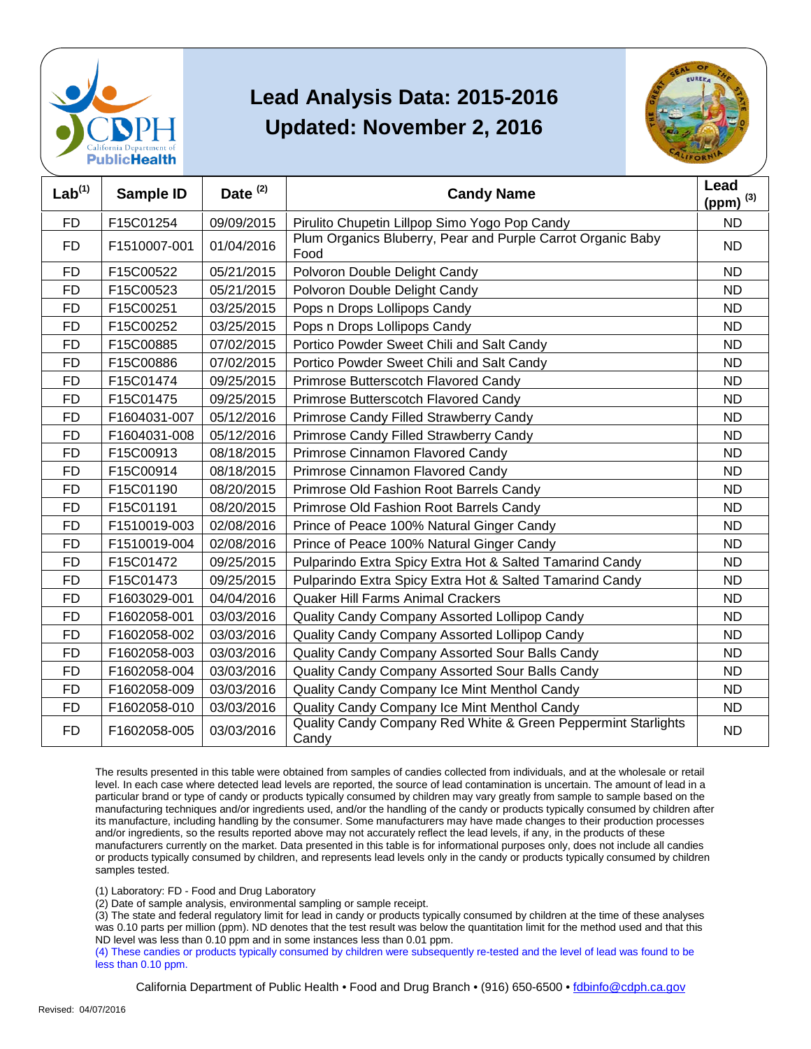# Lead Analysis Data: 2015-2016

## Updated: November 2, 2016

| Lab[1] | Sample ID | Date [2] | Candy Name | Lead (ppm) [3] |
|---|---|---|---|---|
| FD | F15C01254 | 09/09/2015 | Pirulito Chupetin Lillpop Simo Yogo Pop Candy | ND |
| FD | F1510007-001 | 01/04/2016 | Plum Organics Bluberry, Pear and Purple Carrot Organic Baby Food | ND |
| FD | F15C00522 | 05/21/2015 | Polvoron Double Delight Candy | ND |
| FD | F15C00523 | 05/21/2015 | Polvoron Double Delight Candy | ND |
| FD | F15C00251 | 03/25/2015 | Pops n Drops Lollipops Candy | ND |
| FD | F15C00252 | 03/25/2015 | Pops n Drops Lollipops Candy | ND |
| FD | F15C00885 | 07/02/2015 | Portico Powder Sweet Chili and Salt Candy | ND |
| FD | F15C00886 | 07/02/2015 | Portico Powder Sweet Chili and Salt Candy | ND |
| FD | F15C01474 | 09/25/2015 | Primrose Butterscotch Flavored Candy | ND |
| FD | F15C01475 | 09/25/2015 | Primrose Butterscotch Flavored Candy | ND |
| FD | F1604031-007 | 05/12/2016 | Primrose Candy Filled Strawberry Candy | ND |
| FD | F1604031-008 | 05/12/2016 | Primrose Candy Filled Strawberry Candy | ND |
| FD | F15C00913 | 08/18/2015 | Primrose Cinnamon Flavored Candy | ND |
| FD | F15C00914 | 08/18/2015 | Primrose Cinnamon Flavored Candy | ND |
| FD | F15C01190 | 08/20/2015 | Primrose Old Fashion Root Barrels Candy | ND |
| FD | F15C01191 | 08/20/2015 | Primrose Old Fashion Root Barrels Candy | ND |
| FD | F1510019-003 | 02/08/2016 | Prince of Peace 100% Natural Ginger Candy | ND |
| FD | F1510019-004 | 02/08/2016 | Prince of Peace 100% Natural Ginger Candy | ND |
| FD | F15C01472 | 09/25/2015 | Pulparindo Extra Spicy Extra Hot & Salted Tamarind Candy | ND |
| FD | F15C01473 | 09/25/2015 | Pulparindo Extra Spicy Extra Hot & Salted Tamarind Candy | ND |
| FD | F1603029-001 | 04/04/2016 | Quaker Hill Farms Animal Crackers | ND |
| FD | F1602058-001 | 03/03/2016 | Quality Candy Company Assorted Lollipop Candy | ND |
| FD | F1602058-002 | 03/03/2016 | Quality Candy Company Assorted Lollipop Candy | ND |
| FD | F1602058-003 | 03/03/2016 | Quality Candy Company Assorted Sour Balls Candy | ND |
| FD | F1602058-004 | 03/03/2016 | Quality Candy Company Assorted Sour Balls Candy | ND |
| FD | F1602058-009 | 03/03/2016 | Quality Candy Company Ice Mint Menthol Candy | ND |
| FD | F1602058-010 | 03/03/2016 | Quality Candy Company Ice Mint Menthol Candy | ND |
| FD | F1602058-005 | 03/03/2016 | Quality Candy Company Red White & Green Peppermint Starlights Candy | ND |

The results presented in this table were obtained from samples of candies collected from individuals, and at the wholesale or retail level. In each case where detected lead levels are reported, the source of lead contamination is uncertain. The amount of lead in a particular brand or type of candy or products typically consumed by children may vary greatly from sample to sample based on the manufacturing techniques and/or ingredients used, and/or the handling of the candy or products typically consumed by children after its manufacture, including handling by the consumer. Some manufacturers may have made changes to their production processes and/or ingredients, so the results reported above may not accurately reflect the lead levels, if any, in the products of these manufacturers currently on the market. Data presented in this table is for informational purposes only, does not include all candies or products typically consumed by children, and represents lead levels only in the candy or products typically consumed by children samples tested.

(1) Laboratory: FD - Food and Drug Laboratory

(2) Date of sample analysis, environmental sampling or sample receipt.

(3) The state and federal regulatory limit for lead in candy or products typically consumed by children at the time of these analyses was 0.10 parts per million (ppm). ND denotes that the test result was below the quantitation limit for the method used and that this ND level was less than 0.10 ppm and in some instances less than 0.01 ppm.

(4) These candies or products typically consumed by children were subsequently re-tested and the level of lead was found to be less than 0.10 ppm.

California Department of Public Health • Food and Drug Branch • (916) 650-6500 • fdbinfo@cdph.ca.gov

Revised: 04/07/2016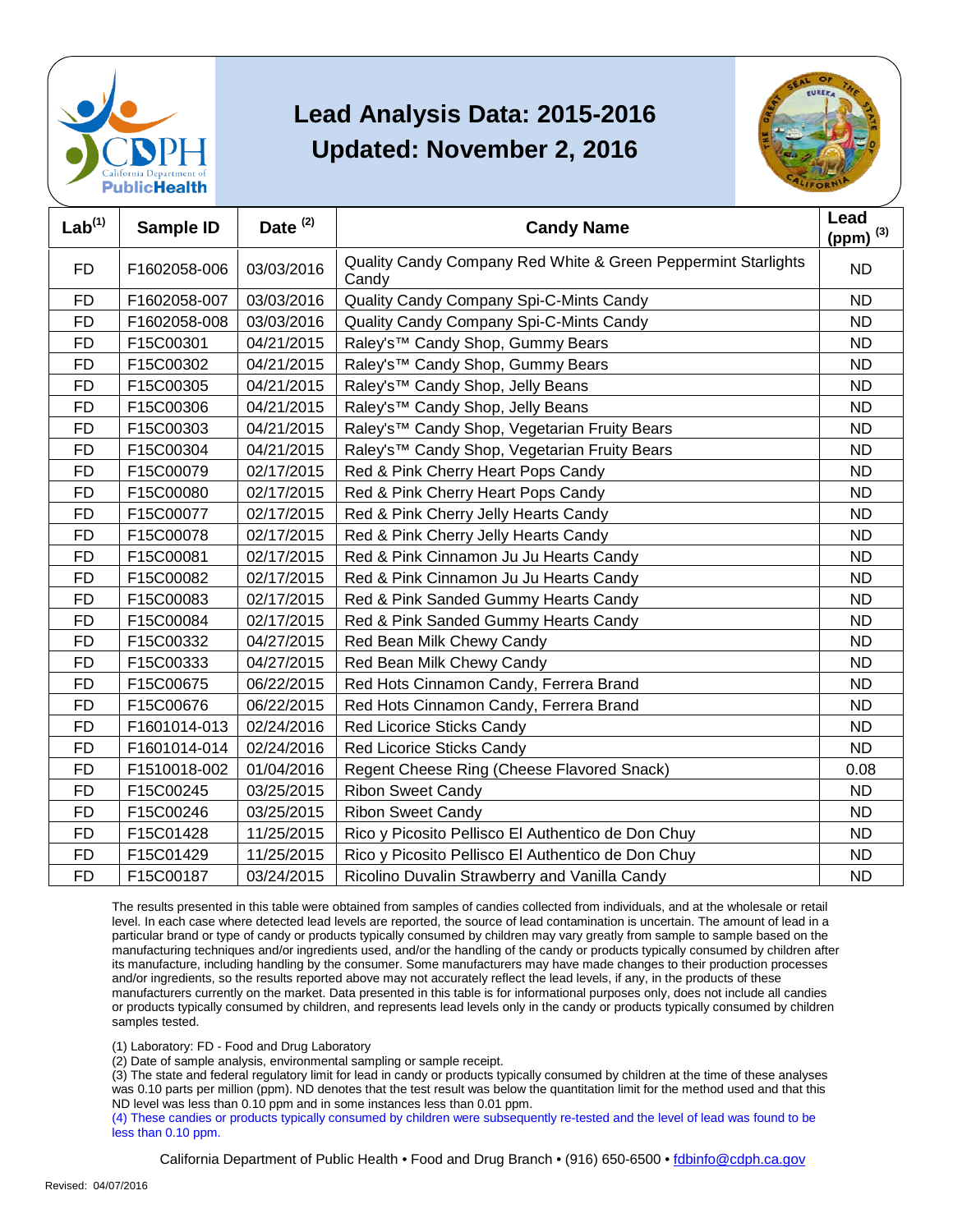# Lead Analysis Data: 2015-2016

## Updated: November 2, 2016

| Lab[1] | Sample ID | Date [2] | Candy Name | Lead (ppm) [3] |
|---|---|---|---|---|
| FD | F1602058-006 | 03/03/2016 | Quality Candy Company Red White & Green Peppermint Starlights Candy | ND |
| FD | F1602058-007 | 03/03/2016 | Quality Candy Company Spi-C-Mints Candy | ND |
| FD | F1602058-008 | 03/03/2016 | Quality Candy Company Spi-C-Mints Candy | ND |
| FD | F15C00301 | 04/21/2015 | Raley's™ Candy Shop, Gummy Bears | ND |
| FD | F15C00302 | 04/21/2015 | Raley's™ Candy Shop, Gummy Bears | ND |
| FD | F15C00305 | 04/21/2015 | Raley's™ Candy Shop, Jelly Beans | ND |
| FD | F15C00306 | 04/21/2015 | Raley's™ Candy Shop, Jelly Beans | ND |
| FD | F15C00303 | 04/21/2015 | Raley's™ Candy Shop, Vegetarian Fruity Bears | ND |
| FD | F15C00304 | 04/21/2015 | Raley's™ Candy Shop, Vegetarian Fruity Bears | ND |
| FD | F15C00079 | 02/17/2015 | Red & Pink Cherry Heart Pops Candy | ND |
| FD | F15C00080 | 02/17/2015 | Red & Pink Cherry Heart Pops Candy | ND |
| FD | F15C00077 | 02/17/2015 | Red & Pink Cherry Jelly Hearts Candy | ND |
| FD | F15C00078 | 02/17/2015 | Red & Pink Cherry Jelly Hearts Candy | ND |
| FD | F15C00081 | 02/17/2015 | Red & Pink Cinnamon Ju Ju Hearts Candy | ND |
| FD | F15C00082 | 02/17/2015 | Red & Pink Cinnamon Ju Ju Hearts Candy | ND |
| FD | F15C00083 | 02/17/2015 | Red & Pink Sanded Gummy Hearts Candy | ND |
| FD | F15C00084 | 02/17/2015 | Red & Pink Sanded Gummy Hearts Candy | ND |
| FD | F15C00332 | 04/27/2015 | Red Bean Milk Chewy Candy | ND |
| FD | F15C00333 | 04/27/2015 | Red Bean Milk Chewy Candy | ND |
| FD | F15C00675 | 06/22/2015 | Red Hots Cinnamon Candy, Ferrera Brand | ND |
| FD | F15C00676 | 06/22/2015 | Red Hots Cinnamon Candy, Ferrera Brand | ND |
| FD | F1601014-013 | 02/24/2016 | Red Licorice Sticks Candy | ND |
| FD | F1601014-014 | 02/24/2016 | Red Licorice Sticks Candy | ND |
| FD | F1510018-002 | 01/04/2016 | Regent Cheese Ring (Cheese Flavored Snack) | 0.08 |
| FD | F15C00245 | 03/25/2015 | Ribon Sweet Candy | ND |
| FD | F15C00246 | 03/25/2015 | Ribon Sweet Candy | ND |
| FD | F15C01428 | 11/25/2015 | Rico y Picosito Pellisco El Authentico de Don Chuy | ND |
| FD | F15C01429 | 11/25/2015 | Rico y Picosito Pellisco El Authentico de Don Chuy | ND |
| FD | F15C00187 | 03/24/2015 | Ricolino Duvalin Strawberry and Vanilla Candy | ND |

The results presented in this table were obtained from samples of candies collected from individuals, and at the wholesale or retail level. In each case where detected lead levels are reported, the source of lead contamination is uncertain. The amount of lead in a particular brand or type of candy or products typically consumed by children may vary greatly from sample to sample based on the manufacturing techniques and/or ingredients used, and/or the handling of the candy or products typically consumed by children after its manufacture, including handling by the consumer. Some manufacturers may have made changes to their production processes and/or ingredients, so the results reported above may not accurately reflect the lead levels, if any, in the products of these manufacturers currently on the market. Data presented in this table is for informational purposes only, does not include all candies or products typically consumed by children, and represents lead levels only in the candy or products typically consumed by children samples tested.

(1) Laboratory: FD - Food and Drug Laboratory

(2) Date of sample analysis, environmental sampling or sample receipt.

(3) The state and federal regulatory limit for lead in candy or products typically consumed by children at the time of these analyses was 0.10 parts per million (ppm). ND denotes that the test result was below the quantitation limit for the method used and that this ND level was less than 0.10 ppm and in some instances less than 0.01 ppm.

(4) These candies or products typically consumed by children were subsequently re-tested and the level of lead was found to be less than 0.10 ppm.

California Department of Public Health • Food and Drug Branch • (916) 650-6500 • fdbinfo@cdph.ca.gov

Revised: 04/07/2016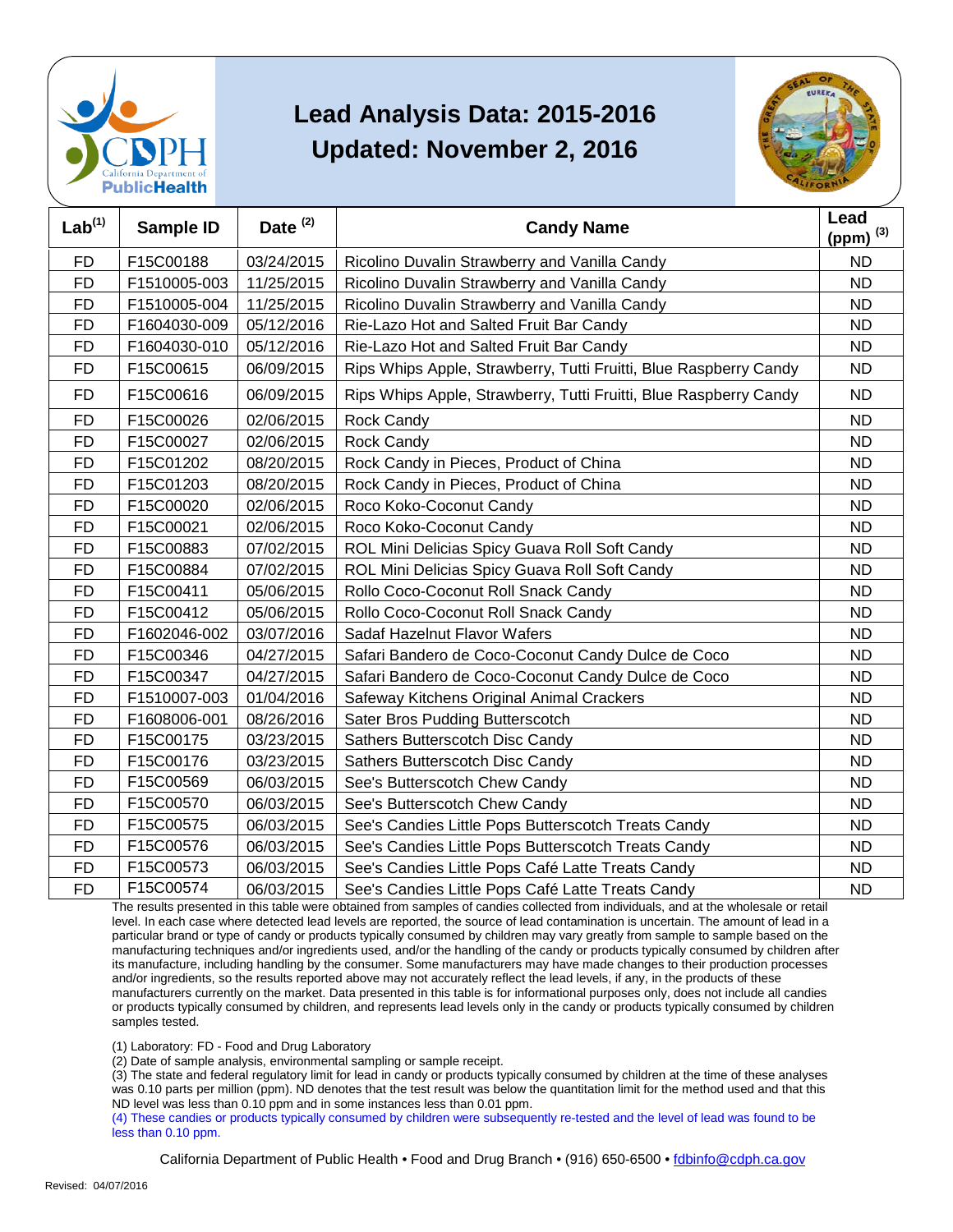# Lead Analysis Data: 2015-2016
## Updated: November 2, 2016

| Lab[1] | Sample ID | Date [2] | Candy Name | Lead (ppm) [3] |
|---|---|---|---|---|
| FD | F15C00188 | 03/24/2015 | Ricolino Duvalin Strawberry and Vanilla Candy | ND |
| FD | F1510005-003 | 11/25/2015 | Ricolino Duvalin Strawberry and Vanilla Candy | ND |
| FD | F1510005-004 | 11/25/2015 | Ricolino Duvalin Strawberry and Vanilla Candy | ND |
| FD | F1604030-009 | 05/12/2016 | Rie-Lazo Hot and Salted Fruit Bar Candy | ND |
| FD | F1604030-010 | 05/12/2016 | Rie-Lazo Hot and Salted Fruit Bar Candy | ND |
| FD | F15C00615 | 06/09/2015 | Rips Whips Apple, Strawberry, Tutti Fruitti, Blue Raspberry Candy | ND |
| FD | F15C00616 | 06/09/2015 | Rips Whips Apple, Strawberry, Tutti Fruitti, Blue Raspberry Candy | ND |
| FD | F15C00026 | 02/06/2015 | Rock Candy | ND |
| FD | F15C00027 | 02/06/2015 | Rock Candy | ND |
| FD | F15C01202 | 08/20/2015 | Rock Candy in Pieces, Product of China | ND |
| FD | F15C01203 | 08/20/2015 | Rock Candy in Pieces, Product of China | ND |
| FD | F15C00020 | 02/06/2015 | Roco Koko-Coconut Candy | ND |
| FD | F15C00021 | 02/06/2015 | Roco Koko-Coconut Candy | ND |
| FD | F15C00883 | 07/02/2015 | ROL Mini Delicias Spicy Guava Roll Soft Candy | ND |
| FD | F15C00884 | 07/02/2015 | ROL Mini Delicias Spicy Guava Roll Soft Candy | ND |
| FD | F15C00411 | 05/06/2015 | Rollo Coco-Coconut Roll Snack Candy | ND |
| FD | F15C00412 | 05/06/2015 | Rollo Coco-Coconut Roll Snack Candy | ND |
| FD | F1602046-002 | 03/07/2016 | Sadaf Hazelnut Flavor Wafers | ND |
| FD | F15C00346 | 04/27/2015 | Safari Bandero de Coco-Coconut Candy Dulce de Coco | ND |
| FD | F15C00347 | 04/27/2015 | Safari Bandero de Coco-Coconut Candy Dulce de Coco | ND |
| FD | F1510007-003 | 01/04/2016 | Safeway Kitchens Original Animal Crackers | ND |
| FD | F1608006-001 | 08/26/2016 | Sater Bros Pudding Butterscotch | ND |
| FD | F15C00175 | 03/23/2015 | Sathers Butterscotch Disc Candy | ND |
| FD | F15C00176 | 03/23/2015 | Sathers Butterscotch Disc Candy | ND |
| FD | F15C00569 | 06/03/2015 | See's Butterscotch Chew Candy | ND |
| FD | F15C00570 | 06/03/2015 | See's Butterscotch Chew Candy | ND |
| FD | F15C00575 | 06/03/2015 | See's Candies Little Pops Butterscotch Treats Candy | ND |
| FD | F15C00576 | 06/03/2015 | See's Candies Little Pops Butterscotch Treats Candy | ND |
| FD | F15C00573 | 06/03/2015 | See's Candies Little Pops Café Latte Treats Candy | ND |
| FD | F15C00574 | 06/03/2015 | See's Candies Little Pops Café Latte Treats Candy | ND |

The results presented in this table were obtained from samples of candies collected from individuals, and at the wholesale or retail level. In each case where detected lead levels are reported, the source of lead contamination is uncertain. The amount of lead in a particular brand or type of candy or products typically consumed by children may vary greatly from sample to sample based on the manufacturing techniques and/or ingredients used, and/or the handling of the candy or products typically consumed by children after its manufacture, including handling by the consumer. Some manufacturers may have made changes to their production processes and/or ingredients, so the results reported above may not accurately reflect the lead levels, if any, in the products of these manufacturers currently on the market. Data presented in this table is for informational purposes only, does not include all candies or products typically consumed by children, and represents lead levels only in the candy or products typically consumed by children samples tested.

(1) Laboratory: FD - Food and Drug Laboratory

(2) Date of sample analysis, environmental sampling or sample receipt.

(3) The state and federal regulatory limit for lead in candy or products typically consumed by children at the time of these analyses was 0.10 parts per million (ppm). ND denotes that the test result was below the quantitation limit for the method used and that this ND level was less than 0.10 ppm and in some instances less than 0.01 ppm.

(4) These candies or products typically consumed by children were subsequently re-tested and the level of lead was found to be less than 0.10 ppm.

California Department of Public Health • Food and Drug Branch • (916) 650-6500 • fdbinfo@cdph.ca.gov

Revised: 04/07/2016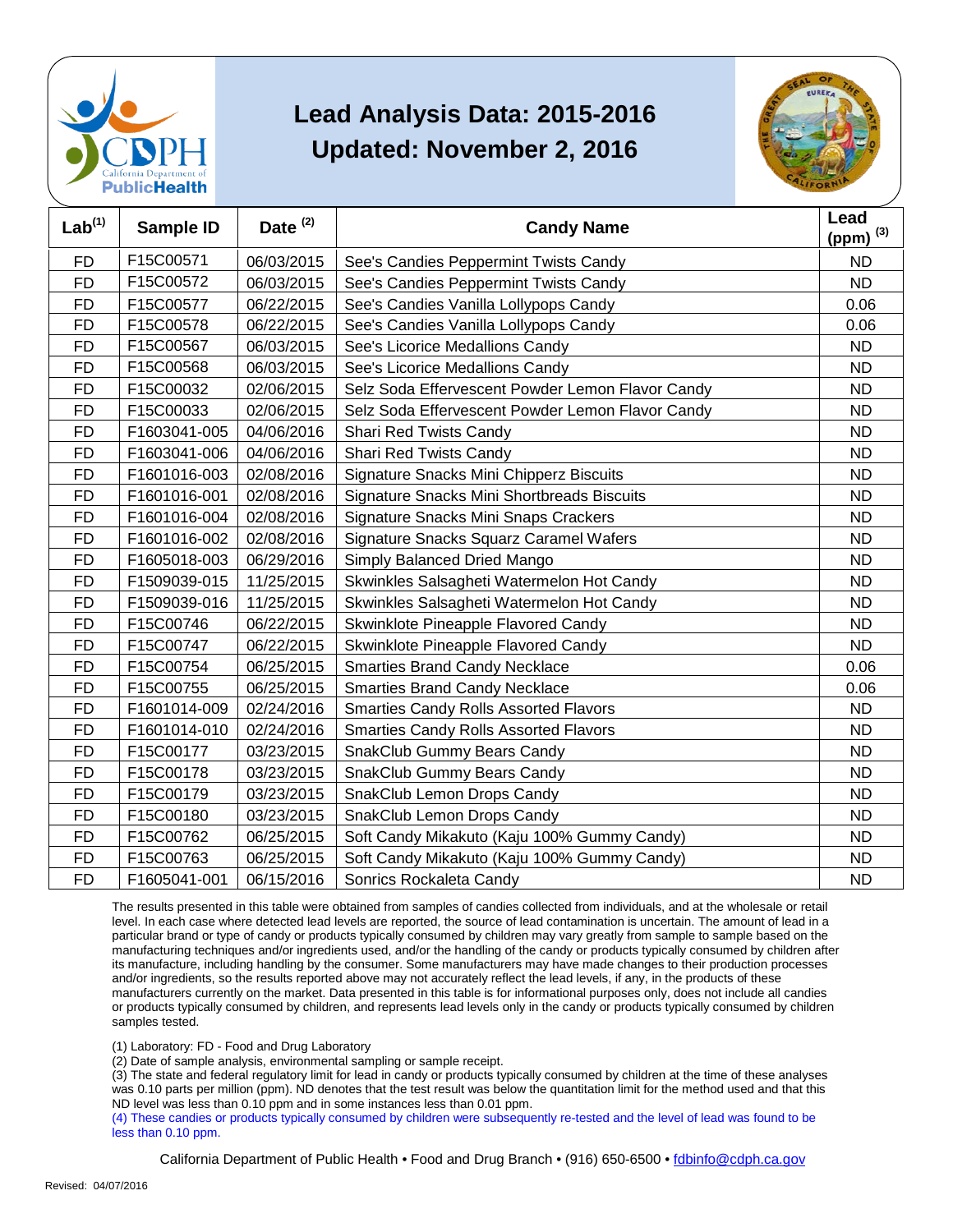# Lead Analysis Data: 2015-2016

## Updated: November 2, 2016

| Lab[1] | Sample ID | Date [2] | Candy Name | Lead (ppm) [3] |
|---|---|---|---|---|
| FD | F15C00571 | 06/03/2015 | See's Candies Peppermint Twists Candy | ND |
| FD | F15C00572 | 06/03/2015 | See's Candies Peppermint Twists Candy | ND |
| FD | F15C00577 | 06/22/2015 | See's Candies Vanilla Lollypops Candy | 0.06 |
| FD | F15C00578 | 06/22/2015 | See's Candies Vanilla Lollypops Candy | 0.06 |
| FD | F15C00567 | 06/03/2015 | See's Licorice Medallions Candy | ND |
| FD | F15C00568 | 06/03/2015 | See's Licorice Medallions Candy | ND |
| FD | F15C00032 | 02/06/2015 | Selz Soda Effervescent Powder Lemon Flavor Candy | ND |
| FD | F15C00033 | 02/06/2015 | Selz Soda Effervescent Powder Lemon Flavor Candy | ND |
| FD | F1603041-005 | 04/06/2016 | Shari Red Twists Candy | ND |
| FD | F1603041-006 | 04/06/2016 | Shari Red Twists Candy | ND |
| FD | F1601016-003 | 02/08/2016 | Signature Snacks Mini Chipperz Biscuits | ND |
| FD | F1601016-001 | 02/08/2016 | Signature Snacks Mini Shortbreads Biscuits | ND |
| FD | F1601016-004 | 02/08/2016 | Signature Snacks Mini Snaps Crackers | ND |
| FD | F1601016-002 | 02/08/2016 | Signature Snacks Squarz Caramel Wafers | ND |
| FD | F1605018-003 | 06/29/2016 | Simply Balanced Dried Mango | ND |
| FD | F1509039-015 | 11/25/2015 | Skwinkles Salsagheti Watermelon Hot Candy | ND |
| FD | F1509039-016 | 11/25/2015 | Skwinkles Salsagheti Watermelon Hot Candy | ND |
| FD | F15C00746 | 06/22/2015 | Skwinklote Pineapple Flavored Candy | ND |
| FD | F15C00747 | 06/22/2015 | Skwinklote Pineapple Flavored Candy | ND |
| FD | F15C00754 | 06/25/2015 | Smarties Brand Candy Necklace | 0.06 |
| FD | F15C00755 | 06/25/2015 | Smarties Brand Candy Necklace | 0.06 |
| FD | F1601014-009 | 02/24/2016 | Smarties Candy Rolls Assorted Flavors | ND |
| FD | F1601014-010 | 02/24/2016 | Smarties Candy Rolls Assorted Flavors | ND |
| FD | F15C00177 | 03/23/2015 | SnakClub Gummy Bears Candy | ND |
| FD | F15C00178 | 03/23/2015 | SnakClub Gummy Bears Candy | ND |
| FD | F15C00179 | 03/23/2015 | SnakClub Lemon Drops Candy | ND |
| FD | F15C00180 | 03/23/2015 | SnakClub Lemon Drops Candy | ND |
| FD | F15C00762 | 06/25/2015 | Soft Candy Mikakuto (Kaju 100% Gummy Candy) | ND |
| FD | F15C00763 | 06/25/2015 | Soft Candy Mikakuto (Kaju 100% Gummy Candy) | ND |
| FD | F1605041-001 | 06/15/2016 | Sonrics Rockaleta Candy | ND |

The results presented in this table were obtained from samples of candies collected from individuals, and at the wholesale or retail level. In each case where detected lead levels are reported, the source of lead contamination is uncertain. The amount of lead in a particular brand or type of candy or products typically consumed by children may vary greatly from sample to sample based on the manufacturing techniques and/or ingredients used, and/or the handling of the candy or products typically consumed by children after its manufacture, including handling by the consumer. Some manufacturers may have made changes to their production processes and/or ingredients, so the results reported above may not accurately reflect the lead levels, if any, in the products of these manufacturers currently on the market. Data presented in this table is for informational purposes only, does not include all candies or products typically consumed by children, and represents lead levels only in the candy or products typically consumed by children samples tested.

(1) Laboratory: FD - Food and Drug Laboratory
(2) Date of sample analysis, environmental sampling or sample receipt.
(3) The state and federal regulatory limit for lead in candy or products typically consumed by children at the time of these analyses was 0.10 parts per million (ppm). ND denotes that the test result was below the quantitation limit for the method used and that this ND level was less than 0.10 ppm and in some instances less than 0.01 ppm.
(4) These candies or products typically consumed by children were subsequently re-tested and the level of lead was found to be less than 0.10 ppm.

California Department of Public Health • Food and Drug Branch • (916) 650-6500 • fdbinfo@cdph.ca.gov

Revised: 04/07/2016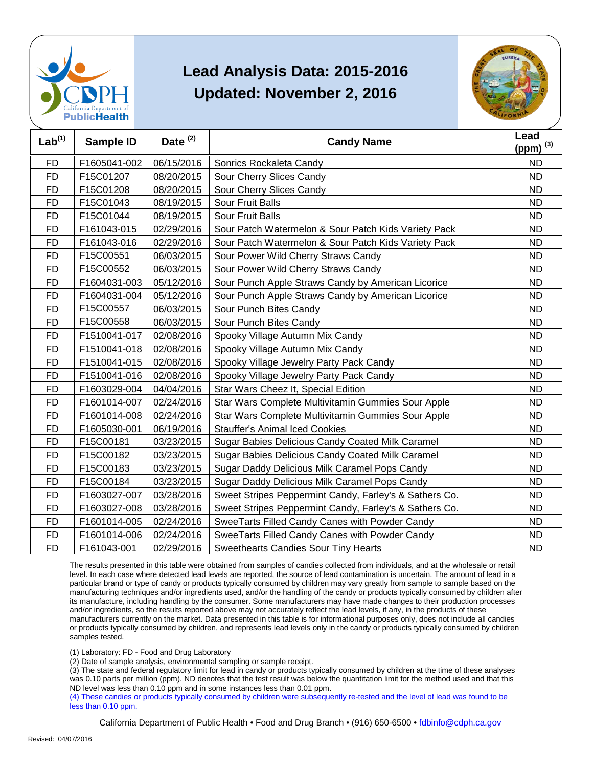# Lead Analysis Data: 2015-2016
## Updated: November 2, 2016

| Lab[1] | Sample ID | Date [2] | Candy Name | Lead (ppm) [3] |
|---|---|---|---|---|
| FD | F1605041-002 | 06/15/2016 | Sonrics Rockaleta Candy | ND |
| FD | F15C01207 | 08/20/2015 | Sour Cherry Slices Candy | ND |
| FD | F15C01208 | 08/20/2015 | Sour Cherry Slices Candy | ND |
| FD | F15C01043 | 08/19/2015 | Sour Fruit Balls | ND |
| FD | F15C01044 | 08/19/2015 | Sour Fruit Balls | ND |
| FD | F161043-015 | 02/29/2016 | Sour Patch Watermelon & Sour Patch Kids Variety Pack | ND |
| FD | F161043-016 | 02/29/2016 | Sour Patch Watermelon & Sour Patch Kids Variety Pack | ND |
| FD | F15C00551 | 06/03/2015 | Sour Power Wild Cherry Straws Candy | ND |
| FD | F15C00552 | 06/03/2015 | Sour Power Wild Cherry Straws Candy | ND |
| FD | F1604031-003 | 05/12/2016 | Sour Punch Apple Straws Candy by American Licorice | ND |
| FD | F1604031-004 | 05/12/2016 | Sour Punch Apple Straws Candy by American Licorice | ND |
| FD | F15C00557 | 06/03/2015 | Sour Punch Bites Candy | ND |
| FD | F15C00558 | 06/03/2015 | Sour Punch Bites Candy | ND |
| FD | F1510041-017 | 02/08/2016 | Spooky Village Autumn Mix Candy | ND |
| FD | F1510041-018 | 02/08/2016 | Spooky Village Autumn Mix Candy | ND |
| FD | F1510041-015 | 02/08/2016 | Spooky Village Jewelry Party Pack Candy | ND |
| FD | F1510041-016 | 02/08/2016 | Spooky Village Jewelry Party Pack Candy | ND |
| FD | F1603029-004 | 04/04/2016 | Star Wars Cheez It, Special Edition | ND |
| FD | F1601014-007 | 02/24/2016 | Star Wars Complete Multivitamin Gummies Sour Apple | ND |
| FD | F1601014-008 | 02/24/2016 | Star Wars Complete Multivitamin Gummies Sour Apple | ND |
| FD | F1605030-001 | 06/19/2016 | Stauffer's Animal Iced Cookies | ND |
| FD | F15C00181 | 03/23/2015 | Sugar Babies Delicious Candy Coated Milk Caramel | ND |
| FD | F15C00182 | 03/23/2015 | Sugar Babies Delicious Candy Coated Milk Caramel | ND |
| FD | F15C00183 | 03/23/2015 | Sugar Daddy Delicious Milk Caramel Pops Candy | ND |
| FD | F15C00184 | 03/23/2015 | Sugar Daddy Delicious Milk Caramel Pops Candy | ND |
| FD | F1603027-007 | 03/28/2016 | Sweet Stripes Peppermint Candy, Farley's & Sathers Co. | ND |
| FD | F1603027-008 | 03/28/2016 | Sweet Stripes Peppermint Candy, Farley's & Sathers Co. | ND |
| FD | F1601014-005 | 02/24/2016 | SweeTarts Filled Candy Canes with Powder Candy | ND |
| FD | F1601014-006 | 02/24/2016 | SweeTarts Filled Candy Canes with Powder Candy | ND |
| FD | F161043-001 | 02/29/2016 | Sweethearts Candies Sour Tiny Hearts | ND |

The results presented in this table were obtained from samples of candies collected from individuals, and at the wholesale or retail level. In each case where detected lead levels are reported, the source of lead contamination is uncertain. The amount of lead in a particular brand or type of candy or products typically consumed by children may vary greatly from sample to sample based on the manufacturing techniques and/or ingredients used, and/or the handling of the candy or products typically consumed by children after its manufacture, including handling by the consumer. Some manufacturers may have made changes to their production processes and/or ingredients, so the results reported above may not accurately reflect the lead levels, if any, in the products of these manufacturers currently on the market. Data presented in this table is for informational purposes only, does not include all candies or products typically consumed by children, and represents lead levels only in the candy or products typically consumed by children samples tested.

(1) Laboratory: FD - Food and Drug Laboratory

(2) Date of sample analysis, environmental sampling or sample receipt.

(3) The state and federal regulatory limit for lead in candy or products typically consumed by children at the time of these analyses was 0.10 parts per million (ppm). ND denotes that the test result was below the quantitation limit for the method used and that this ND level was less than 0.10 ppm and in some instances less than 0.01 ppm.

(4) These candies or products typically consumed by children were subsequently re-tested and the level of lead was found to be less than 0.10 ppm.

California Department of Public Health • Food and Drug Branch • (916) 650-6500 • fdbinfo@cdph.ca.gov

Revised: 04/07/2016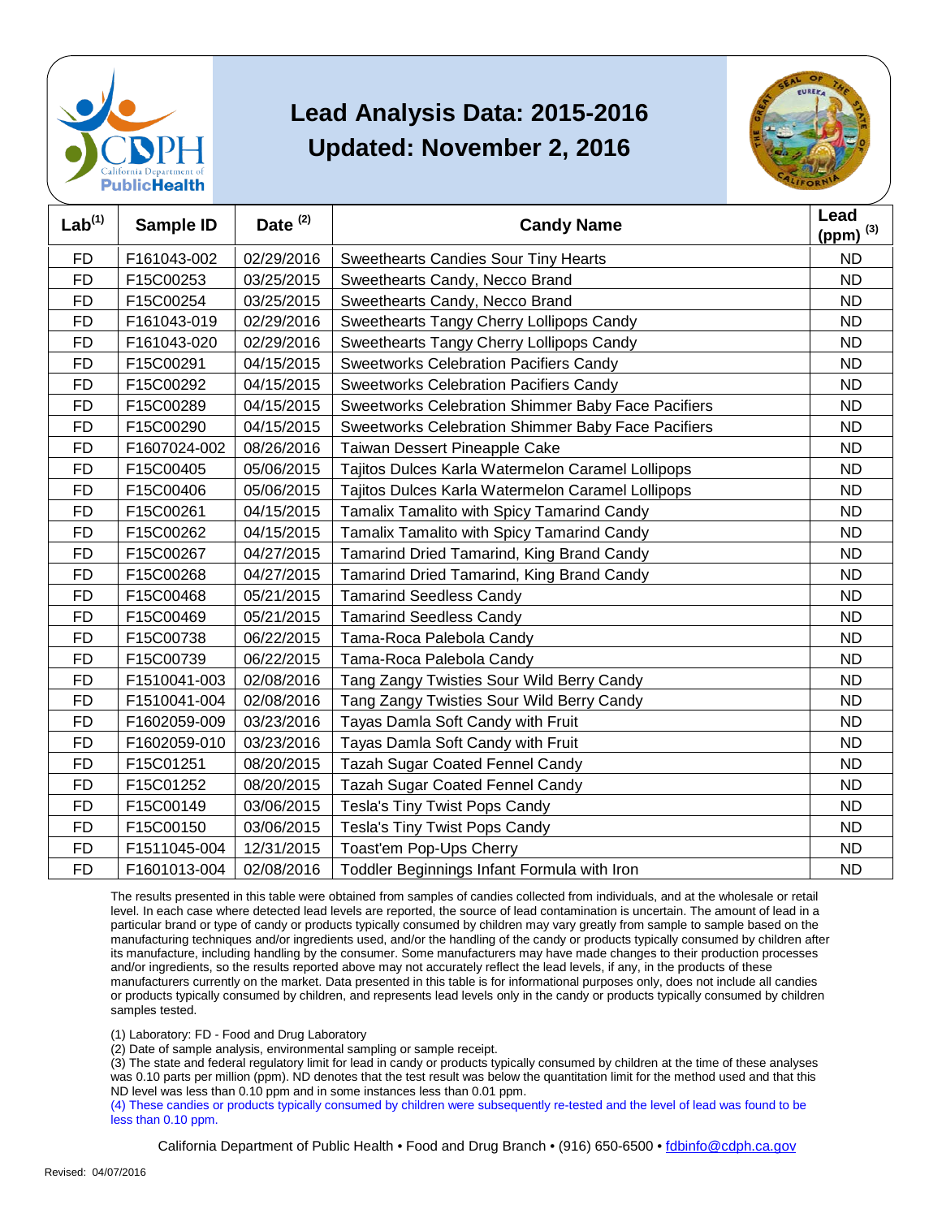# Lead Analysis Data: 2015-2016

## Updated: November 2, 2016

| Lab[1] | Sample ID | Date [2] | Candy Name | Lead (ppm) [3] |
|---|---|---|---|---|
| FD | F161043-002 | 02/29/2016 | Sweethearts Candies Sour Tiny Hearts | ND |
| FD | F15C00253 | 03/25/2015 | Sweethearts Candy, Necco Brand | ND |
| FD | F15C00254 | 03/25/2015 | Sweethearts Candy, Necco Brand | ND |
| FD | F161043-019 | 02/29/2016 | Sweethearts Tangy Cherry Lollipops Candy | ND |
| FD | F161043-020 | 02/29/2016 | Sweethearts Tangy Cherry Lollipops Candy | ND |
| FD | F15C00291 | 04/15/2015 | Sweetworks Celebration Pacifiers Candy | ND |
| FD | F15C00292 | 04/15/2015 | Sweetworks Celebration Pacifiers Candy | ND |
| FD | F15C00289 | 04/15/2015 | Sweetworks Celebration Shimmer Baby Face Pacifiers | ND |
| FD | F15C00290 | 04/15/2015 | Sweetworks Celebration Shimmer Baby Face Pacifiers | ND |
| FD | F1607024-002 | 08/26/2016 | Taiwan Dessert Pineapple Cake | ND |
| FD | F15C00405 | 05/06/2015 | Tajitos Dulces Karla Watermelon Caramel Lollipops | ND |
| FD | F15C00406 | 05/06/2015 | Tajitos Dulces Karla Watermelon Caramel Lollipops | ND |
| FD | F15C00261 | 04/15/2015 | Tamalix Tamalito with Spicy Tamarind Candy | ND |
| FD | F15C00262 | 04/15/2015 | Tamalix Tamalito with Spicy Tamarind Candy | ND |
| FD | F15C00267 | 04/27/2015 | Tamarind Dried Tamarind, King Brand Candy | ND |
| FD | F15C00268 | 04/27/2015 | Tamarind Dried Tamarind, King Brand Candy | ND |
| FD | F15C00468 | 05/21/2015 | Tamarind Seedless Candy | ND |
| FD | F15C00469 | 05/21/2015 | Tamarind Seedless Candy | ND |
| FD | F15C00738 | 06/22/2015 | Tama-Roca Palebola Candy | ND |
| FD | F15C00739 | 06/22/2015 | Tama-Roca Palebola Candy | ND |
| FD | F1510041-003 | 02/08/2016 | Tang Zangy Twisties Sour Wild Berry Candy | ND |
| FD | F1510041-004 | 02/08/2016 | Tang Zangy Twisties Sour Wild Berry Candy | ND |
| FD | F1602059-009 | 03/23/2016 | Tayas Damla Soft Candy with Fruit | ND |
| FD | F1602059-010 | 03/23/2016 | Tayas Damla Soft Candy with Fruit | ND |
| FD | F15C01251 | 08/20/2015 | Tazah Sugar Coated Fennel Candy | ND |
| FD | F15C01252 | 08/20/2015 | Tazah Sugar Coated Fennel Candy | ND |
| FD | F15C00149 | 03/06/2015 | Tesla's Tiny Twist Pops Candy | ND |
| FD | F15C00150 | 03/06/2015 | Tesla's Tiny Twist Pops Candy | ND |
| FD | F1511045-004 | 12/31/2015 | Toast'em Pop-Ups Cherry | ND |
| FD | F1601013-004 | 02/08/2016 | Toddler Beginnings Infant Formula with Iron | ND |

The results presented in this table were obtained from samples of candies collected from individuals, and at the wholesale or retail level. In each case where detected lead levels are reported, the source of lead contamination is uncertain. The amount of lead in a particular brand or type of candy or products typically consumed by children may vary greatly from sample to sample based on the manufacturing techniques and/or ingredients used, and/or the handling of the candy or products typically consumed by children after its manufacture, including handling by the consumer. Some manufacturers may have made changes to their production processes and/or ingredients, so the results reported above may not accurately reflect the lead levels, if any, in the products of these manufacturers currently on the market. Data presented in this table is for informational purposes only, does not include all candies or products typically consumed by children, and represents lead levels only in the candy or products typically consumed by children samples tested.

(1) Laboratory: FD - Food and Drug Laboratory

(2) Date of sample analysis, environmental sampling or sample receipt.

(3) The state and federal regulatory limit for lead in candy or products typically consumed by children at the time of these analyses was 0.10 parts per million (ppm). ND denotes that the test result was below the quantitation limit for the method used and that this ND level was less than 0.10 ppm and in some instances less than 0.01 ppm.

(4) These candies or products typically consumed by children were subsequently re-tested and the level of lead was found to be less than 0.10 ppm.

California Department of Public Health • Food and Drug Branch • (916) 650-6500 • fdbinfo@cdph.ca.gov

Revised: 04/07/2016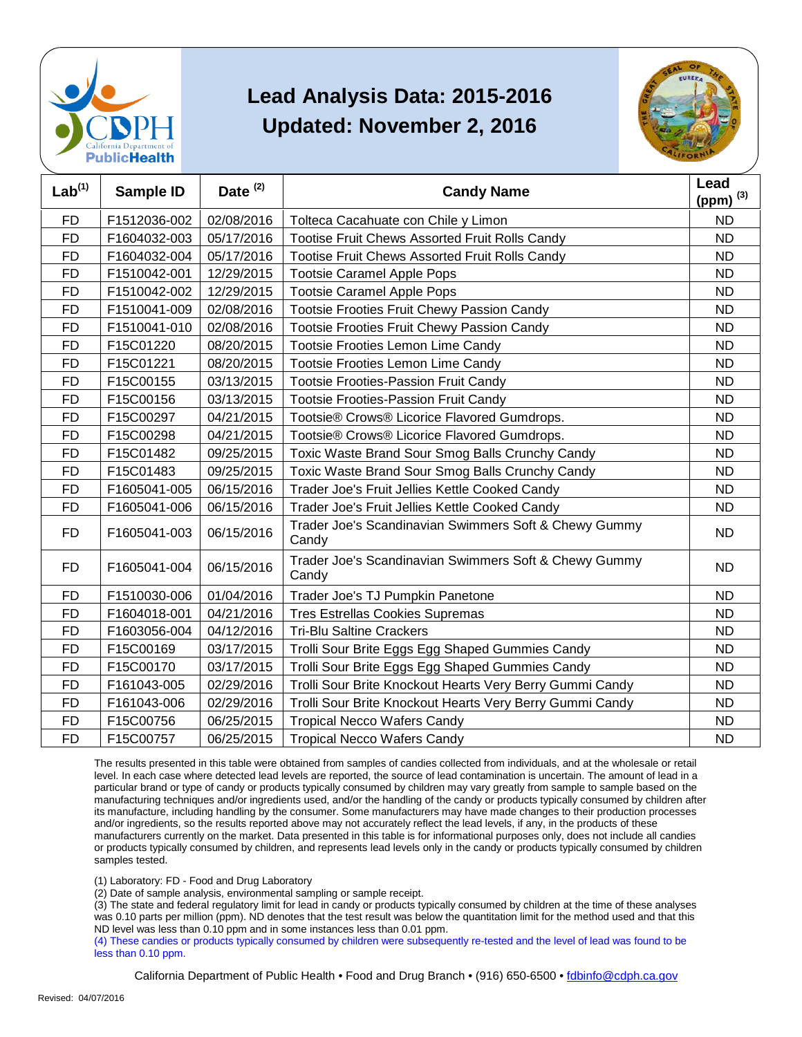# Lead Analysis Data: 2015-2016

## Updated: November 2, 2016

| Lab[1] | Sample ID | Date [2] | Candy Name | Lead (ppm) [3] |
|---|---|---|---|---|
| FD | F1512036-002 | 02/08/2016 | Tolteca Cacahuate con Chile y Limon | ND |
| FD | F1604032-003 | 05/17/2016 | Tootise Fruit Chews Assorted Fruit Rolls Candy | ND |
| FD | F1604032-004 | 05/17/2016 | Tootise Fruit Chews Assorted Fruit Rolls Candy | ND |
| FD | F1510042-001 | 12/29/2015 | Tootsie Caramel Apple Pops | ND |
| FD | F1510042-002 | 12/29/2015 | Tootsie Caramel Apple Pops | ND |
| FD | F1510041-009 | 02/08/2016 | Tootsie Frooties Fruit Chewy Passion Candy | ND |
| FD | F1510041-010 | 02/08/2016 | Tootsie Frooties Fruit Chewy Passion Candy | ND |
| FD | F15C01220 | 08/20/2015 | Tootsie Frooties Lemon Lime Candy | ND |
| FD | F15C01221 | 08/20/2015 | Tootsie Frooties Lemon Lime Candy | ND |
| FD | F15C00155 | 03/13/2015 | Tootsie Frooties-Passion Fruit Candy | ND |
| FD | F15C00156 | 03/13/2015 | Tootsie Frooties-Passion Fruit Candy | ND |
| FD | F15C00297 | 04/21/2015 | Tootsie® Crows® Licorice Flavored Gumdrops. | ND |
| FD | F15C00298 | 04/21/2015 | Tootsie® Crows® Licorice Flavored Gumdrops. | ND |
| FD | F15C01482 | 09/25/2015 | Toxic Waste Brand Sour Smog Balls Crunchy Candy | ND |
| FD | F15C01483 | 09/25/2015 | Toxic Waste Brand Sour Smog Balls Crunchy Candy | ND |
| FD | F1605041-005 | 06/15/2016 | Trader Joe's Fruit Jellies Kettle Cooked Candy | ND |
| FD | F1605041-006 | 06/15/2016 | Trader Joe's Fruit Jellies Kettle Cooked Candy | ND |
| FD | F1605041-003 | 06/15/2016 | Trader Joe's Scandinavian Swimmers Soft & Chewy Gummy Candy | ND |
| FD | F1605041-004 | 06/15/2016 | Trader Joe's Scandinavian Swimmers Soft & Chewy Gummy Candy | ND |
| FD | F1510030-006 | 01/04/2016 | Trader Joe's TJ Pumpkin Panetone | ND |
| FD | F1604018-001 | 04/21/2016 | Tres Estrellas Cookies Supremas | ND |
| FD | F1603056-004 | 04/12/2016 | Tri-Blu Saltine Crackers | ND |
| FD | F15C00169 | 03/17/2015 | Trolli Sour Brite Eggs Egg Shaped Gummies Candy | ND |
| FD | F15C00170 | 03/17/2015 | Trolli Sour Brite Eggs Egg Shaped Gummies Candy | ND |
| FD | F161043-005 | 02/29/2016 | Trolli Sour Brite Knockout Hearts Very Berry Gummi Candy | ND |
| FD | F161043-006 | 02/29/2016 | Trolli Sour Brite Knockout Hearts Very Berry Gummi Candy | ND |
| FD | F15C00756 | 06/25/2015 | Tropical Necco Wafers Candy | ND |
| FD | F15C00757 | 06/25/2015 | Tropical Necco Wafers Candy | ND |

The results presented in this table were obtained from samples of candies collected from individuals, and at the wholesale or retail level. In each case where detected lead levels are reported, the source of lead contamination is uncertain. The amount of lead in a particular brand or type of candy or products typically consumed by children may vary greatly from sample to sample based on the manufacturing techniques and/or ingredients used, and/or the handling of the candy or products typically consumed by children after its manufacture, including handling by the consumer. Some manufacturers may have made changes to their production processes and/or ingredients, so the results reported above may not accurately reflect the lead levels, if any, in the products of these manufacturers currently on the market. Data presented in this table is for informational purposes only, does not include all candies or products typically consumed by children, and represents lead levels only in the candy or products typically consumed by children samples tested.

(1) Laboratory: FD - Food and Drug Laboratory

(2) Date of sample analysis, environmental sampling or sample receipt.

(3) The state and federal regulatory limit for lead in candy or products typically consumed by children at the time of these analyses was 0.10 parts per million (ppm). ND denotes that the test result was below the quantitation limit for the method used and that this ND level was less than 0.10 ppm and in some instances less than 0.01 ppm.

(4) These candies or products typically consumed by children were subsequently re-tested and the level of lead was found to be less than 0.10 ppm.

California Department of Public Health • Food and Drug Branch • (916) 650-6500 • fdbinfo@cdph.ca.gov

Revised: 04/07/2016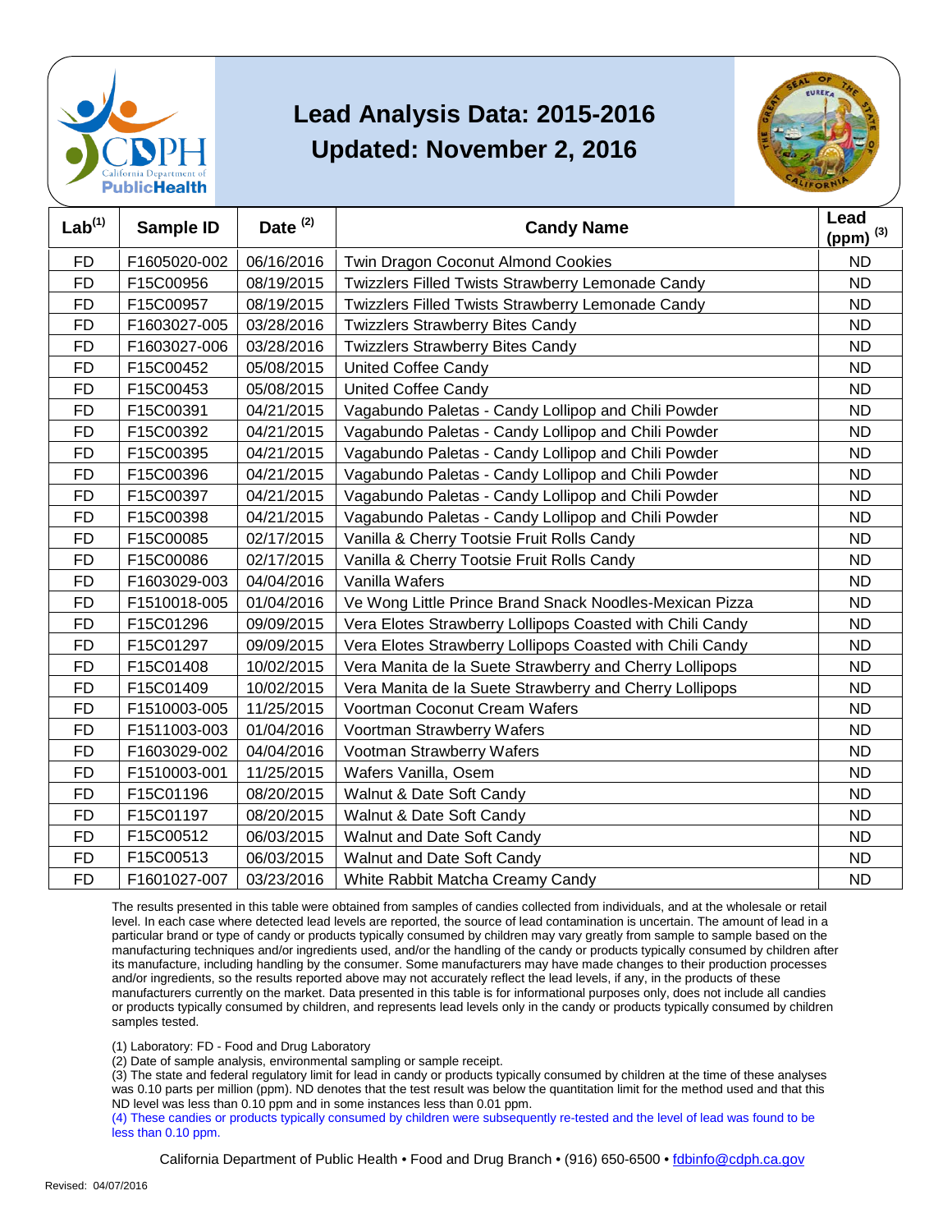# Lead Analysis Data: 2015-2016

## Updated: November 2, 2016

| Lab[1] | Sample ID | Date [2] | Candy Name | Lead (ppm) [3] |
|---|---|---|---|---|
| FD | F1605020-002 | 06/16/2016 | Twin Dragon Coconut Almond Cookies | ND |
| FD | F15C00956 | 08/19/2015 | Twizzlers Filled Twists Strawberry Lemonade Candy | ND |
| FD | F15C00957 | 08/19/2015 | Twizzlers Filled Twists Strawberry Lemonade Candy | ND |
| FD | F1603027-005 | 03/28/2016 | Twizzlers Strawberry Bites Candy | ND |
| FD | F1603027-006 | 03/28/2016 | Twizzlers Strawberry Bites Candy | ND |
| FD | F15C00452 | 05/08/2015 | United Coffee Candy | ND |
| FD | F15C00453 | 05/08/2015 | United Coffee Candy | ND |
| FD | F15C00391 | 04/21/2015 | Vagabundo Paletas - Candy Lollipop and Chili Powder | ND |
| FD | F15C00392 | 04/21/2015 | Vagabundo Paletas - Candy Lollipop and Chili Powder | ND |
| FD | F15C00395 | 04/21/2015 | Vagabundo Paletas - Candy Lollipop and Chili Powder | ND |
| FD | F15C00396 | 04/21/2015 | Vagabundo Paletas - Candy Lollipop and Chili Powder | ND |
| FD | F15C00397 | 04/21/2015 | Vagabundo Paletas - Candy Lollipop and Chili Powder | ND |
| FD | F15C00398 | 04/21/2015 | Vagabundo Paletas - Candy Lollipop and Chili Powder | ND |
| FD | F15C00085 | 02/17/2015 | Vanilla & Cherry Tootsie Fruit Rolls Candy | ND |
| FD | F15C00086 | 02/17/2015 | Vanilla & Cherry Tootsie Fruit Rolls Candy | ND |
| FD | F1603029-003 | 04/04/2016 | Vanilla Wafers | ND |
| FD | F1510018-005 | 01/04/2016 | Ve Wong Little Prince Brand Snack Noodles-Mexican Pizza | ND |
| FD | F15C01296 | 09/09/2015 | Vera Elotes Strawberry Lollipops Coasted with Chili Candy | ND |
| FD | F15C01297 | 09/09/2015 | Vera Elotes Strawberry Lollipops Coasted with Chili Candy | ND |
| FD | F15C01408 | 10/02/2015 | Vera Manita de la Suete Strawberry and Cherry Lollipops | ND |
| FD | F15C01409 | 10/02/2015 | Vera Manita de la Suete Strawberry and Cherry Lollipops | ND |
| FD | F1510003-005 | 11/25/2015 | Voortman Coconut Cream Wafers | ND |
| FD | F1511003-003 | 01/04/2016 | Voortman Strawberry Wafers | ND |
| FD | F1603029-002 | 04/04/2016 | Vootman Strawberry Wafers | ND |
| FD | F1510003-001 | 11/25/2015 | Wafers Vanilla, Osem | ND |
| FD | F15C01196 | 08/20/2015 | Walnut & Date Soft Candy | ND |
| FD | F15C01197 | 08/20/2015 | Walnut & Date Soft Candy | ND |
| FD | F15C00512 | 06/03/2015 | Walnut and Date Soft Candy | ND |
| FD | F15C00513 | 06/03/2015 | Walnut and Date Soft Candy | ND |
| FD | F1601027-007 | 03/23/2016 | White Rabbit Matcha Creamy Candy | ND |

The results presented in this table were obtained from samples of candies collected from individuals, and at the wholesale or retail level. In each case where detected lead levels are reported, the source of lead contamination is uncertain. The amount of lead in a particular brand or type of candy or products typically consumed by children may vary greatly from sample to sample based on the manufacturing techniques and/or ingredients used, and/or the handling of the candy or products typically consumed by children after its manufacture, including handling by the consumer. Some manufacturers may have made changes to their production processes and/or ingredients, so the results reported above may not accurately reflect the lead levels, if any, in the products of these manufacturers currently on the market. Data presented in this table is for informational purposes only, does not include all candies or products typically consumed by children, and represents lead levels only in the candy or products typically consumed by children samples tested.

(1) Laboratory: FD - Food and Drug Laboratory

(2) Date of sample analysis, environmental sampling or sample receipt.

(3) The state and federal regulatory limit for lead in candy or products typically consumed by children at the time of these analyses was 0.10 parts per million (ppm). ND denotes that the test result was below the quantitation limit for the method used and that this ND level was less than 0.10 ppm and in some instances less than 0.01 ppm.

(4) These candies or products typically consumed by children were subsequently re-tested and the level of lead was found to be less than 0.10 ppm.

California Department of Public Health • Food and Drug Branch • (916) 650-6500 • fdbinfo@cdph.ca.gov

Revised: 04/07/2016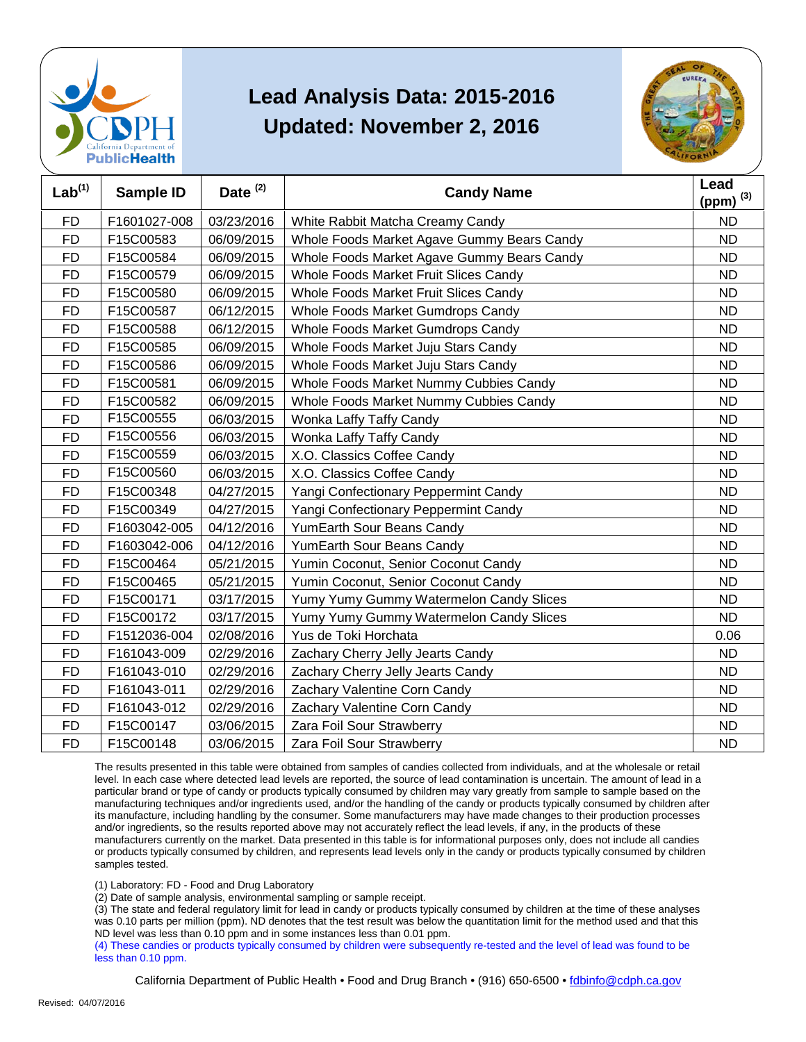# Lead Analysis Data: 2015-2016
## Updated: November 2, 2016

| Lab[(1)] | Sample ID | Date [(2)] | Candy Name | Lead (ppm) [(3)] |
|---|---|---|---|---|
| FD | F1601027-008 | 03/23/2016 | White Rabbit Matcha Creamy Candy | ND |
| FD | F15C00583 | 06/09/2015 | Whole Foods Market Agave Gummy Bears Candy | ND |
| FD | F15C00584 | 06/09/2015 | Whole Foods Market Agave Gummy Bears Candy | ND |
| FD | F15C00579 | 06/09/2015 | Whole Foods Market Fruit Slices Candy | ND |
| FD | F15C00580 | 06/09/2015 | Whole Foods Market Fruit Slices Candy | ND |
| FD | F15C00587 | 06/12/2015 | Whole Foods Market Gumdrops Candy | ND |
| FD | F15C00588 | 06/12/2015 | Whole Foods Market Gumdrops Candy | ND |
| FD | F15C00585 | 06/09/2015 | Whole Foods Market Juju Stars Candy | ND |
| FD | F15C00586 | 06/09/2015 | Whole Foods Market Juju Stars Candy | ND |
| FD | F15C00581 | 06/09/2015 | Whole Foods Market Nummy Cubbies Candy | ND |
| FD | F15C00582 | 06/09/2015 | Whole Foods Market Nummy Cubbies Candy | ND |
| FD | F15C00555 | 06/03/2015 | Wonka Laffy Taffy Candy | ND |
| FD | F15C00556 | 06/03/2015 | Wonka Laffy Taffy Candy | ND |
| FD | F15C00559 | 06/03/2015 | X.O. Classics Coffee Candy | ND |
| FD | F15C00560 | 06/03/2015 | X.O. Classics Coffee Candy | ND |
| FD | F15C00348 | 04/27/2015 | Yangi Confectionary Peppermint Candy | ND |
| FD | F15C00349 | 04/27/2015 | Yangi Confectionary Peppermint Candy | ND |
| FD | F1603042-005 | 04/12/2016 | YumEarth Sour Beans Candy | ND |
| FD | F1603042-006 | 04/12/2016 | YumEarth Sour Beans Candy | ND |
| FD | F15C00464 | 05/21/2015 | Yumin Coconut, Senior Coconut Candy | ND |
| FD | F15C00465 | 05/21/2015 | Yumin Coconut, Senior Coconut Candy | ND |
| FD | F15C00171 | 03/17/2015 | Yumy Yumy Gummy Watermelon Candy Slices | ND |
| FD | F15C00172 | 03/17/2015 | Yumy Yumy Gummy Watermelon Candy Slices | ND |
| FD | F1512036-004 | 02/08/2016 | Yus de Toki Horchata | 0.06 |
| FD | F161043-009 | 02/29/2016 | Zachary Cherry Jelly Jearts Candy | ND |
| FD | F161043-010 | 02/29/2016 | Zachary Cherry Jelly Jearts Candy | ND |
| FD | F161043-011 | 02/29/2016 | Zachary Valentine Corn Candy | ND |
| FD | F161043-012 | 02/29/2016 | Zachary Valentine Corn Candy | ND |
| FD | F15C00147 | 03/06/2015 | Zara Foil Sour Strawberry | ND |
| FD | F15C00148 | 03/06/2015 | Zara Foil Sour Strawberry | ND |

The results presented in this table were obtained from samples of candies collected from individuals, and at the wholesale or retail level. In each case where detected lead levels are reported, the source of lead contamination is uncertain. The amount of lead in a particular brand or type of candy or products typically consumed by children may vary greatly from sample to sample based on the manufacturing techniques and/or ingredients used, and/or the handling of the candy or products typically consumed by children after its manufacture, including handling by the consumer. Some manufacturers may have made changes to their production processes and/or ingredients, so the results reported above may not accurately reflect the lead levels, if any, in the products of these manufacturers currently on the market. Data presented in this table is for informational purposes only, does not include all candies or products typically consumed by children, and represents lead levels only in the candy or products typically consumed by children samples tested.

(1) Laboratory: FD - Food and Drug Laboratory
(2) Date of sample analysis, environmental sampling or sample receipt.
(3) The state and federal regulatory limit for lead in candy or products typically consumed by children at the time of these analyses was 0.10 parts per million (ppm). ND denotes that the test result was below the quantitation limit for the method used and that this ND level was less than 0.10 ppm and in some instances less than 0.01 ppm.
(4) These candies or products typically consumed by children were subsequently re-tested and the level of lead was found to be less than 0.10 ppm.

California Department of Public Health • Food and Drug Branch • (916) 650-6500 • fdbinfo@cdph.ca.gov

Revised: 04/07/2016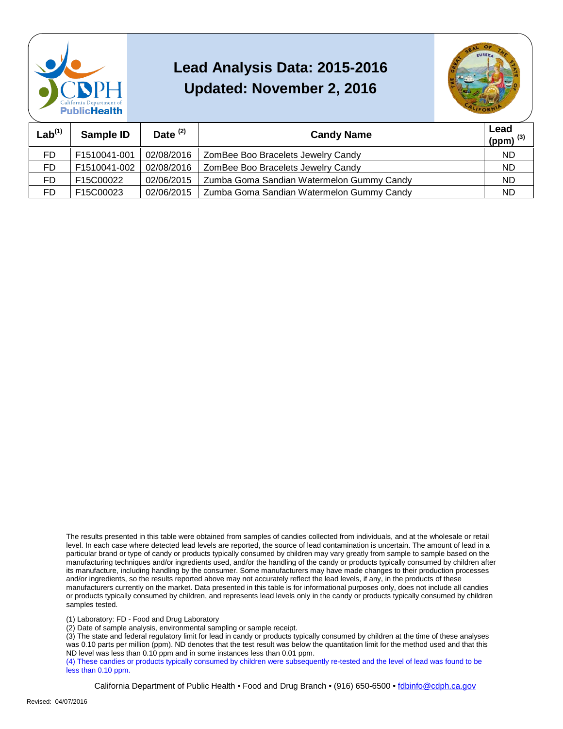# Lead Analysis Data: 2015-2016

## Updated: November 2, 2016

| Lab[1] | Sample ID | Date [2] | Candy Name | Lead (ppm) [3] |
|---|---|---|---|---|
| FD | F1510041-001 | 02/08/2016 | ZomBee Boo Bracelets Jewelry Candy | ND |
| FD | F1510041-002 | 02/08/2016 | ZomBee Boo Bracelets Jewelry Candy | ND |
| FD | F15C00022 | 02/06/2015 | Zumba Goma Sandian Watermelon Gummy Candy | ND |
| FD | F15C00023 | 02/06/2015 | Zumba Goma Sandian Watermelon Gummy Candy | ND |

The results presented in this table were obtained from samples of candies collected from individuals, and at the wholesale or retail level. In each case where detected lead levels are reported, the source of lead contamination is uncertain. The amount of lead in a particular brand or type of candy or products typically consumed by children may vary greatly from sample to sample based on the manufacturing techniques and/or ingredients used, and/or the handling of the candy or products typically consumed by children after its manufacture, including handling by the consumer. Some manufacturers may have made changes to their production processes and/or ingredients, so the results reported above may not accurately reflect the lead levels, if any, in the products of these manufacturers currently on the market. Data presented in this table is for informational purposes only, does not include all candies or products typically consumed by children, and represents lead levels only in the candy or products typically consumed by children samples tested.

(1) Laboratory: FD - Food and Drug Laboratory
(2) Date of sample analysis, environmental sampling or sample receipt.
(3) The state and federal regulatory limit for lead in candy or products typically consumed by children at the time of these analyses was 0.10 parts per million (ppm). ND denotes that the test result was below the quantitation limit for the method used and that this ND level was less than 0.10 ppm and in some instances less than 0.01 ppm.
(4) These candies or products typically consumed by children were subsequently re-tested and the level of lead was found to be less than 0.10 ppm.

California Department of Public Health • Food and Drug Branch • (916) 650-6500 • fdbinfo@cdph.ca.gov

Revised: 04/07/2016